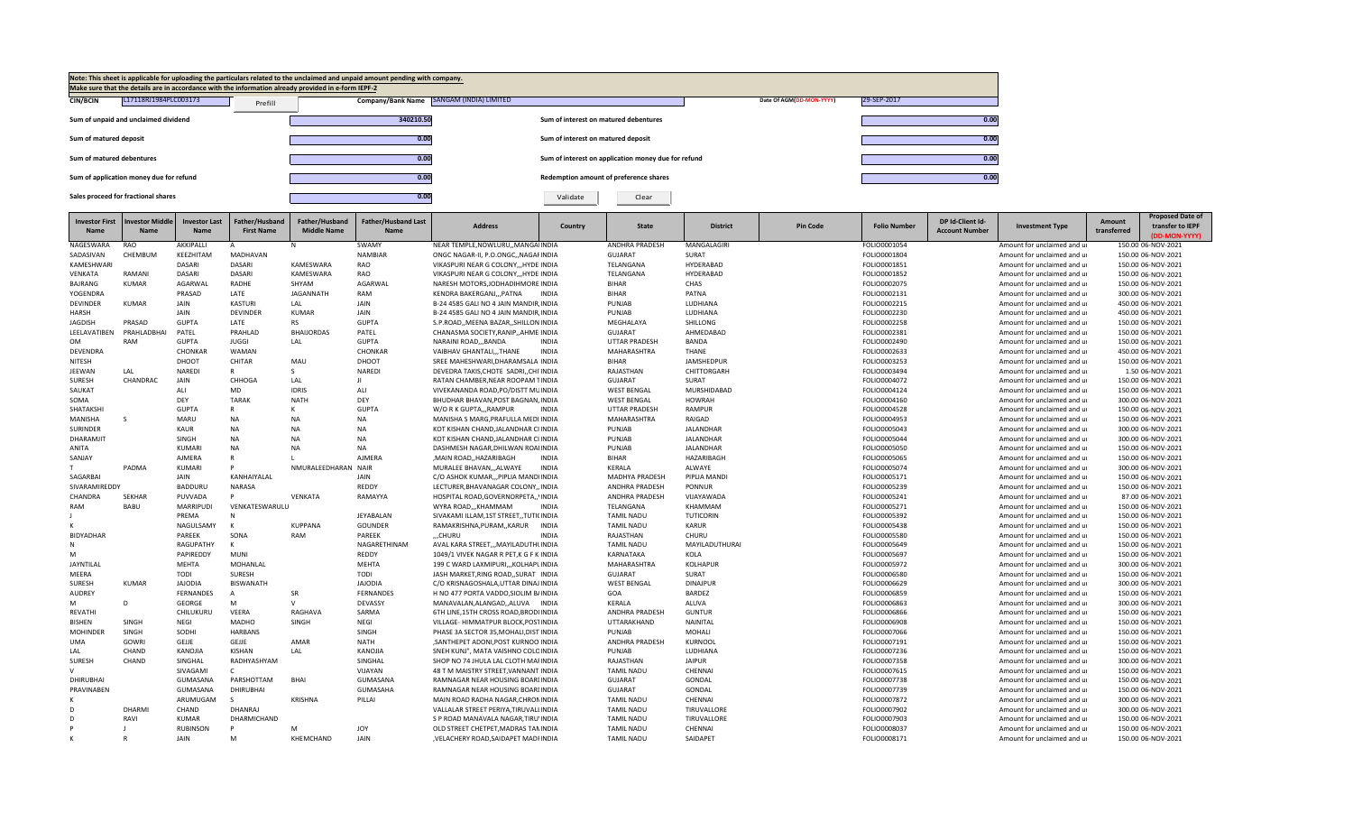Note: This sheet is applicable for uploading the particulars related to the unclaimed and unpaid amount pending with company.
Make sure that the details are in accordance with the information already provided in e-form IEPF-2

| CIN/BCIN | L17118RJ1984PLC003173 | Prefill | Company/Bank Name | SANGAM (INDIA) LIMITED | Date Of AGM(DD-MON-YYYY) | 29-SEP-2017 |
|---|---|---|---|---|---|---|

| | | | |
|---|---|---|---|
| Sum of unpaid and unclaimed dividend | 340210.50 | Sum of interest on matured debentures | 0.00 |
| Sum of matured deposit | 0.00 | Sum of interest on matured deposit | 0.00 |
| Sum of matured debentures | 0.00 | Sum of interest on application money due for refund | 0.00 |
| Sum of application money due for refund | 0.00 | Redemption amount of preference shares | 0.00 |
| Sales proceed for fractional shares | 0.00 | | |

Validate | Clear

| Investor First Name | Investor Middle Name | Investor Last Name | Father/Husband First Name | Father/Husband Middle Name | Father/Husband Last Name | Address | Country | State | District | Pin Code | Folio Number | DP Id-Client Id-Account Number | Investment Type | Amount transferred | Proposed Date of transfer to IEPF (DD-MON-YYYY) |
|---|---|---|---|---|---|---|---|---|---|---|---|---|---|---|---|
| NAGESWARA | RAO | AKKIPALLI | A | N | SWAMY | NEAR TEMPLE,NOWLURU,,MANGAI | INDIA | ANDHRA PRADESH | MANGALAGIRI | | FOLIO0001054 | | Amount for unclaimed and u | 150.00 | 06-NOV-2021 |
| SADASIVAN | CHEMBUM | KEEZHITAM | MADHAVAN | | NAMBIAR | ONGC NAGAR-II, P.O.ONGC,,NAGAF | INDIA | GUJARAT | SURAT | | FOLIO0001804 | | Amount for unclaimed and u | 150.00 | 06-NOV-2021 |
| KAMESHWARI | | DASARI | DASARI | KAMESWARA | RAO | VIKASPURI NEAR G COLONY,,,HYDE | INDIA | TELANGANA | HYDERABAD | | FOLIO0001851 | | Amount for unclaimed and u | 150.00 | 06-NOV-2021 |
| VENKATA | RAMANI | DASARI | DASARI | KAMESWARA | RAO | VIKASPURI NEAR G COLONY,,,HYDE | INDIA | TELANGANA | HYDERABAD | | FOLIO0001852 | | Amount for unclaimed and u | 150.00 | 06-NOV-2021 |
| BAJRANG | KUMAR | AGARWAL | RADHE | SHYAM | AGARWAL | NARESH MOTORS,JODHADIHMORE | INDIA | BIHAR | CHAS | | FOLIO0002075 | | Amount for unclaimed and u | 150.00 | 06-NOV-2021 |
| YOGENDRA | | PRASAD | LATE | JAGANNATH | RAM | KENDRA BAKERGANJ,,,PATNA | INDIA | BIHAR | PATNA | | FOLIO0002131 | | Amount for unclaimed and u | 300.00 | 06-NOV-2021 |
| DEVINDER | KUMAR | JAIN | KASTURI | LAL | JAIN | B-24 4585 GALI NO 4 JAIN MANDIR, | INDIA | PUNJAB | LUDHIANA | | FOLIO0002215 | | Amount for unclaimed and u | 450.00 | 06-NOV-2021 |
| HARSH | | JAIN | DEVINDER | KUMAR | JAIN | B-24 4585 GALI NO 4 JAIN MANDIR, | INDIA | PUNJAB | LUDHIANA | | FOLIO0002230 | | Amount for unclaimed and u | 450.00 | 06-NOV-2021 |
| JAGDISH | PRASAD | GUPTA | LATE | RS | GUPTA | S.P.ROAD,,MEENA BAZAR,,SHILLON | INDIA | MEGHALAYA | SHILLONG | | FOLIO0002258 | | Amount for unclaimed and u | 150.00 | 06-NOV-2021 |
| LEELAVATIBEN | PRAHLADBHAI | PATEL | PRAHLAD | BHAIJORDAS | PATEL | CHANASMA SOCIETY,RANIP,,AHME | INDIA | GUJARAT | AHMEDABAD | | FOLIO0002381 | | Amount for unclaimed and u | 150.00 | 06-NOV-2021 |
| OM | RAM | GUPTA | JUGGI | LAL | GUPTA | NARAINI ROAD,,,BANDA | INDIA | UTTAR PRADESH | BANDA | | FOLIO0002490 | | Amount for unclaimed and u | 150.00 | 06-NOV-2021 |
| DEVENDRA | | CHONKAR | WAMAN | | CHONKAR | VAIBHAV GHANTALI,,,THANE | INDIA | MAHARASHTRA | THANE | | FOLIO0002633 | | Amount for unclaimed and u | 450.00 | 06-NOV-2021 |
| NITESH | | DHOOT | CHITAR | MAU | DHOOT | SREE MAHESHWARI,DHARAMSALA | INDIA | BIHAR | JAMSHEDPUR | | FOLIO0003253 | | Amount for unclaimed and u | 150.00 | 06-NOV-2021 |
| JEEWAN | LAL | NAREDI | R | S | NAREDI | DEVEDRA TAKIS,CHOTE SADRI,,CHI | INDIA | RAJASTHAN | CHITTORGARH | | FOLIO0003494 | | Amount for unclaimed and u | 1.50 | 06-NOV-2021 |
| SURESH | CHANDRAC | JAIN | CHHOGA | LAL | JI | RATAN CHAMBER,NEAR ROOPAM T | INDIA | GUJARAT | SURAT | | FOLIO0004072 | | Amount for unclaimed and u | 150.00 | 06-NOV-2021 |
| SAUKAT | | ALI | MD | IDRIS | ALI | VIVEKANANDA ROAD,PO/DISTT MU | INDIA | WEST BENGAL | MURSHIDABAD | | FOLIO0004124 | | Amount for unclaimed and u | 150.00 | 06-NOV-2021 |
| SOMA | | DEY | TARAK | NATH | DEY | BHUDHAR BHAVAN,POST BAGNAN, | INDIA | WEST BENGAL | HOWRAH | | FOLIO0004160 | | Amount for unclaimed and u | 300.00 | 06-NOV-2021 |
| SHATAKSHI | | GUPTA | R | K | GUPTA | W/O R K GUPTA,,,RAMPUR | INDIA | UTTAR PRADESH | RAMPUR | | FOLIO0004528 | | Amount for unclaimed and u | 150.00 | 06-NOV-2021 |
| MANISHA | S | MARU | NA | NA | NA | MANISHA S MARG,PRAFULLA MEDI | INDIA | MAHARASHTRA | RAIGAD | | FOLIO0004953 | | Amount for unclaimed and u | 150.00 | 06-NOV-2021 |
| SURINDER | | KAUR | NA | NA | NA | KOT KISHAN CHAND,JALANDHAR CI | INDIA | PUNJAB | JALANDHAR | | FOLIO0005043 | | Amount for unclaimed and u | 300.00 | 06-NOV-2021 |
| DHARAMJIT | | SINGH | NA | NA | NA | KOT KISHAN CHAND,JALANDHAR CI | INDIA | PUNJAB | JALANDHAR | | FOLIO0005044 | | Amount for unclaimed and u | 300.00 | 06-NOV-2021 |
| ANITA | | KUMARI | NA | NA | NA | DASHMESH NAGAR,DHILWAN ROAI | INDIA | PUNJAB | JALANDHAR | | FOLIO0005050 | | Amount for unclaimed and u | 150.00 | 06-NOV-2021 |
| SANJAY | | AJMERA | R | L | AJMERA | ,MAIN ROAD,,HAZARIBAGH | INDIA | BIHAR | HAZARIBAGH | | FOLIO0005065 | | Amount for unclaimed and u | 150.00 | 06-NOV-2021 |
| T | PADMA | KUMARI | P | NMURALEEDHARAN | NAIR | MURALEE BHAVAN,,,ALWAYE | INDIA | KERALA | ALWAYE | | FOLIO0005074 | | Amount for unclaimed and u | 300.00 | 06-NOV-2021 |
| SAGARBAI | | JAIN | KANHAIYALAL | | JAIN | C/O ASHOK KUMAR,,,PIPLIA MANDI | INDIA | MADHYA PRADESH | PIPLIA MANDI | | FOLIO0005171 | | Amount for unclaimed and u | 150.00 | 06-NOV-2021 |
| SIVARAMIREDDY | | BADDURU | NARASA | | REDDY | LECTURER,BHAVANAGAR COLONY,, | INDIA | ANDHRA PRADESH | PONNUR | | FOLIO0005239 | | Amount for unclaimed and u | 150.00 | 06-NOV-2021 |
| CHANDRA | SEKHAR | PUVVADA | P | VENKATA | RAMAYYA | HOSPITAL ROAD,GOVERNORPETA,, | INDIA | ANDHRA PRADESH | VIJAYAWADA | | FOLIO0005241 | | Amount for unclaimed and u | 87.00 | 06-NOV-2021 |
| RAM | BABU | MARRIPUDI | VENKATESWARULU | | | WYRA ROAD,,,KHAMMAM | INDIA | TELANGANA | KHAMMAM | | FOLIO0005271 | | Amount for unclaimed and u | 150.00 | 06-NOV-2021 |
| J | | PREMA | N | | JEYABALAN | SIVAKAMI ILLAM,1ST STREET,,TUTI | INDIA | TAMIL NADU | TUTICORIN | | FOLIO0005392 | | Amount for unclaimed and u | 150.00 | 06-NOV-2021 |
| K | | NAGULSAMY | K | KUPPANA | GOUNDER | RAMAKRISHNA,PURAM,,KARUR | INDIA | TAMIL NADU | KARUR | | FOLIO0005438 | | Amount for unclaimed and u | 150.00 | 06-NOV-2021 |
| BIDYADHAR | | PAREEK | SONA | RAM | PAREEK | ,,,CHURU | INDIA | RAJASTHAN | CHURU | | FOLIO0005580 | | Amount for unclaimed and u | 150.00 | 06-NOV-2021 |
| N | | RAGUPATHY | K | | NAGARETHINAM | AVAL KARA STREET,,,MAYILADUTHI | INDIA | TAMIL NADU | MAYILADUTHURAI | | FOLIO0005649 | | Amount for unclaimed and u | 150.00 | 06-NOV-2021 |
| M | | PAPIREDDY | MUNI | | REDDY | 1049/1 VIVEK NAGAR R PET,K G F K | INDIA | KARNATAKA | KOLA | | FOLIO0005697 | | Amount for unclaimed and u | 150.00 | 06-NOV-2021 |
| JAYNTILAL | | MEHTA | MOHANLAL | | MEHTA | 199 C WARD LAXMIPURI,,,KOLHAPU | INDIA | MAHARASHTRA | KOLHAPUR | | FOLIO0005972 | | Amount for unclaimed and u | 300.00 | 06-NOV-2021 |
| MEERA | | TODI | SURESH | | TODI | JASH MARKET,RING ROAD,,SURAT | INDIA | GUJARAT | SURAT | | FOLIO0006580 | | Amount for unclaimed and u | 150.00 | 06-NOV-2021 |
| SURESH | KUMAR | JAJODIA | BISWANATH | | JAJODIA | C/O KRISNAGOSHALA,UTTAR DINAJ | INDIA | WEST BENGAL | DINAJPUR | | FOLIO0006629 | | Amount for unclaimed and u | 300.00 | 06-NOV-2021 |
| AUDREY | | FERNANDES | A | SR | FERNANDES | H NO 477 PORTA VADDO,SIOLIM B/ | INDIA | GOA | BARDEZ | | FOLIO0006859 | | Amount for unclaimed and u | 150.00 | 06-NOV-2021 |
| M | D | GEORGE | M | V | DEVASSY | MANAVALAN,ALANGAD,,ALUVA | INDIA | KERALA | ALUVA | | FOLIO0006863 | | Amount for unclaimed and u | 300.00 | 06-NOV-2021 |
| REVATHI | | CHILUKURU | VEERA | RAGHAVA | SARMA | 6TH LINE,15TH CROSS ROAD,BRODI | INDIA | ANDHRA PRADESH | GUNTUR | | FOLIO0006866 | | Amount for unclaimed and u | 150.00 | 06-NOV-2021 |
| BISHEN | SINGH | NEGI | MADHO | SINGH | NEGI | VILLAGE- HIMMATPUR BLOCK,POST | INDIA | UTTARAKHAND | NAINITAL | | FOLIO0006908 | | Amount for unclaimed and u | 150.00 | 06-NOV-2021 |
| MOHINDER | SINGH | SODHI | HARBANS | | SINGH | PHASE 3A SECTOR 35,MOHALI,DIST | INDIA | PUNJAB | MOHALI | | FOLIO0007066 | | Amount for unclaimed and u | 150.00 | 06-NOV-2021 |
| UMA | GOWRI | GEJJE | GEJJE | AMAR | NATH | ,SANTHEPET ADONI,POST KURNOO | INDIA | ANDHRA PRADESH | KURNOOL | | FOLIO0007191 | | Amount for unclaimed and u | 150.00 | 06-NOV-2021 |
| LAL | CHAND | KANOJIA | KISHAN | LAL | KANOJIA | SNEH KUNJ", MATA VAISHNO COLO | INDIA | PUNJAB | LUDHIANA | | FOLIO0007236 | | Amount for unclaimed and u | 150.00 | 06-NOV-2021 |
| SURESH | CHAND | SINGHAL | RADHYASHYAM | | SINGHAL | SHOP NO 74 JHULA LAL CLOTH MAI | INDIA | RAJASTHAN | JAIPUR | | FOLIO0007358 | | Amount for unclaimed and u | 300.00 | 06-NOV-2021 |
| V | | SIVAGAMI | C | | VIJAYAN | 48 T M MAISTRY STREET,VANNANT | INDIA | TAMIL NADU | CHENNAI | | FOLIO0007615 | | Amount for unclaimed and u | 150.00 | 06-NOV-2021 |
| DHIRUBHAI | | GUMASANA | PARSHOTTAM | BHAI | GUMASANA | RAMNAGAR NEAR HOUSING BOARI | INDIA | GUJARAT | GONDAL | | FOLIO0007738 | | Amount for unclaimed and u | 150.00 | 06-NOV-2021 |
| PRAVINABEN | | GUMASANA | DHIRUBHAI | | GUMASANA | RAMNAGAR NEAR HOUSING BOARI | INDIA | GUJARAT | GONDAL | | FOLIO0007739 | | Amount for unclaimed and u | 150.00 | 06-NOV-2021 |
| K | | ARUMUGAM | S | KRISHNA | PILLAI | MAIN ROAD RADHA NAGAR,CHRON | INDIA | TAMIL NADU | CHENNAI | | FOLIO0007872 | | Amount for unclaimed and u | 300.00 | 06-NOV-2021 |
| D | DHARMI | CHAND | DHANRAJ | | | VALLALAR STREET PERIYA,TIRUVALI | INDIA | TAMIL NADU | TIRUVALLORE | | FOLIO0007902 | | Amount for unclaimed and u | 300.00 | 06-NOV-2021 |
| D | RAVI | KUMAR | DHARMICHAND | | | S P ROAD MANAVALA NAGAR,TIRU | INDIA | TAMIL NADU | TIRUVALLORE | | FOLIO0007903 | | Amount for unclaimed and u | 150.00 | 06-NOV-2021 |
| P | J | RUBINSON | P | M | JOY | OLD STREET CHETPET,MADRAS TAN | INDIA | TAMIL NADU | CHENNAI | | FOLIO0008037 | | Amount for unclaimed and u | 150.00 | 06-NOV-2021 |
| K | R | JAIN | M | KHEMCHAND | JAIN | ,VELACHERY ROAD,SAIDAPET MADI | INDIA | TAMIL NADU | SAIDAPET | | FOLIO0008171 | | Amount for unclaimed and u | 150.00 | 06-NOV-2021 |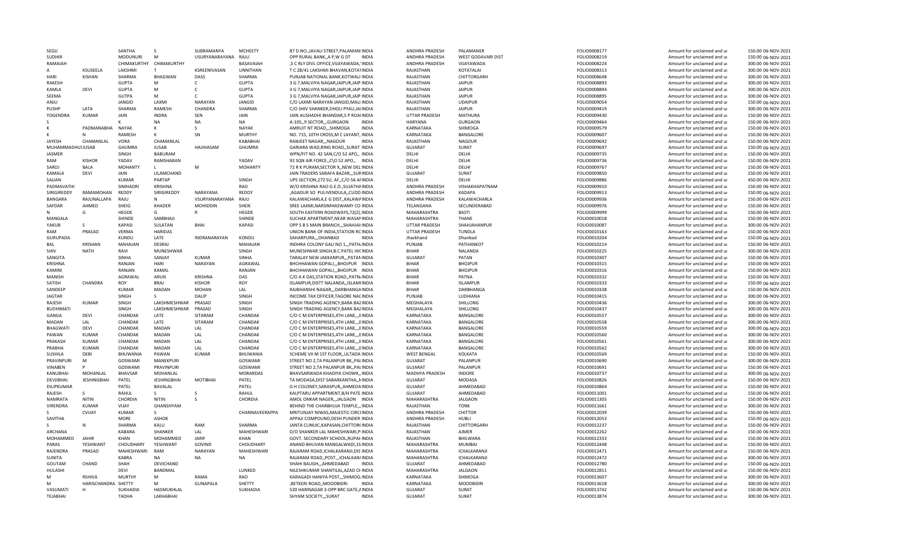| | | | | | | | | | | | | | |
|---|---|---|---|---|---|---|---|---|---|---|---|---|---|
| SEGU | | SANTHA | S | SUBRAMANYA | MCHEETY | 87 D.NO.,,JAVALI STREET,PALAMANI INDIA | | ANDHRA PRADESH | PALAMANER | FOLIO0008177 | Amount for unclaimed and ui | 150.00 | 06-NOV-2021 |
| SUDHIR | | MODUNURI | M | USURYANARAYANA | RAJU | OPP RURAL BANK,,A P,W G DT INDIA | | ANDHRA PRADESH | WEST GODAVARI DIST | FOLIO0008219 | Amount for unclaimed and ui | 150.00 | 06-NOV-2021 |
| RAMAIAH | | CHIMAKURTHY | CHIMAKURTHY | | BASAVAIAH | ,S C RLY DIVL OFFICE,VIJAYAWADA,' INDIA | | ANDHRA PRADESH | VIJAYAWADA | FOLIO0008224 | Amount for unclaimed and ui | 300.00 | 06-NOV-2021 |
| A | KSUSEELA | LAKSHMI | T | KSREENIVASAN | UNNITHAN | T C 28/41 LAKSHMI BHAVAN,KOTAI INDIA | | RAJASTHAN | KOTATALAI | FOLIO0008313 | Amount for unclaimed and ui | 300.00 | 06-NOV-2021 |
| HARI | KISHAN | SHARMA | BHAGWAN | DASS | SHARMA | PUNJAB NATIONAL BANK,KOTWALI INDIA | | RAJASTHAN | CHITTORGARH | FOLIO0008648 | Amount for unclaimed and ui | 300.00 | 06-NOV-2021 |
| RAKESH | | GUPTA | M | C | GUPTA | 3 G 7,MALVIYA NAGAR,JAIPUR,JAIP INDIA | | RAJASTHAN | JAIPUR | FOLIO0008893 | Amount for unclaimed and ui | 300.00 | 06-NOV-2021 |
| KAMLA | DEVI | GUPTA | M | C | GUPTA | 3 G 7,MALVIYA NAGAR,JAIPUR,JAIP INDIA | | RAJASTHAN | JAIPUR | FOLIO0008894 | Amount for unclaimed and ui | 300.00 | 06-NOV-2021 |
| SEEMA | | GUTPA | M | C | GUPTA | 3 G 7,MALVIYA NAGAR,JAIPUR,JAIP INDIA | | RAJASTHAN | JAIPUR | FOLIO0008895 | Amount for unclaimed and ui | 300.00 | 06-NOV-2021 |
| ANJU | | JANGID | LAXMI | NARAYAN | JANGID | C/O LAXMI NARAYAN JANGID,MALI INDIA | | RAJASTHAN | UDAIPUR | FOLIO0009054 | Amount for unclaimed and ui | 150.00 | 06-NOV-2021 |
| PUSHP | LATA | SHARMA | RAMESH | CHANDRA | SHARMA | C/O SHIV SHANKER,DHOLI PYAU,JAI INDIA | | RAJASTHAN | JAIPUR | FOLIO0009419 | Amount for unclaimed and ui | 300.00 | 06-NOV-2021 |
| YOGENDRA | KUMAR | JAIN | INDRA | SEN | JAIN | JAIN AUSHADHI BHANDAR,S P ROAI INDIA | | UTTAR PRADESH | MATHURA | FOLIO0009430 | Amount for unclaimed and ui | 150.00 | 06-NOV-2021 |
| S | | K | NA | NA | NA | A-105,,9 SECTOR,,,GURGAON INDIA | | HARYANA | GURGAON | FOLIO0009464 | Amount for unclaimed and ui | 150.00 | 06-NOV-2021 |
| K | PADMANABHA | NAYAK | K | S | NAYAK | AMRUIT NT ROAD,,,SHIMOGA INDIA | | KARNATAKA | SHIMOGA | FOLIO0009579 | Amount for unclaimed and ui | 150.00 | 06-NOV-2021 |
| K | N | RAMESH | K | SN | MURTHY | NO. 715, 10TH CROSS,M C LAYANT, INDIA | | KARNATAKA | BANGALORE | FOLIO0009607 | Amount for unclaimed and ui | 150.00 | 06-NOV-2021 |
| JAYESH | CHAMANLAL | VORA | CHAMANLAL | | KABABHAI | RANJEET NAGAR,,,NAGOUR INDIA | | RAJASTHAN | NAGOUR | FOLIO0009692 | Amount for unclaimed and ui | 150.00 | 06-NOV-2021 |
| MUHAMMADHUSJUSAB | | GHUMRA | JUSAB | HAJIHASAM | GHUMRA | GARIARA WAD,RING ROAD,,SURAT INDIA | | GUJARAT | SURAT | FOLIO0009697 | Amount for unclaimed and ui | 150.00 | 06-NOV-2021 |
| JASMER | | SINGH | BABURAM | | | WPN/FIT NO. 42 SAN,C/O 52 APO,, INDIA | | DELHI | DELHI | FOLIO0009735 | Amount for unclaimed and ui | 150.00 | 06-NOV-2021 |
| RAM | KISHOR | YADAV | RAMSHARAN | | YADAV | 92 SQN AIR FORCE,,C\O 52 APO,, INDIA | | DELHI | DELHI | FOLIO0009736 | Amount for unclaimed and ui | 150.00 | 06-NOV-2021 |
| SAROJ | BALA | MOHANTY | L | M | MOHANTY | 72 R K PURAM,SECTOR X,,NEW DEL INDIA | | DELHI | DELHI | FOLIO0009767 | Amount for unclaimed and ui | 150.00 | 06-NOV-2021 |
| KAMALA | DEVI | JAIN | LILAMCHAND | | | JAIN TRADERS SARAFA BAZAR,,,SUR INDIA | | GUJARAT | SURAT | FOLIO0009850 | Amount for unclaimed and ui | 150.00 | 06-NOV-2021 |
| SAJJAN | | KUMAR | PARTAP | | SINGH | UPS SECTION,272 SU, AF,,C/O 56 AI INDIA | | DELHI | DELHI | FOLIO0009886 | Amount for unclaimed and ui | 450.00 | 06-NOV-2021 |
| PADMAVATHI | | SIMHADRI | KRISHNA | | RAO | W/O KRISHNA RAO G.E.O.,SUJATHA INDIA | | ANDHRA PRADESH | VISHAKHAPATNAM | FOLIO0009910 | Amount for unclaimed and ui | 150.00 | 06-NOV-2021 |
| SIRIGIREDDY | RAMAMOHAN | REDDY | SIRIGIREDDY | NARAYANA | REDDY | ,AGADUR SO PULIVENDULA,,CUDD INDIA | | ANDHRA PRADESH | KADAPA | FOLIO0009913 | Amount for unclaimed and ui | 150.00 | 06-NOV-2021 |
| BANGARA | RAJUNALLAPA | RAJU | N | VSURYANARAYANA | RAJU | KALAWACHARLA,E G DIST,,KALAWA INDIA | | ANDHRA PRADESH | KALAWACHARLA | FOLIO0009936 | Amount for unclaimed and ui | 150.00 | 06-NOV-2021 |
| SAFDAR | AHMED | SHEIG | KHADER | MOHIDDIN | SHEIK | SREE LAXMI,NARSIMHASWAMY CO INDIA | | TELANGANA | SECUNDERABAD | FOLIO0009976 | Amount for unclaimed and ui | 150.00 | 06-NOV-2021 |
| N | G | HEGDE | G | R | HEGDE | SOUTH EASTERN ROADWAYS,72(2), INDIA | | MAHARASHTRA | BASTI | FOLIO0009999 | Amount for unclaimed and ui | 150.00 | 06-NOV-2021 |
| MANGALA | | SHINDE | SAMBHAJI | | SHINDE | SUCHAK APARTMENT,NEAR WASAI INDIA | | MAHARASHTRA | THANE | FOLIO0010018 | Amount for unclaimed and ui | 150.00 | 06-NOV-2021 |
| YAKUB | S | KAPASI | SULATAN | BHAI | KAPASI | OPP S B S MAIN BRANCH,,,SHAHJAH INDIA | | UTTAR PRADESH | SHAHJAHANPUR | FOLIO0010087 | Amount for unclaimed and ui | 300.00 | 06-NOV-2021 |
| RAM | PRASAD | VERMA | HARIDAS | | | UNION BANK OF INDIA,STATION RC INDIA | | UTTAR PRADESH | TUNDLA | FOLIO0010163 | Amount for unclaimed and ui | 150.00 | 06-NOV-2021 |
| GURUPADA | | KUNDU | LATE | INDRANARAYAN | KONDU | SAHARPURA,,,DHANBAD INDIA | | Jharkhand | Dhanbad | FOLIO0010204 | Amount for unclaimed and ui | 150.00 | 06-NOV-2021 |
| BAL | KRISHAN | MAHAJAN | DESRAJ | | MAHAJAN | INDHRA COLONY GALI NO 1,,,PATH INDIA | | PUNJAB | PATHANKOT | FOLIO0010214 | Amount for unclaimed and ui | 150.00 | 06-NOV-2021 |
| SHIV | NATH | RAVI | MUNESHWAR | | SINGH | MUNESHWAR SINGH,B.C.PATEL HIC INDIA | | BIHAR | NALANDA | FOLIO0010225 | Amount for unclaimed and ui | 300.00 | 06-NOV-2021 |
| SANGITA | | SINHA | SANJAY | KUMAR | SINHA | TARALAY NEW JAKKANPUR,,,PATAN INDIA | | GUJARAT | PATAN | FOLIO0010307 | Amount for unclaimed and ui | 150.00 | 06-NOV-2021 |
| KRISHNA | | RANJAN | HARI | NARAYAN | AGRAWAL | BHCHHAWAN GOPALI,,,BHOJPUR INDIA | | BIHAR | BHOJPUR | FOLIO0010315 | Amount for unclaimed and ui | 150.00 | 06-NOV-2021 |
| KAMINI | | RANJAN | KAMAL | | RANJAN | BHCHHAWAN GOPALI,,,BHOJPUR INDIA | | BIHAR | BHOJPUR | FOLIO0010316 | Amount for unclaimed and ui | 150.00 | 06-NOV-2021 |
| MANISH | | AGRAWAL | ARUN | KRISHNA | DAS | C/O A K DAS,STATION ROAD,,PATN INDIA | | BIHAR | PATNA | FOLIO0010332 | Amount for unclaimed and ui | 150.00 | 06-NOV-2021 |
| SATISH | CHANDRA | ROY | BRAJ | KISHOR | ROY | ISLAMPUR,DISTT NALANDA,,ISLAMI INDIA | | BIHAR | ISLAMPUR | FOLIO0010333 | Amount for unclaimed and ui | 150.00 | 06-NOV-2021 |
| SANDEEP | | KUMAR | MADAN | MOHAN | LAL | RAJBHANSHI NAGAR,,,DARBHANGA INDIA | | BIHAR | DARBHANGA | FOLIO0010338 | Amount for unclaimed and ui | 150.00 | 06-NOV-2021 |
| JAGTAR | | SINGH | S | DALIP | SINGH | INCOME TAX OFFICER,TAGORE NAC INDIA | | PUNJAB | LUDHIANA | FOLIO0010415 | Amount for unclaimed and ui | 300.00 | 06-NOV-2021 |
| RAJESH | KUMAR | SINGH | LAKSHMESHWAR | PRASAD | SINGH | SINGH TRADING AGENCY,BARA BAZ INDIA | | MEGHALAYA | SHILLONG | FOLIO0010436 | Amount for unclaimed and ui | 300.00 | 06-NOV-2021 |
| BUDHIMATI | | SINGH | LAKSHMESHWAR | PRASAD | SINGH | SINGH TRADING AGENCY,BARA BAZ INDIA | | MEGHALAYA | SHILLONG | FOLIO0010437 | Amount for unclaimed and ui | 300.00 | 06-NOV-2021 |
| GANGA | DEVI | CHANDAK | LATE | SITARAM | CHANDAK | C/O C M ENTERPRISES,4TH LANE,,,E INDIA | | KARNATAKA | BANGALORE | FOLIO0010557 | Amount for unclaimed and ui | 300.00 | 06-NOV-2021 |
| MADAN | LAL | CHANDAK | LATE | SITARAM | CHANDAK | C/O C M ENTERPRISES,4TH LANE,,,E INDIA | | KARNATAKA | BANGALORE | FOLIO0010558 | Amount for unclaimed and ui | 300.00 | 06-NOV-2021 |
| BHAGWATI | DEVI | CHANDAK | MADAN | LAL | CHANDAK | C/O C M ENTERPRISES,4TH LANE,,,E INDIA | | KARNATAKA | BANGALORE | FOLIO0010559 | Amount for unclaimed and ui | 300.00 | 06-NOV-2021 |
| PAWAN | KUMAR | CHANDAK | MADAN | LAL | CHANDAK | C/O C M ENTERPRISES,4TH LANE,,,E INDIA | | KARNATAKA | BANGALORE | FOLIO0010560 | Amount for unclaimed and ui | 300.00 | 06-NOV-2021 |
| PRAKASH | KUMAR | CHANDAK | MADAN | LAL | CHANDAK | C/O C M ENTERPRISES,4TH LANE,,,E INDIA | | KARNATAKA | BANGALORE | FOLIO0010561 | Amount for unclaimed and ui | 300.00 | 06-NOV-2021 |
| PRABHA | KUMARI | CHANDAK | MADAN | LAL | CHANDAK | C/O C M ENTERPRISES,4TH LANE,,,E INDIA | | KARNATAKA | BANGALORE | FOLIO0010562 | Amount for unclaimed and ui | 300.00 | 06-NOV-2021 |
| SUSHILA | DEBI | BHUWANIA | PAWAN | KUMAR | BHUWANIA | SCHEME VII M 1ST FLOOR,,ULTADA INDIA | | WEST BENGAL | KOLKATA | FOLIO0010569 | Amount for unclaimed and ui | 150.00 | 06-NOV-2021 |
| PRAVINPURI | M | GOSWAMI | MANEKPURI | | GOSWAMI | STREET NO 2,TA PALANPUR BK,,PAL INDIA | | GUJARAT | PALANPUR | FOLIO0010690 | Amount for unclaimed and ui | 300.00 | 06-NOV-2021 |
| VINABEN | P | GOSWAMI | PRAVINPURI | | GOSWAMI | STREET NO 2,TA PALANPUR BK,,PAL INDIA | | GUJARAT | PALANPUR | FOLIO0010691 | Amount for unclaimed and ui | 150.00 | 06-NOV-2021 |
| KANUBHAI | MOHANLAL | BHAVSAR | MOHANLAL | | MORARDAS | BHAVSARWADA KHADIYA CHOWK,, INDIA | | MADHYA PRADESH | INDORE | FOLIO0010737 | Amount for unclaimed and ui | 300.00 | 06-NOV-2021 |
| DEVJIBHAI | JESHINGBHAI | PATEL | JESHINGBHAI | MOTIBHAI | PATEL | TA MODASA,DIST SABARKANTHA,,M INDIA | | GUJARAT | MODASA | FOLIO0010826 | Amount for unclaimed and ui | 150.00 | 06-NOV-2021 |
| DILIPKUMAR | | PATEL | BAVALAL | | PATEL | G H COLONEY,SARASPUR,,AHMEDA INDIA | | GUJARAT | AHMEDABAD | FOLIO0010864 | Amount for unclaimed and ui | 150.00 | 06-NOV-2021 |
| RAJESH | S | RAHUL | S | S | RAHUL | KALPTARU APPARTMENT,B/H PATE INDIA | | GUJARAT | AHMEDABAD | FOLIO0011001 | Amount for unclaimed and ui | 150.00 | 06-NOV-2021 |
| NAMRATA | NITIN | CHORDIA | NITIN | S | CHORDIA | AMOL ONKAR NAGER,,,JALGAON INDIA | | MAHARASHTRA | JALGAON | FOLIO0011305 | Amount for unclaimed and ui | 150.00 | 06-NOV-2021 |
| VIRENDRA | KUMAR | VIJAY | GHANSHYAM | | | BEHIND THE CHARBHUJA TEMPLE,,, INDIA | | RAJASTHAN | TONK | FOLIO0011661 | Amount for unclaimed and ui | 300.00 | 06-NOV-2021 |
| S | CVIJAY | KUMAR | S | | CHANNAVEERAPPA | MRITUNJAY NIWAS,MAJESTIC CIRCL INDIA | | ANDHRA PRADESH | CHITTOR | FOLIO0012039 | Amount for unclaimed and ui | 150.00 | 06-NOV-2021 |
| SAVITHA | | MORE | ASHOK | | | APPAJI COMPOUND,DESH PUNDER INDIA | | ANDHRA PRADESH | HUBLI | FOLIO0012053 | Amount for unclaimed and ui | 150.00 | 06-NOV-2021 |
| S | N | SHARMA | KALU | RAM | SHARMA | JANTA CLINUIC,KAPASAN,CHITTOR( INDIA | | RAJASTHAN | CHITTORGARH | FOLIO0012237 | Amount for unclaimed and ui | 150.00 | 06-NOV-2021 |
| ARCHANA | | KABARA | SHANKER | LAL | MAHESHWARI | D/O SHANKER LAL MAHESHWARI,P INDIA | | RAJASTHAN | AJMER | FOLIO0012262 | Amount for unclaimed and ui | 150.00 | 06-NOV-2021 |
| MOHAMMED | JAHIR | KHAN | MOHAMMED | JARIF | KHAN | GOVT. SECONDARY SCHOOL,RUPAH INDIA | | RAJASTHAN | BHILWARA | FOLIO0012333 | Amount for unclaimed and ui | 150.00 | 06-NOV-2021 |
| PARAS | YESHWANT | CHOUDHARY | YESHWANT | GOVIND | CHOUDHARY | ANAND BHUVAN MANGALWADI,1S INDIA | | MAHARASHTRA | MUMBAI | FOLIO0012448 | Amount for unclaimed and ui | 150.00 | 06-NOV-2021 |
| RAJENDRA | PRASAD | MAHESHWARI | RAM | NARAYAN | MAHESHWARI | RAJARAM ROAD,ICHALKARANJI,DIS INDIA | | MAHARASHTRA | ICHALKARANJI | FOLIO0012471 | Amount for unclaimed and ui | 150.00 | 06-NOV-2021 |
| SUNITA | | KABRA | NA | NA | NA | RAJARAM ROAD,,POST.,,ICHALKARA INDIA | | MAHARASHTRA | ICHALKARANJI | FOLIO0012472 | Amount for unclaimed and ui | 300.00 | 06-NOV-2021 |
| GOUTAM | CHAND | SHAH | DEVICHAND | | | SHAHI BAUGH,,,AHMEDABAD INDIA | | GUJARAT | AHMEDABAD | FOLIO0012780 | Amount for unclaimed and ui | 150.00 | 06-NOV-2021 |
| HULASHI | | DEVI | BANDMAL | | LUNKED | NILESHKUMAR SHANTILAL,AZAD CH INDIA | | MAHARASHTRA | JALGAON | FOLIO0012811 | Amount for unclaimed and ui | 150.00 | 06-NOV-2021 |
| M | RSHIVA | MURTHY | M | RAMA | RAO | KARAGADI HANIYA POST,,,SHIMOG INDIA | | KARNATAKA | SHIMOGA | FOLIO0013607 | Amount for unclaimed and ui | 300.00 | 06-NOV-2021 |
| M | HARISCHANDRA | SHETTY | M | GUNAPALA | SHETTY | ,BETKERI ROAD,,MOODBIDRI INDIA | | KARNATAKA | MOODBIDRI | FOLIO0013618 | Amount for unclaimed and ui | 300.00 | 06-NOV-2021 |
| VASUMATI | H | SUKHADIA | HASMUKHLAL | | SUKHADIA | 520 HARINAGAR 3-OPP BRC GATE,A INDIA | | GUJARAT | SURAT | FOLIO0013742 | Amount for unclaimed and ui | 150.00 | 06-NOV-2021 |
| TEJABHAI | | TADHA | LAKHABHAI | | | SHYAM SOCIETY,,,SURAT INDIA | | GUJARAT | SURAT | FOLIO0013874 | Amount for unclaimed and ui | 300.00 | 06-NOV-2021 |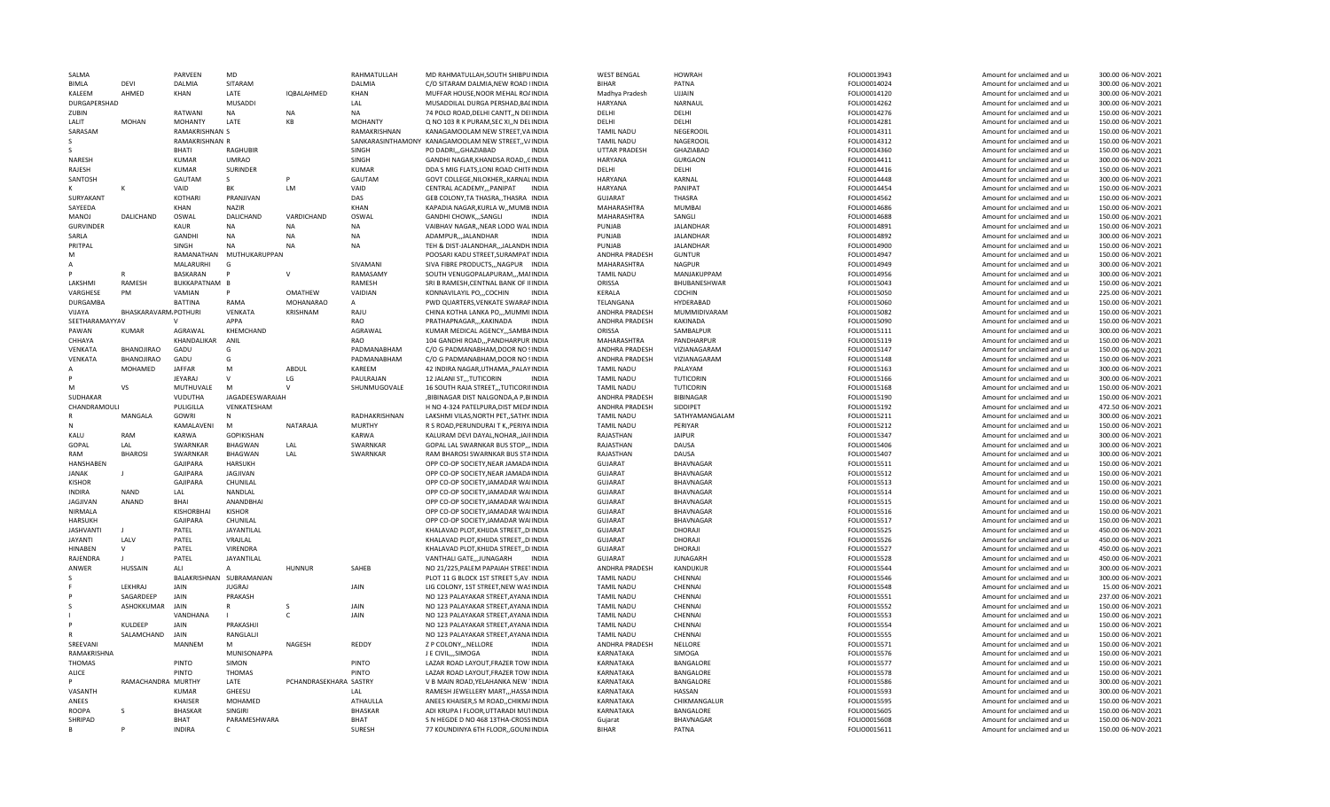| | | | | | | | | | | | | | |
|---|---|---|---|---|---|---|---|---|---|---|---|---|---|
| SALMA | | PARVEEN | MD | | RAHMATULLAH | MD RAHMATULLAH,SOUTH SHIBPUINDIA | | WEST BENGAL | HOWRAH | | FOLIO0013943 | Amount for unclaimed and ui | 300.00 06-NOV-2021 |
| BIMLA | DEVI | DALMIA | SITARAM | | DALMIA | C/O SITARAM DALMIA,NEW ROAD IINDIA | | BIHAR | PATNA | | FOLIO0014024 | Amount for unclaimed and ui | 300.00 06-NOV-2021 |
| KALEEM | AHMED | KHAN | LATE | IQBALAHMED | KHAN | MUFFAR HOUSE,NOOR MEHAL RO/INDIA | | Madhya Pradesh | UJJAIN | | FOLIO0014120 | Amount for unclaimed and ui | 300.00 06-NOV-2021 |
| DURGAPERSHAD | | | MUSADDI | | LAL | MUSADDILAL DURGA PERSHAD,BAIINDIA | | HARYANA | NARNAUL | | FOLIO0014262 | Amount for unclaimed and ui | 300.00 06-NOV-2021 |
| ZUBIN | | RATWANI | NA | NA | NA | 74 POLO ROAD,DELHI CANTT,,N DEIINDIA | | DELHI | DELHI | | FOLIO0014276 | Amount for unclaimed and ui | 150.00 06-NOV-2021 |
| LALIT | MOHAN | MOHANTY | LATE | KB | MOHANTY | Q NO 103 R K PURAM,SEC XI,,N DELINDIA | | DELHI | DELHI | | FOLIO0014281 | Amount for unclaimed and ui | 150.00 06-NOV-2021 |
| SARASAM | | RAMAKRISHNAN S | | | RAMAKRISHNAN | KANAGAMOOLAM NEW STREET,VAINDIA | | TAMIL NADU | NEGEROOIL | | FOLIO0014311 | Amount for unclaimed and ui | 150.00 06-NOV-2021 |
| S | | RAMAKRISHNAN R | | | SANKARASINTHAMONY | KANAGAMOOLAM NEW STREET,,VAINDIA | | TAMIL NADU | NAGEROOIL | | FOLIO0014312 | Amount for unclaimed and ui | 150.00 06-NOV-2021 |
| S | | BHATI | RAGHUBIR | | SINGH | PO DADRI,,,GHAZIABAD INDIA | | UTTAR PRADESH | GHAZIABAD | | FOLIO0014360 | Amount for unclaimed and ui | 150.00 06-NOV-2021 |
| NARESH | | KUMAR | UMRAO | | SINGH | GANDHI NAGAR,KHANDSA ROAD,,GINDIA | | HARYANA | GURGAON | | FOLIO0014411 | Amount for unclaimed and ui | 300.00 06-NOV-2021 |
| RAJESH | | KUMAR | SURINDER | | KUMAR | DDA S MIG FLATS,LONI ROAD CHITFINDIA | | DELHI | DELHI | | FOLIO0014416 | Amount for unclaimed and ui | 150.00 06-NOV-2021 |
| SANTOSH | | GAUTAM | S | P | GAUTAM | GOVT COLLEGE,NILOKHER,,KARNALINDIA | | HARYANA | KARNAL | | FOLIO0014448 | Amount for unclaimed and ui | 300.00 06-NOV-2021 |
| K | K | VAID | BK | LM | VAID | CENTRAL ACADEMY,,,PANIPAT INDIA | | HARYANA | PANIPAT | | FOLIO0014454 | Amount for unclaimed and ui | 150.00 06-NOV-2021 |
| SURYAKANT | | KOTHARI | PRANJIVAN | | DAS | GEB COLONY,TA THASRA,,THASRA INDIA | | GUJARAT | THASRA | | FOLIO0014562 | Amount for unclaimed and ui | 150.00 06-NOV-2021 |
| SAYEEDA | | KHAN | NAZIR | | KHAN | KAPADIA NAGAR,KURLA W,,MUMB INDIA | | MAHARASHTRA | MUMBAI | | FOLIO0014686 | Amount for unclaimed and ui | 150.00 06-NOV-2021 |
| MANOJ | DALICHAND | OSWAL | DALICHAND | VARDICHAND | OSWAL | GANDHI CHOWK,,,SANGLI INDIA | | MAHARASHTRA | SANGLI | | FOLIO0014688 | Amount for unclaimed and ui | 150.00 06-NOV-2021 |
| GURVINDER | | KAUR | NA | NA | NA | VAIBHAV NAGAR,,NEAR LODO WALINDIA | | PUNJAB | JALANDHAR | | FOLIO0014891 | Amount for unclaimed and ui | 150.00 06-NOV-2021 |
| SARLA | | GANDHI | NA | NA | NA | ADAMPUR,,,JALANDHAR INDIA | | PUNJAB | JALANDHAR | | FOLIO0014892 | Amount for unclaimed and ui | 300.00 06-NOV-2021 |
| PRITPAL | | SINGH | NA | NA | NA | TEH & DIST-JALANDHAR,,,JALANDHINDIA | | PUNJAB | JALANDHAR | | FOLIO0014900 | Amount for unclaimed and ui | 150.00 06-NOV-2021 |
| M | | RAMANATHAN | MUTHUKARUPPAN | | | POOSARI KADU STREET,SURAMPAT INDIA | | ANDHRA PRADESH | GUNTUR | | FOLIO0014947 | Amount for unclaimed and ui | 150.00 06-NOV-2021 |
| A | | MALARURHI | G | | SIVAMANI | SIVA FIBRE PRODUCTS,,,NAGPUR INDIA | | MAHARASHTRA | NAGPUR | | FOLIO0014949 | Amount for unclaimed and ui | 300.00 06-NOV-2021 |
| P | R | BASKARAN | P | V | RAMASAMY | SOUTH VENUGOPALAPURAM,,,MAIINDIA | | TAMIL NADU | MANJAKUPPAM | | FOLIO0014956 | Amount for unclaimed and ui | 300.00 06-NOV-2021 |
| LAKSHMI | RAMESH | BUKKAPATNAM B | | | RAMESH | SRI B RAMESH,CENTNAL BANK OF IIINDIA | | ORISSA | BHUBANESHWAR | | FOLIO0015043 | Amount for unclaimed and ui | 150.00 06-NOV-2021 |
| VARGHESE | PM | VAMIAN | P | OMATHEW | VAIDIAN | KONNAVILAYIL PO,,,COCHIN INDIA | | KERALA | COCHIN | | FOLIO0015050 | Amount for unclaimed and ui | 225.00 06-NOV-2021 |
| DURGAMBA | | BATTINA | RAMA | MOHANARAO | A | PWD QUARTERS,VENKATE SWARAIINDIA | | TELANGANA | HYDERABAD | | FOLIO0015060 | Amount for unclaimed and ui | 150.00 06-NOV-2021 |
| VIJAYA | BHASKARAVARMPOTHURI | | VENKATA | KRISHNAM | RAJU | CHINA KOTHA LANKA PO,,,MUMMIINDIA | | ANDHRA PRADESH | MUMMIDIVARAM | | FOLIO0015082 | Amount for unclaimed and ui | 150.00 06-NOV-2021 |
| SEETHARAMAYYAV | | V | APPA | | RAO | PRATHAPNAGAR,,,KAKINADA INDIA | | ANDHRA PRADESH | KAKINADA | | FOLIO0015090 | Amount for unclaimed and ui | 150.00 06-NOV-2021 |
| PAWAN | KUMAR | AGRAWAL | KHEMCHAND | | AGRAWAL | KUMAR MEDICAL AGENCY,,,SAMBAINDIA | | ORISSA | SAMBALPUR | | FOLIO0015111 | Amount for unclaimed and ui | 300.00 06-NOV-2021 |
| CHHAYA | | KHANDALIKAR | ANIL | | RAO | 104 GANDHI ROAD,,,PANDHARPUR INDIA | | MAHARASHTRA | PANDHARPUR | | FOLIO0015119 | Amount for unclaimed and ui | 150.00 06-NOV-2021 |
| VENKATA | BHANOJIRAO | GADU | G | | PADMANABHAM | C/O G PADMANABHAM,DOOR NO ! INDIA | | ANDHRA PRADESH | VIZIANAGARAM | | FOLIO0015147 | Amount for unclaimed and ui | 150.00 06-NOV-2021 |
| VENKATA | BHANOJIRAO | GADU | G | | PADMANABHAM | C/O G PADMANABHAM,DOOR NO ! INDIA | | ANDHRA PRADESH | VIZIANAGARAM | | FOLIO0015148 | Amount for unclaimed and ui | 150.00 06-NOV-2021 |
| A | MOHAMED | JAFFAR | M | ABDUL | KAREEM | 42 INDIRA NAGAR,UTHAMA,,PALAYINDIA | | TAMIL NADU | PALAYAM | | FOLIO0015163 | Amount for unclaimed and ui | 300.00 06-NOV-2021 |
| P | | JEYARAJ | V | LG | PAULRAJAN | 12 JALANI ST,,,TUTICORIN INDIA | | TAMIL NADU | TUTICORIN | | FOLIO0015166 | Amount for unclaimed and ui | 300.00 06-NOV-2021 |
| M | VS | MUTHUVALE | M | V | SHUNMUGOVALE | 16 SOUTH RAJA STREET,,,TUTICORIIINDIA | | TAMIL NADU | TUTICORIN | | FOLIO0015168 | Amount for unclaimed and ui | 150.00 06-NOV-2021 |
| SUDHAKAR | | VUDUTHA | JAGADEESWARAIAH | | | ,BIBINAGAR DIST NALGONDA,A P,BIINDIA | | ANDHRA PRADESH | BIBINAGAR | | FOLIO0015190 | Amount for unclaimed and ui | 150.00 06-NOV-2021 |
| CHANDRAMOULI | | PULIGILLA | VENKATESHAM | | | H NO 4-324 PATELPURA,DIST MED/INDIA | | ANDHRA PRADESH | SIDDIPET | | FOLIO0015192 | Amount for unclaimed and ui | 472.50 06-NOV-2021 |
| R | MANGALA | GOWRI | N | | RADHAKRISHNAN | LAKSHMI VILAS,NORTH PET,,SATHY.INDIA | | TAMIL NADU | SATHYAMANGALAM | | FOLIO0015211 | Amount for unclaimed and ui | 300.00 06-NOV-2021 |
| N | | KAMALAVENI | M | NATARAJA | MURTHY | R S ROAD,PERUNDURAI T K,,PERIYAINDIA | | TAMIL NADU | PERIYAR | | FOLIO0015212 | Amount for unclaimed and ui | 150.00 06-NOV-2021 |
| KALU | RAM | KARWA | GOPIKISHAN | | KARWA | KALURAM DEVI DAYAL,NOHAR,,JAIIINDIA | | RAJASTHAN | JAIPUR | | FOLIO0015347 | Amount for unclaimed and ui | 300.00 06-NOV-2021 |
| GOPAL | LAL | SWARNKAR | BHAGWAN | LAL | SWARNKAR | GOPAL LAL SWARNKAR BUS STOP,,,INDIA | | RAJASTHAN | DAUSA | | FOLIO0015406 | Amount for unclaimed and ui | 300.00 06-NOV-2021 |
| RAM | BHAROSI | SWARNKAR | BHAGWAN | LAL | SWARNKAR | RAM BHAROSI SWARNKAR BUS STAINDIA | | RAJASTHAN | DAUSA | | FOLIO0015407 | Amount for unclaimed and ui | 300.00 06-NOV-2021 |
| HANSHABEN | | GAJIPARA | HARSUKH | | | OPP CO-OP SOCIETY,NEAR JAMADAINDIA | | GUJARAT | BHAVNAGAR | | FOLIO0015511 | Amount for unclaimed and ui | 150.00 06-NOV-2021 |
| JANAK | J | GAJIPARA | JAGJIVAN | | | OPP CO-OP SOCIETY,NEAR JAMADAINDIA | | GUJARAT | BHAVNAGAR | | FOLIO0015512 | Amount for unclaimed and ui | 150.00 06-NOV-2021 |
| KISHOR | | GAJIPARA | CHUNILAL | | | OPP CO-OP SOCIETY,JAMADAR WAIINDIA | | GUJARAT | BHAVNAGAR | | FOLIO0015513 | Amount for unclaimed and ui | 150.00 06-NOV-2021 |
| INDIRA | NAND | LAL | NANDLAL | | | OPP CO-OP SOCIETY,JAMADAR WAIINDIA | | GUJARAT | BHAVNAGAR | | FOLIO0015514 | Amount for unclaimed and ui | 150.00 06-NOV-2021 |
| JAGJIVAN | ANAND | BHAI | ANANDBHAI | | | OPP CO-OP SOCIETY,JAMADAR WAIINDIA | | GUJARAT | BHAVNAGAR | | FOLIO0015515 | Amount for unclaimed and ui | 150.00 06-NOV-2021 |
| NIRMALA | | KISHORBHAI | KISHOR | | | OPP CO-OP SOCIETY,JAMADAR WAIINDIA | | GUJARAT | BHAVNAGAR | | FOLIO0015516 | Amount for unclaimed and ui | 150.00 06-NOV-2021 |
| HARSUKH | | GAJIPARA | CHUNILAL | | | OPP CO-OP SOCIETY,JAMADAR WAIINDIA | | GUJARAT | BHAVNAGAR | | FOLIO0015517 | Amount for unclaimed and ui | 150.00 06-NOV-2021 |
| JASHVANTI | J | PATEL | JAYANTILAL | | | KHALAVAD PLOT,KHIJDA STREET,,DIINDIA | | GUJARAT | DHORAJI | | FOLIO0015525 | Amount for unclaimed and ui | 450.00 06-NOV-2021 |
| JAYANTI | LALV | PATEL | VRAJLAL | | | KHALAVAD PLOT,KHIJDA STREET,,DIINDIA | | GUJARAT | DHORAJI | | FOLIO0015526 | Amount for unclaimed and ui | 450.00 06-NOV-2021 |
| HINABEN | V | PATEL | VIRENDRA | | | KHALAVAD PLOT,KHIJDA STREET,,DIINDIA | | GUJARAT | DHORAJI | | FOLIO0015527 | Amount for unclaimed and ui | 450.00 06-NOV-2021 |
| RAJENDRA | J | PATEL | JAYANTILAL | | | VANTHALI GATE,,,JUNAGARH INDIA | | GUJARAT | JUNAGARH | | FOLIO0015528 | Amount for unclaimed and ui | 450.00 06-NOV-2021 |
| ANWER | HUSSAIN | ALI | A | HUNNUR | SAHEB | NO 21/225,PALEM PAPAIAH STREETINDIA | | ANDHRA PRADESH | KANDUKUR | | FOLIO0015544 | Amount for unclaimed and ui | 300.00 06-NOV-2021 |
| S | | BALAKRISHNAN | SUBRAMANIAN | | | PLOT 11 G BLOCK 1ST STREET 5,AV INDIA | | TAMIL NADU | CHENNAI | | FOLIO0015546 | Amount for unclaimed and ui | 300.00 06-NOV-2021 |
| F | LEKHRAJ | JAIN | JUGRAJ | | JAIN | LIG COLONY, 1ST STREET,NEW WASINDIA | | TAMIL NADU | CHENNAI | | FOLIO0015548 | Amount for unclaimed and ui | 15.00 06-NOV-2021 |
| P | SAGARDEEP | JAIN | PRAKASH | | | NO 123 PALAYAKAR STREET,AYANAINDIA | | TAMIL NADU | CHENNAI | | FOLIO0015551 | Amount for unclaimed and ui | 237.00 06-NOV-2021 |
| S | ASHOKKUMAR | JAIN | R | S | JAIN | NO 123 PALAYAKAR STREET,AYANAINDIA | | TAMIL NADU | CHENNAI | | FOLIO0015552 | Amount for unclaimed and ui | 150.00 06-NOV-2021 |
| I | | VANDHANA | I | C | JAIN | NO 123 PALAYAKAR STREET,AYANAINDIA | | TAMIL NADU | CHENNAI | | FOLIO0015553 | Amount for unclaimed and ui | 150.00 06-NOV-2021 |
| P | KULDEEP | JAIN | PRAKASHJI | | | NO 123 PALAYAKAR STREET,AYANAINDIA | | TAMIL NADU | CHENNAI | | FOLIO0015554 | Amount for unclaimed and ui | 150.00 06-NOV-2021 |
| R | SALAMCHAND | JAIN | RANGLALJI | | | NO 123 PALAYAKAR STREET,AYANAINDIA | | TAMIL NADU | CHENNAI | | FOLIO0015555 | Amount for unclaimed and ui | 150.00 06-NOV-2021 |
| SREEVANI | | MANNEM | M | NAGESH | REDDY | Z P COLONY,,,NELLORE INDIA | | ANDHRA PRADESH | NELLORE | | FOLIO0015571 | Amount for unclaimed and ui | 150.00 06-NOV-2021 |
| RAMAKRISHNA | | | MUNISONAPPA | | | J E CIVIL,,,SIMOGA INDIA | | KARNATAKA | SIMOGA | | FOLIO0015576 | Amount for unclaimed and ui | 150.00 06-NOV-2021 |
| THOMAS | | PINTO | SIMON | | PINTO | LAZAR ROAD LAYOUT,FRAZER TOW INDIA | | KARNATAKA | BANGALORE | | FOLIO0015577 | Amount for unclaimed and ui | 150.00 06-NOV-2021 |
| ALICE | | PINTO | THOMAS | | PINTO | LAZAR ROAD LAYOUT,FRAZER TOW INDIA | | KARNATAKA | BANGALORE | | FOLIO0015578 | Amount for unclaimed and ui | 150.00 06-NOV-2021 |
| P | RAMACHANDRA | MURTHY | LATE | PCHANDRASEKHARA | SASTRY | V B MAIN ROAD,YELAHANKA NEW INDIA | | KARNATAKA | BANGALORE | | FOLIO0015586 | Amount for unclaimed and ui | 300.00 06-NOV-2021 |
| VASANTH | | KUMAR | GHEESU | | LAL | RAMESH JEWELLERY MART,,,HASSAINDIA | | KARNATAKA | HASSAN | | FOLIO0015593 | Amount for unclaimed and ui | 300.00 06-NOV-2021 |
| ANEES | | KHAISER | MOHAMED | | ATHAULLA | ANEES KHAISER,S M ROAD,,CHIKMAINDIA | | KARNATAKA | CHIKMANGALUR | | FOLIO0015595 | Amount for unclaimed and ui | 150.00 06-NOV-2021 |
| ROOPA | S | BHASKAR | SINGIRI | | BHASKAR | ADI KRUPA I FLOOR,UTTARADI MUIINDIA | | KARNATAKA | BANGALORE | | FOLIO0015605 | Amount for unclaimed and ui | 150.00 06-NOV-2021 |
| SHRIPAD | | BHAT | PARAMESHWARA | | BHAT | S N HEGDE D NO 468 13THA-CROSSINDIA | | Gujarat | BHAVNAGAR | | FOLIO0015608 | Amount for unclaimed and ui | 150.00 06-NOV-2021 |
| B | P | INDIRA | C | | SURESH | 77 KOUNDINYA 6TH FLOOR,,GOUNIINDIA | | BIHAR | PATNA | | FOLIO0015611 | Amount for unclaimed and ui | 150.00 06-NOV-2021 |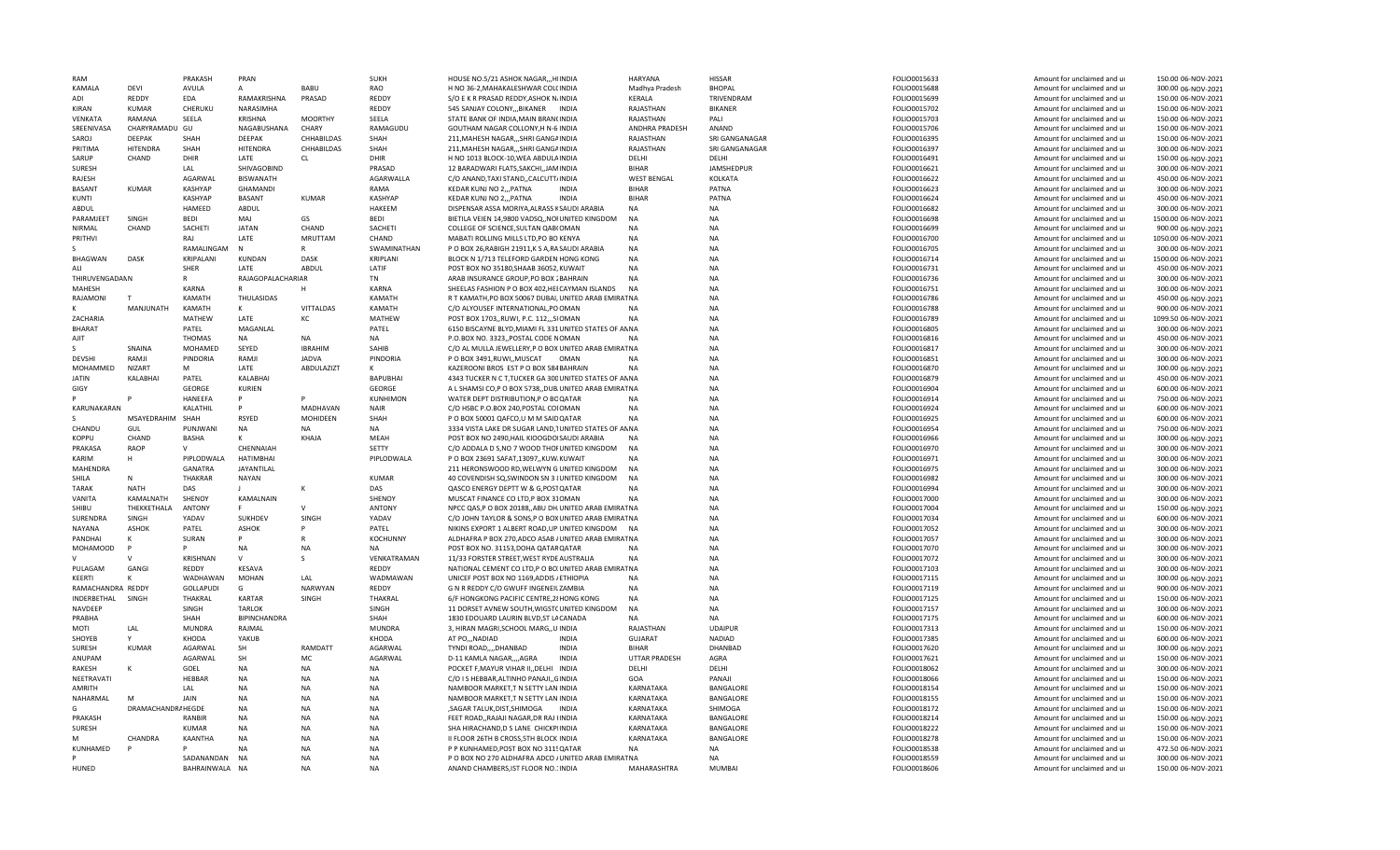| RAM | | PRAKASH | PRAN | | SUKH | HOUSE NO.5/21 ASHOK NAGAR,,,HI INDIA | HARYANA | HISSAR | FOLIO0015633 | Amount for unclaimed and ui | 150.00 | 06-NOV-2021 |
|---|---|---|---|---|---|---|---|---|---|---|---|---|
| KAMALA | DEVI | AVULA | A | BABU | RAO | H NO 36-2,MAHAKALESHWAR COLC INDIA | Madhya Pradesh | BHOPAL | FOLIO0015688 | Amount for unclaimed and ui | 300.00 | 06-NOV-2021 |
| ADI | REDDY | EDA | RAMAKRISHNA | PRASAD | REDDY | S/O E K R PRASAD REDDY,ASHOK N INDIA | KERALA | TRIVENDRAM | FOLIO0015699 | Amount for unclaimed and ui | 150.00 | 06-NOV-2021 |
| KIRAN | KUMAR | CHERUKU | NARASIMHA | | REDDY | 545 SANJAY COLONY,,,BIKANER INDIA | RAJASTHAN | BIKANER | FOLIO0015702 | Amount for unclaimed and ui | 150.00 | 06-NOV-2021 |
| VENKATA | RAMANA | SEELA | KRISHNA | MOORTHY | SEELA | STATE BANK OF INDIA,MAIN BRAN( INDIA | RAJASTHAN | PALI | FOLIO0015703 | Amount for unclaimed and ui | 150.00 | 06-NOV-2021 |
| SREENIVASA | CHARYRAMADU | GU | NAGABUSHANA | CHARY | RAMAGUDU | GOUTHAM NAGAR COLLONY,H N-6 INDIA | ANDHRA PRADESH | ANAND | FOLIO0015706 | Amount for unclaimed and ui | 150.00 | 06-NOV-2021 |
| SAROJ | DEEPAK | SHAH | DEEPAK | CHHABILDAS | SHAH | 211,MAHESH NAGAR,,,SHRI GANGA INDIA | RAJASTHAN | SRI GANGANAGAR | FOLIO0016395 | Amount for unclaimed and ui | 150.00 | 06-NOV-2021 |
| PRITIMA | HITENDRA | SHAH | HITENDRA | CHHABILDAS | SHAH | 211,MAHESH NAGAR,,,SHRI GANGA INDIA | RAJASTHAN | SRI GANGANAGAR | FOLIO0016397 | Amount for unclaimed and ui | 300.00 | 06-NOV-2021 |
| SARUP | CHAND | DHIR | LATE | CL | DHIR | H NO 1013 BLOCK-10,WEA ABDULA INDIA | DELHI | DELHI | FOLIO0016491 | Amount for unclaimed and ui | 150.00 | 06-NOV-2021 |
| SURESH | | LAL | SHIVAGOBIND | | PRASAD | 12 BARADWARI FLATS,SAKCHI,,JAM INDIA | BIHAR | JAMSHEDPUR | FOLIO0016621 | Amount for unclaimed and ui | 300.00 | 06-NOV-2021 |
| RAJESH | | AGARWAL | BISWANATH | | AGARWALLA | C/O ANAND,TAXI STAND,,CALCUTT, INDIA | WEST BENGAL | KOLKATA | FOLIO0016622 | Amount for unclaimed and ui | 450.00 | 06-NOV-2021 |
| BASANT | KUMAR | KASHYAP | GHAMANDI | | RAMA | KEDAR KUNJ NO 2,,,PATNA INDIA | BIHAR | PATNA | FOLIO0016623 | Amount for unclaimed and ui | 300.00 | 06-NOV-2021 |
| KUNTI | | KASHYAP | BASANT | KUMAR | KASHYAP | KEDAR KUNJ NO 2,,,PATNA INDIA | BIHAR | PATNA | FOLIO0016624 | Amount for unclaimed and ui | 450.00 | 06-NOV-2021 |
| ABDUL | | HAMEED | ABDUL | | HAKEEM | DISPENSAR ASSA MORIYA,ALRASS K SAUDI ARABIA | NA | NA | FOLIO0016682 | Amount for unclaimed and ui | 300.00 | 06-NOV-2021 |
| PARAMJEET | SINGH | BEDI | MAJ | GS | BEDI | BIETILA VEIEN 14,9800 VADSQ,,NOI UNITED KINGDOM | NA | NA | FOLIO0016698 | Amount for unclaimed and ui | 1500.00 | 06-NOV-2021 |
| NIRMAL | CHAND | SACHETI | JATAN | CHAND | SACHETI | COLLEGE OF SCIENCE,SULTAN QAB( OMAN | NA | NA | FOLIO0016699 | Amount for unclaimed and ui | 900.00 | 06-NOV-2021 |
| PRITHVI | | RAJ | LATE | MRUTTAM | CHAND | MABATI ROLLING MILLS LTD,PO BO KENYA | NA | NA | FOLIO0016700 | Amount for unclaimed and ui | 1050.00 | 06-NOV-2021 |
| S | | RAMALINGAM | N | R | SWAMINATHAN | P O BOX 26,RABIGH 21911,K S A,RA SAUDI ARABIA | NA | NA | FOLIO0016705 | Amount for unclaimed and ui | 300.00 | 06-NOV-2021 |
| BHAGWAN | DASK | KRIPALANI | KUNDAN | DASK | KRIPLANI | BLOCK N 1/713 TELEFORD GARDEN HONG KONG | NA | NA | FOLIO0016714 | Amount for unclaimed and ui | 1500.00 | 06-NOV-2021 |
| ALI | | SHER | LATE | ABDUL | LATIF | POST BOX NO 35180,SHAAB 36052, KUWAIT | NA | NA | FOLIO0016731 | Amount for unclaimed and ui | 450.00 | 06-NOV-2021 |
| THIRUVENGADAAN | | R | RAJAGOPALACHARIAR | | TN | ARAB INSURANCE GROUP,PO BOX 2 BAHRAIN | NA | NA | FOLIO0016736 | Amount for unclaimed and ui | 300.00 | 06-NOV-2021 |
| MAHESH | | KARNA | R | H | KARNA | SHEELAS FASHION P O BOX 402,HEI CAYMAN ISLANDS | NA | NA | FOLIO0016751 | Amount for unclaimed and ui | 300.00 | 06-NOV-2021 |
| RAJAMONI | T | KAMATH | THULASIDAS | | KAMATH | R T KAMATH,PO BOX 50067 DUBAI, UNITED ARAB EMIRATNA | | NA | FOLIO0016786 | Amount for unclaimed and ui | 450.00 | 06-NOV-2021 |
| K | MANJUNATH | KAMATH | K | VITTALDAS | KAMATH | C/O ALYOUSEF INTERNATIONAL,PO OMAN | NA | NA | FOLIO0016788 | Amount for unclaimed and ui | 900.00 | 06-NOV-2021 |
| ZACHARIA | | MATHEW | LATE | KC | MATHEW | POST BOX 1703,,RUWI, P.C. 112,,,S OMAN | NA | NA | FOLIO0016789 | Amount for unclaimed and ui | 1099.50 | 06-NOV-2021 |
| BHARAT | | PATEL | MAGANLAL | | PATEL | 6150 BISCAYNE BLYD,MIAMI FL 331 UNITED STATES OF ANNA | | NA | FOLIO0016805 | Amount for unclaimed and ui | 300.00 | 06-NOV-2021 |
| AJIT | | THOMAS | NA | NA | NA | P.O.BOX NO. 3323,,POSTAL CODE N OMAN | NA | NA | FOLIO0016816 | Amount for unclaimed and ui | 450.00 | 06-NOV-2021 |
| S | SNAINA | MOHAMED | SEYED | IBRAHIM | SAHIB | C/O AL MULLA JEWELLERY,P O BOX UNITED ARAB EMIRATNA | | NA | FOLIO0016817 | Amount for unclaimed and ui | 300.00 | 06-NOV-2021 |
| DEVSHI | RAMJI | PINDORIA | RAMJI | JADVA | PINDORIA | P O BOX 3491,RUWI,,MUSCAT OMAN | NA | NA | FOLIO0016851 | Amount for unclaimed and ui | 300.00 | 06-NOV-2021 |
| MOHAMMED | NIZART | M | LATE | ABDULAZIZT | K | KAZEROONI BROS EST P O BOX 584 BAHRAIN | NA | NA | FOLIO0016870 | Amount for unclaimed and ui | 300.00 | 06-NOV-2021 |
| JATIN | KALABHAI | PATEL | KALABHAI | | BAPUBHAI | 4343 TUCKER N C T,TUCKER GA 300 UNITED STATES OF ANNA | | NA | FOLIO0016879 | Amount for unclaimed and ui | 450.00 | 06-NOV-2021 |
| GIGY | | GEORGE | KURIEN | | GEORGE | A L SHAMSI CO,P O BOX 5738,,DUB. UNITED ARAB EMIRATNA | | NA | FOLIO0016904 | Amount for unclaimed and ui | 600.00 | 06-NOV-2021 |
| P | P | HANEEFA | P | P | KUNHIMON | WATER DEPT DISTRIBUTION,P O BC QATAR | NA | NA | FOLIO0016914 | Amount for unclaimed and ui | 750.00 | 06-NOV-2021 |
| KARUNAKARAN | | KALATHIL | P | MADHAVAN | NAIR | C/O HSBC P.O.BOX 240,POSTAL COI OMAN | NA | NA | FOLIO0016924 | Amount for unclaimed and ui | 600.00 | 06-NOV-2021 |
| S | MSAYEDRAHIM | SHAH | RSYED | MOHIDEEN | SHAH | P O BOX 50001 QAFCO,U M M SAID QATAR | NA | NA | FOLIO0016925 | Amount for unclaimed and ui | 600.00 | 06-NOV-2021 |
| CHANDU | GUL | PUNJWANI | NA | NA | NA | 3334 VISTA LAKE DR SUGAR LAND,T UNITED STATES OF ANNA | | NA | FOLIO0016954 | Amount for unclaimed and ui | 750.00 | 06-NOV-2021 |
| KOPPU | CHAND | BASHA | K | KHAJA | MEAH | POST BOX NO 2490,HAIL KIOOGDOI SAUDI ARABIA | NA | NA | FOLIO0016966 | Amount for unclaimed and ui | 300.00 | 06-NOV-2021 |
| PRAKASA | RAOP | V | CHENNAIAH | | SETTY | C/O ADDALA D S,NO 7 WOOD THOF UNITED KINGDOM | NA | NA | FOLIO0016970 | Amount for unclaimed and ui | 300.00 | 06-NOV-2021 |
| KARIM | H | PIPLODWALA | HATIMBHAI | | PIPLODWALA | P O BOX 23691 SAFAT,13097,,KUW, KUWAIT | NA | NA | FOLIO0016971 | Amount for unclaimed and ui | 300.00 | 06-NOV-2021 |
| MAHENDRA | | GANATRA | JAYANTILAL | | | 211 HERONSWOOD RD,WELWYN G UNITED KINGDOM | NA | NA | FOLIO0016975 | Amount for unclaimed and ui | 300.00 | 06-NOV-2021 |
| SHILA | N | THAKRAR | NAYAN | | KUMAR | 40 COVENDISH SQ,SWINDON SN 3 I UNITED KINGDOM | NA | NA | FOLIO0016982 | Amount for unclaimed and ui | 300.00 | 06-NOV-2021 |
| TARAK | NATH | DAS | J | K | DAS | QASCO ENERGY DEPTT W & G,POST QATAR | NA | NA | FOLIO0016994 | Amount for unclaimed and ui | 300.00 | 06-NOV-2021 |
| VANITA | KAMALNATH | SHENOY | KAMALNAIN | | SHENOY | MUSCAT FINANCE CO LTD,P BOX 31 OMAN | NA | NA | FOLIO0017000 | Amount for unclaimed and ui | 300.00 | 06-NOV-2021 |
| SHIBU | THEKKETHALA | ANTONY | F | V | ANTONY | NPCC QAS,P O BOX 20188,,ABU DH. UNITED ARAB EMIRATNA | | NA | FOLIO0017004 | Amount for unclaimed and ui | 150.00 | 06-NOV-2021 |
| SURENDRA | SINGH | YADAV | SUKHDEV | SINGH | YADAV | C/O JOHN TAYLOR & SONS,P O BOX UNITED ARAB EMIRATNA | | NA | FOLIO0017034 | Amount for unclaimed and ui | 600.00 | 06-NOV-2021 |
| NAYANA | ASHOK | PATEL | ASHOK | P | PATEL | NIKINS EXPORT 1 ALBERT ROAD,UP UNITED KINGDOM | NA | NA | FOLIO0017052 | Amount for unclaimed and ui | 300.00 | 06-NOV-2021 |
| PANDHAI | K | SURAN | P | R | KOCHUNNY | ALDHAFRA P BOX 270,ADCO ASAB / UNITED ARAB EMIRATNA | | NA | FOLIO0017057 | Amount for unclaimed and ui | 300.00 | 06-NOV-2021 |
| MOHAMOOD | P | P | NA | NA | NA | POST BOX NO. 31153,DOHA QATAR QATAR | NA | NA | FOLIO0017070 | Amount for unclaimed and ui | 300.00 | 06-NOV-2021 |
| V | V | KRISHNAN | V | S | VENKATRAMAN | 11/33 FORSTER STREET,WEST RYDE AUSTRALIA | NA | NA | FOLIO0017072 | Amount for unclaimed and ui | 300.00 | 06-NOV-2021 |
| PULAGAM | GANGI | REDDY | KESAVA | | REDDY | NATIONAL CEMENT CO LTD,P O BO UNITED ARAB EMIRATNA | | NA | FOLIO0017103 | Amount for unclaimed and ui | 300.00 | 06-NOV-2021 |
| KEERTI | K | WADHAWAN | MOHAN | LAL | WADMAWAN | UNICEF POST BOX NO 1169,ADDIS / ETHIOPIA | NA | NA | FOLIO0017115 | Amount for unclaimed and ui | 300.00 | 06-NOV-2021 |
| RAMACHANDRA | REDDY | GOLLAPUDI | G | NARWYAN | REDDY | G N R REDDY C/O GWUFF INGENEIL ZAMBIA | NA | NA | FOLIO0017119 | Amount for unclaimed and ui | 900.00 | 06-NOV-2021 |
| INDERBETHAL | SINGH | THAKRAL | KARTAR | SINGH | THAKRAL | 6/F HONGKONG PACIFIC CENTRE,2I HONG KONG | NA | NA | FOLIO0017125 | Amount for unclaimed and ui | 150.00 | 06-NOV-2021 |
| NAVDEEP | | SINGH | TARLOK | | SINGH | 11 DORSET AVNEW SOUTH,WIGST( UNITED KINGDOM | NA | NA | FOLIO0017157 | Amount for unclaimed and ui | 300.00 | 06-NOV-2021 |
| PRABHA | | SHAH | BIPINCHANDRA | | SHAH | 1830 EDOUARD LAURIN BLVD,ST LA CANADA | NA | NA | FOLIO0017175 | Amount for unclaimed and ui | 600.00 | 06-NOV-2021 |
| MOTI | LAL | MUNDRA | RAJMAL | | MUNDRA | 3, HIRAN MAGRI,SCHOOL MARG,,U INDIA | RAJASTHAN | UDAIPUR | FOLIO0017313 | Amount for unclaimed and ui | 150.00 | 06-NOV-2021 |
| SHOYEB | Y | KHODA | YAKUB | | KHODA | AT PO,,,NADIAD INDIA | GUJARAT | NADIAD | FOLIO0017385 | Amount for unclaimed and ui | 600.00 | 06-NOV-2021 |
| SURESH | KUMAR | AGARWAL | SH | RAMDATT | AGARWAL | TYNDI ROAD,,,,DHANBAD INDIA | BIHAR | DHANBAD | FOLIO0017620 | Amount for unclaimed and ui | 300.00 | 06-NOV-2021 |
| ANUPAM | | AGARWAL | SH | MC | AGARWAL | D-11 KAMLA NAGAR,,,,AGRA INDIA | UTTAR PRADESH | AGRA | FOLIO0017621 | Amount for unclaimed and ui | 150.00 | 06-NOV-2021 |
| RAKESH | K | GOEL | NA | NA | NA | POCKET F,MAYUR VIHAR II,,DELHI INDIA | DELHI | DELHI | FOLIO0018062 | Amount for unclaimed and ui | 300.00 | 06-NOV-2021 |
| NEETRAVATI | | HEBBAR | NA | NA | NA | C/O I S HEBBAR,ALTINHO PANAJI,,G INDIA | GOA | PANAJI | FOLIO0018066 | Amount for unclaimed and ui | 150.00 | 06-NOV-2021 |
| AMRITH | | LAL | NA | NA | NA | NAMBOOR MARKET,T N SETTY LAN INDIA | KARNATAKA | BANGALORE | FOLIO0018154 | Amount for unclaimed and ui | 150.00 | 06-NOV-2021 |
| NAHARMAL | M | JAIN | NA | NA | NA | NAMBOOR MARKET,T N SETTY LAN INDIA | KARNATAKA | BANGALORE | FOLIO0018155 | Amount for unclaimed and ui | 150.00 | 06-NOV-2021 |
| G | DRAMACHANDRA | HEGDE | NA | NA | NA | ,SAGAR TALUK,DIST,SHIMOGA INDIA | KARNATAKA | SHIMOGA | FOLIO0018172 | Amount for unclaimed and ui | 150.00 | 06-NOV-2021 |
| PRAKASH | | RANBIR | NA | NA | NA | FEET ROAD,,RAJAJI NAGAR,DR RAJ I INDIA | KARNATAKA | BANGALORE | FOLIO0018214 | Amount for unclaimed and ui | 150.00 | 06-NOV-2021 |
| SURESH | | KUMAR | NA | NA | NA | SHA HIRACHAND,D S LANE CHICKP INDIA | KARNATAKA | BANGALORE | FOLIO0018222 | Amount for unclaimed and ui | 150.00 | 06-NOV-2021 |
| M | CHANDRA | KAANTHA | NA | NA | NA | II FLOOR 26TH B CROSS,5TH BLOCK INDIA | KARNATAKA | BANGALORE | FOLIO0018278 | Amount for unclaimed and ui | 150.00 | 06-NOV-2021 |
| KUNHAMED | P | P | NA | NA | NA | P P KUNHAMED,POST BOX NO 311 QATAR | NA | NA | FOLIO0018538 | Amount for unclaimed and ui | 472.50 | 06-NOV-2021 |
| P | | SADANANDAN | NA | NA | NA | P O BOX NO 270 ALDHAFRA ADCO / UNITED ARAB EMIRATNA | | NA | FOLIO0018559 | Amount for unclaimed and ui | 300.00 | 06-NOV-2021 |
| HUNED | | BAHRAINWALA | NA | NA | NA | ANAND CHAMBERS,IST FLOOR NO.: INDIA | MAHARASHTRA | MUMBAI | FOLIO0018606 | Amount for unclaimed and ui | 150.00 | 06-NOV-2021 |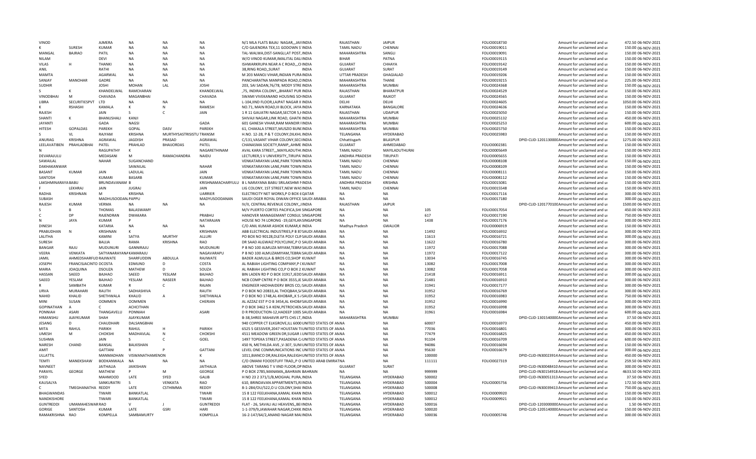| | | | | | | | | | | | | | | |
|---|---|---|---|---|---|---|---|---|---|---|---|---|---|---|
| VINOD | | AJMERA | NA | NA | NA | N/1 MLA FLATS BAJAJ NAGAR,,,JAIIINDIA | RAJASTHAN | JAIPUR | | FOLIO0018730 | | Amount for unclaimed and ui | 472.50 | 06-NOV-2021 |
| K | SURESH | KUMAR | NA | NA | NA | C/O GAJENDRA TEX,11 GODOWN S INDIA | TAMIL NADU | CHENNAI | | FOLIO0019011 | | Amount for unclaimed and ui | 150.00 | 06-NOV-2021 |
| MANGAL | BAJRAO | PATIL | NA | NA | NA | TAL-WALWA,DIST-SANGLI,AT POST,INDIA | MAHARASHTRA | SANGLI | | FOLIO0019091 | | Amount for unclaimed and ui | 150.00 | 06-NOV-2021 |
| NILAM | | DEVI | NA | NA | NA | W/O VINOD KUMAR,IMALITAL DALIINDIA | BIHAR | PATNA | | FOLIO0019115 | | Amount for unclaimed and ui | 150.00 | 06-NOV-2021 |
| VILAS | H | THANKI | NA | NA | NA | ISHWARKRUPA NEAR A C ROAD,,,CIINDIA | GUJARAT | CHHAYA | | FOLIO0019142 | | Amount for unclaimed and ui | 150.00 | 06-NOV-2021 |
| ANIL | | RATHI | NA | NA | NA | 38,RING ROAD,,SURAT INDIA | GUJARAT | SURAT | | FOLIO0019149 | | Amount for unclaimed and ui | 150.00 | 06-NOV-2021 |
| MAMTA | | AGARWAL | NA | NA | NA | M 203 MANOJ VIHAR,INDIAN PURAINDIA | UTTAR PRADESH | GHAGIALAD | | FOLIO0019206 | | Amount for unclaimed and ui | 150.00 | 06-NOV-2021 |
| SANJAY | MANOHAR | GADRE | NA | NA | NA | PANCHARATNA MANPADA ROAD,OINDIA | MAHARASHTRA | THANE | | FOLIO0019215 | | Amount for unclaimed and ui | 225.00 | 06-NOV-2021 |
| SUDHIR | | JOSHI | MOHAN | LAL | JOSHI | 203, SAI SADAN,76/78, MODY STRE INDIA | MAHARASHTRA | MUMBAI | | FOLIO0024368 | | Amount for unclaimed and ui | 150.00 | 06-NOV-2021 |
| S | K | KHANDELWAL | RAMCHARAN | | KHANDELWAL | ,75, INDIRA COLONY,,,BHARAT PUR INDIA | RAJASTHAN | BHARATPUR | | FOLIO0024529 | | Amount for unclaimed and ui | 150.00 | 06-NOV-2021 |
| VINODBHAI | M | CHAVADA | MAGANBHAI | | CHAVADA | SWAMI VIVEKANAND HOUSING SOIINDIA | GUJARAT | RAJKOT | | FOLIO0024565 | | Amount for unclaimed and ui | 150.00 | 06-NOV-2021 |
| LIBRA | SECURITIESPVT | LTD | NA | NA | NA | L-104,IIND FLOOR,LAJPAT NAGAR II INDIA | DELHI | DELHI | | FOLIO0024605 | | Amount for unclaimed and ui | 1050.00 | 06-NOV-2021 |
| K | RSHASHI | KAMALA | K | N | RAMESH | NO.71, MAIN ROAD,III BLOCK, JAYA INDIA | KARNATAKA | BANGALORE | | FOLIO0024636 | | Amount for unclaimed and ui | 150.00 | 06-NOV-2021 |
| RAJESH | | JAIN | S | C | JAIN | 1 R 11 GAUATRI NAGAR,SECTOR 5,HINDIA | RAJASTHAN | UDAIPUR | | FOLIO0025050 | | Amount for unclaimed and ui | 150.00 | 06-NOV-2021 |
| SHANTI | K | BHANUSHALI | KANJI | | | SHIVAJI NAGAR,LINK ROAD, GHATKINDIA | MAHARASHTRA | MUMBAI | | FOLIO0025132 | | Amount for unclaimed and ui | 450.00 | 06-NOV-2021 |
| JAYANTI | | GADA | NAGSI | | GADA | 601 GANESH VIHAR,RAM MANDIR IINDIA | MAHARASHTRA | MUMBAI | | FOLIO0025253 | | Amount for unclaimed and ui | 600.00 | 06-NOV-2021 |
| HITESH | GOPALDAS | PAREKH | GOPAL | DASV | PAREKH | 61, CHAKALA STREET,MUSZID BUNIINDIA | MAHARASHTRA | MUMBAI | | FOLIO0025750 | | Amount for unclaimed and ui | 150.00 | 06-NOV-2021 |
| S | VL | RAJYAM | KRISHNA | MURTHYSASTRISISTU TRANSM | | H.NO. 12-28, P & T COLONY,DILKHLINDIA | TELANGANA | HYDERABAD | | FOLIO0025983 | | Amount for unclaimed and ui | 150.00 | 06-NOV-2021 |
| ANURAG | KRISHNA | AGRAWAL | JAGDISH | PRASAD | AGRAWAL | C/131,VASANT VIHAR COLONY,SECIINDIA | Chhattisgarh | BILASPUR | | | DPID-CLID-1201130000 | Amount for unclaimed and ui | 1275.00 | 06-NOV-2021 |
| LEELAVATIBEN | PRAHLADBHAI | PATEL | PRAHLAD | BHAIJORDAS | PATEL | CHANASMA SOCIETY,RANIP,,AHME INDIA | GUJARAT | AHMEDABAD | | FOLIO0002381 | | Amount for unclaimed and ui | 150.00 | 06-NOV-2021 |
| N | | RAGUPATHY | K | | NAGARETHINAM | AVAL KARA STREET,,,MAYILADUTHLINDIA | TAMIL NADU | MAYILADUTHURAI | | FOLIO0005649 | | Amount for unclaimed and ui | 150.00 | 06-NOV-2021 |
| DEVARAJULU | | MEDASANI | M | RAMACHANDRA | NAIDU | LECTURER,S V UNIVERSITY,,TIRUPA INDIA | ANDHRA PRADESH | TIRUPATI | | FOLIO0005655 | | Amount for unclaimed and ui | 150.00 | 06-NOV-2021 |
| SAWAILAL | | NAHAR | SUGANCHAND | | | VENKATARAYAN LANE,PARK TOWN INDIA | TAMIL NADU | CHENNAI | | FOLIO0008108 | | Amount for unclaimed and ui | 150.00 | 06-NOV-2021 |
| DAKHAKANWAR | | | SAWAILAL | | NAHAR | VENKATARAYAN LANE,PARK TOWN INDIA | TAMIL NADU | CHENNAI | | FOLIO0008109 | | Amount for unclaimed and ui | 150.00 | 06-NOV-2021 |
| BASANT | KUMAR | JAIN | LADULAL | | JAIN | VENKATARAYAN LANE,PARK TOWN INDIA | TAMIL NADU | CHENNAI | | FOLIO0008111 | | Amount for unclaimed and ui | 150.00 | 06-NOV-2021 |
| SANTOSH | | KUMARI | BASARB | | KUMAR | VENKATARAYAN LANE,PARK TOWN INDIA | TAMIL NADU | CHENNAI | | FOLIO0008112 | | Amount for unclaimed and ui | 150.00 | 06-NOV-2021 |
| LAKSHMINARAYA BABU | | BRUNDAVANAM B | | | KRISHNAMACHARYULU | B L NARAYANA BABU SRILAKSHMI NINDIA | ANDHRA PRADESH | KRISHNA | | FOLIO0015081 | | Amount for unclaimed and ui | 150.00 | 06-NOV-2021 |
| F | LEKHRAJ | JAIN | JUGRAJ | | JAIN | LIG COLONY, 1ST STREET,NEW WASINDIA | TAMIL NADU | CHENNAI | | FOLIO0015548 | | Amount for unclaimed and ui | 150.00 | 06-NOV-2021 |
| RADHA | KRISHNAN | M | KRISHNA | | UARRIER | ELECTRICITY NET WORKS,P O BOX 6QATAR | NA | NA | | FOLIO0017116 | | Amount for unclaimed and ui | 300.00 | 06-NOV-2021 |
| SUBASH | | MADHUSOODAN PAPPU | | | MADYUSOODANAN | SAUDI OGER ROYAL DIWAN OFFICE SAUDI ARABIA | NA | NA | | FOLIO0017180 | | Amount for unclaimed and ui | 300.00 | 06-NOV-2021 |
| RAJESH | KUMAR | VERMA | NA | NA | NA | IV/II, CENTRAL REVENUE COLONY,,,INDIA | RAJASTHAN | JAIPUR | | | DPID-CLID-1201770100 | Amount for unclaimed and ui | 1500.00 | 06-NOV-2021 |
| S | B | THOMAS | BALASWAMY | | | M/V PUERTO CORTES PACIFICA,SHI SINGAPORE | NA | NA | 105 | FOLIO0017054 | | Amount for unclaimed and ui | 450.00 | 06-NOV-2021 |
| C | DP | RAJENDRAN | DWAKARA | | PRABHU | HANOVER MANAGEMANT CONSUL SINGAPORE | NA | NA | 617 | FOLIO0017190 | | Amount for unclaimed and ui | 750.00 | 06-NOV-2021 |
| N | JAYA | KUMAR | P | | NATARAJAN | HOUSE NO 74 LORONG -19,GEYLAN SINGAPORE | NA | NA | 1438 | FOLIO0017176 | | Amount for unclaimed and ui | 300.00 | 06-NOV-2021 |
| DINESH | | KATARIA | NA | NA | NA | C/O ANIL KUMAR ASHOK KUMAR,K INDIA | Madhya Pradesh | GWALIOR | | FOLIO0006919 | | Amount for unclaimed and ui | 150.00 | 06-NOV-2021 |
| PRABUDHAN | N | KRISHNAN | K | | KRISHNAN | ABB ELECTRICAL INDUSTRIES,P B 87SAUDI ARABIA | NA | NA | 11492 | FOLIO0016932 | | Amount for unclaimed and ui | 300.00 | 06-NOV-2021 |
| LALITHA | | KAMINI | SATYA | MURTHY | ALLURI | PO BOX NO 90128,DLETA POLY CLINSAUDI ARABIA | NA | NA | 11613 | FOLIO0016721 | | Amount for unclaimed and ui | 300.00 | 06-NOV-2021 |
| SURESH | | BALIJA | RAMA | KRISHNA | RAO | DR SAAD ALGWAIZ POLYCLINIC,P O SAUDI ARABIA | NA | NA | 11622 | FOLIO0016780 | | Amount for unclaimed and ui | 300.00 | 06-NOV-2021 |
| BANGAR | RAJU | MUDUNURI | GANNIRAJU | | MUDUNURI | P B NO 100 ALMUZA MIYAM,TEBRASAUDI ARABIA | NA | NA | 11972 | FOLIO0017088 | | Amount for unclaimed and ui | 300.00 | 06-NOV-2021 |
| VEERA | VENKATA | SATYANARAYANA KAMARAJU | | | NAGAVARAPU | P B NO 100 ALMUZAMIYAM,TEBRASAUDI ARABIA | NA | NA | 11972 | FOLIO0017122 | | Amount for unclaimed and ui | 300.00 | 06-NOV-2021 |
| JAMIL | AHMEDSHARFUD RAJIWATE | | SHARFUDDIN | ABDULLA | RAJIWATE | BADER ALMULLA & BROS CO,SHOP KUWAIT | NA | NA | 13034 | FOLIO0016745 | | Amount for unclaimed and ui | 300.00 | 06-NOV-2021 |
| JOSEPH | FRANCISJACINTO DCOSTA | | EDMUND | D | COSTA | AL RABIAH LIGHTING COMPANY,P CKUWAIT | NA | NA | 13082 | FOLIO0017008 | | Amount for unclaimed and ui | 300.00 | 06-NOV-2021 |
| MARIA | JOAQUINA | DSOUZA | MATHEW | D | SOUZA | AL RABIAH LIGHTING CO,P O BOX 2 KUWAIT | NA | NA | 13082 | FOLIO0017058 | | Amount for unclaimed and ui | 300.00 | 06-NOV-2021 |
| HASSAN | SAEED | BAJHAO | SAEED | YESLAM | BAJHAO | BIN LADEN RD P O BOX 31917,JEDDSAUDI ARABIA | NA | NA | 21418 | FOLIO0016911 | | Amount for unclaimed and ui | 300.00 | 06-NOV-2021 |
| SAEED | YESLAM | BAJHAO | YESLAM | NASEER | BAJHAO | NCB COMP CNTRE P O BOX 3555,JE SAUDI ARABIA | NA | NA | 21481 | FOLIO0016910 | | Amount for unclaimed and ui | 300.00 | 06-NOV-2021 |
| R | SAMBATH | KUMAR | R | C | RAJAN | ENGINEER HADIHAIDERV BROS CO,:SAUDI ARABIA | NA | NA | 31941 | FOLIO0017177 | | Amount for unclaimed and ui | 300.00 | 06-NOV-2021 |
| URVA | MURAHARI | RAUTH | SADHASHIVA | | RAUTH | P O BOX NO 20833,AL THOQBAH,S/SAUDI ARABIA | NA | NA | 31952 | FOLIO0016769 | | Amount for unclaimed and ui | 300.00 | 06-NOV-2021 |
| NAHID | KHALID | SHETHWALA | KHALID | A | SHETHWALA | P O BOX NO 1748,AL-KHOBAR,,K S /SAUDI ARABIA | NA | NA | 31952 | FOLIO0016983 | | Amount for unclaimed and ui | 750.00 | 06-NOV-2021 |
| MINI | SUSAN | OOMMEN | OOMMEN | | CHERIAN | AL AZZAZ EST P O B 3454,AL KHOBASAUDI ARABIA | NA | NA | 31952 | FOLIO0016990 | | Amount for unclaimed and ui | 300.00 | 06-NOV-2021 |
| GOPINATHAN | A | C | ACHCITHAN | | | P O BOX 3462 S A KENI,PETROCHEMSAUDI ARABIA | NA | NA | 31952 | FOLIO0016998 | | Amount for unclaimed and ui | 300.00 | 06-NOV-2021 |
| PONNIAH | ASARI | THANGAVELU | PONNIAH | | ASARI | D R PRODUCTION-12,HADEEP 1005 SAUDI ARABIA | NA | NA | 31961 | FOLIO0016984 | | Amount for unclaimed and ui | 600.00 | 06-NOV-2021 |
| HIMANSHU | AJAYKUMAR | SHAH | AJAYKUMAR | | | B-38,SHREE MAHAVIR APTS CHS LT,INDIA | MAHARASHTRA | MUMBAI | | | DPID-CLID-1301540000 | Amount for unclaimed and ui | 37.50 | 06-NOV-2021 |
| JESANG | D | CHAUDHARI | DALSANGBHAI | | | 940 COPPER CT ELKGROVE,ILL 6000UNITED STATES OF ANA | | NA | 60007 | FOLIO0016973 | | Amount for unclaimed and ui | 450.00 | 06-NOV-2021 |
| MITA | RAHUL | PARIKH | RAHUL | H | PARIKH | 6525 S GESSIVER,2047 HOUSTAN TIUNITED STATES OF ANA | | NA | 77036 | FOLIO0016801 | | Amount for unclaimed and ui | 300.00 | 06-NOV-2021 |
| UMESH | M | CHOKSHI | MADHAVLAL | N | CHOKSHI | 4511 MEADOW GREEN DR,SUGAR LUNITED STATES OF ANA | | NA | 77479 | FOLIO0016825 | | Amount for unclaimed and ui | 450.00 | 06-NOV-2021 |
| SUSHMA | | JAIN | S | C | GOEL | 1497 TOPEKA STREET,PASADENA C/UNITED STATES OF ANA | | NA | 91104 | FOLIO0016709 | | Amount for unclaimed and ui | 600.00 | 06-NOV-2021 |
| NARESH | CHAND | BANSAL | BALKISHAN | | | 450 N, METHILDA AVE.,V-307, SUNIUNITED STATES OF ANA | | NA | 94086 | FOLIO0016694 | | Amount for unclaimed and ui | 150.00 | 06-NOV-2021 |
| AMIT | | GATTANI | R | P | GATTANI | LEVEL ONE COMMUNICATIONS INC UNITED STATES OF ANA | | NA | 95630 | FOLIO0016679 | | Amount for unclaimed and ui | 300.00 | 06-NOV-2021 |
| ULLATTIL | | MANMADHAN | VISWANATHAMENON | | K | 1011,BIANCO DR,RALEIGH,RALEIGH UNITED STATES OF ANA | | NA | 100000 | | DPID-CLID-IN30023914 | Amount for unclaimed and ui | 450.00 | 06-NOV-2021 |
| TEMTI | MANEKSHAW | BODKANWALA | NA | NA | NA | C/O OMANI FOODSTUFF TRAD,,P O UNITED ARAB EMIRATNA | | NA | 111111 | FOLIO0027319 | | Amount for unclaimed and ui | 259.50 | 06-NOV-2021 |
| NAVNEET | | JAITHALIA | JAIKISHAN | | JAITHALIA | ABOVE TARANG T V IIND FLOOR,OPINDIA | GUJARAT | SURAT | | | DPID-CLID-IN30048410 | Amount for unclaimed and ui | 300.00 | 06-NOV-2021 |
| PARAYIL | GEORGE | MATHEW | P | M | GEORGE | P O BOX 2785,MANAMA,,BAHRAIN BAHRAIN | NA | NA | 999999 | | DPID-CLID-IN30154918 | Amount for unclaimed and ui | 4633.50 | 06-NOV-2021 |
| SYED | | MAHMOOD | LATE | SYED | GALIB | H NO 23 2 371/1/B,MOGHAL PURA,INDIA | TELANGANA | HYDERABAD | 500002 | | DPID-CLID-IN30051313 | Amount for unclaimed and ui | 37.50 | 06-NOV-2021 |
| KAUSALYA | | SANKURATRI | S | VENKATA | RAO | 610, BRINDAVAN APPARTMENTS,RIINDIA | TELANGANA | HYDERABAD | 500004 | FOLIO0005756 | | Amount for unclaimed and ui | 172.50 | 06-NOV-2021 |
| C | TMEGHANATHA | REDDY | LATE | CSTHIMMA | REDDY | 8-1-284/OU/522,O U COLONY,SHAI INDIA | TELANGANA | HYDERABAD | 500008 | | DPID-CLID-IN30039413 | Amount for unclaimed and ui | 750.00 | 06-NOV-2021 |
| BHAGWANDAS | | TIWARI | BANKATLAL | | TIWARI | 15 8 122 FEELKHANA,KAMAL KHAN INDIA | TELANGANA | HYDERABAD | 500012 | FOLIO0009920 | | Amount for unclaimed and ui | 150.00 | 06-NOV-2021 |
| NANDKISHORE | | TIWARI | BANKATLAL | | TIWARI | 15 8 122 FEELKHANA,KAMAL KHAN INDIA | TELANGANA | HYDERABAD | 500012 | FOLIO0009921 | | Amount for unclaimed and ui | 150.00 | 06-NOV-2021 |
| GUNTREDDI | UMAMAHESWAR RAO | | V | J | GUNTREDDI | FLAT - 26, SAVALI ALI HEAVENS,,BEIINDIA | TELANGANA | HYDERABAD | 500016 | | DPID-CLID-1203000000 | Amount for unclaimed and ui | 1.50 | 06-NOV-2021 |
| GORIGE | SANTOSH | KUMAR | LATE | GSRI | HARI | 1-1-379/9,JAWAHAR NAGAR,CHIKK INDIA | TELANGANA | HYDERABAD | 500020 | | DPID-CLID-1205140000 | Amount for unclaimed and ui | 150.00 | 06-NOV-2021 |
| RAMAKRISHNA | RAO | KOMPELLA | SAMBAMURTY | | KOMPELLA | 16-2-147/64/2,ANAND NAGAR MAIINDIA | TELANGANA | HYDERABAD | 500036 | FOLIO0005746 | | Amount for unclaimed and ui | 300.00 | 06-NOV-2021 |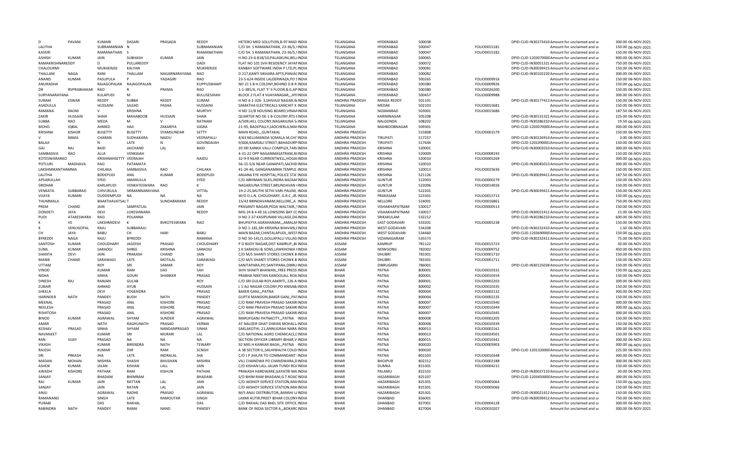| | | | | | | | | | | | | | | |
|---|---|---|---|---|---|---|---|---|---|---|---|---|---|---|
| D | PAVANI | KUMARI | DASARI | PRASADA | REDDY | HETERO MED SOLUTION,B-97 MAD INDIA | TELANGANA | HYDERABAD | 500038 | | DPID-CLID-IN30273410 Amount for unclaimed and ui | 300.00 | 06-NOV-2021 |
| LALITHA | | SUBRAMANIAN | N | | SUBRAMANIAN | C/O SH. S RAMANATHAN, 23-36/5,\ INDIA | TELANGANA | HYDERABAD | 500047 | FOLIO0015181 | Amount for unclaimed and ui | 150.00 | 06-NOV-2021 |
| KAVERI | | RAMANATHAN | S | | RIAMANATHAN | C/O SH. S RAMANATHAN, 23-36/5,\ INDIA | TELANGANA | HYDERABAD | 500047 | FOLIO0015182 | Amount for unclaimed and ui | 150.00 | 06-NOV-2021 |
| ASHISH | KUMAR | JAIN | SUBHASH | KUMAR | JAIN | H.NO.23-6-818/10,PALASKUNJ,BEL/ INDIA | TELANGANA | HYDERABAD | 500065 | | DPID-CLID-1203070000 Amount for unclaimed and ui | 900.00 | 06-NOV-2021 |
| RAMAKRISHNAREDDY | | D | PULLAREDDY | | DADI | FLAT NO 101 SVH RESIDENCY JAYAI INDIA | TELANGANA | HYDERABAD | 500072 | | DPID-CLID-IN30051321 Amount for unclaimed and ui | 750.00 | 06-NOV-2021 |
| CHALOURMI | | MUKHERJEE | KALYAN | | MUKHERJEE | KANBAY SOFTWARE INDIA P LTD,PL INDIA | TELANGANA | HYDERABAD | 500081 | | DPID-CLID-IN30039415 Amount for unclaimed and ui | 150.00 | 06-NOV-2021 |
| THALLAM | NAGA | RANI | THALLAM | NAGARNARAYANA | RAO | D 217,KANTI SIKHARA APTS,PANJA( INDIA | TELANGANA | HYDERABAD | 500082 | | DPID-CLID-IN30102220 Amount for unclaimed and ui | 300.00 | 06-NOV-2021 |
| ANAND | KUMAR | PASUPULA | P | YADAGIRI | RAO | 23-5-624 INSIDE LALDERWAZA,PO : INDIA | TELANGANA | HYDERABAD | 500265 | FOLIO0009916 | Amount for unclaimed and ui | 150.00 | 06-NOV-2021 |
| ANURADHA | | RAJAGOPALAN | RAJAGOPALAN | | KUPPUSWAMY | NO 21 S B H COLONY,BEHIND D B R INDIA | TELANGANA | HYDERABAD | 500380 | FOLIO0009926 | Amount for unclaimed and ui | 150.00 | 06-NOV-2021 |
| DR | RVPRABHAKAR | RAO | R | PRAMA | RAO | 1-1-385/A, FLAT 'F' II FLOOR,B.G.AP INDIA | TELANGANA | HYDERABAD | 500380 | FOLIO0026200 | Amount for unclaimed and ui | 150.00 | 06-NOV-2021 |
| SURYANARAYANA | | KULAPUDI | M | | BULLISESHIAH | BLOCK 2 FLAT 4 VIJAYANAGAR,,,HYI INDIA | TELANGANA | HYDERABAD | 500457 | FOLIO0009988 | Amount for unclaimed and ui | 300.00 | 06-NOV-2021 |
| SURAM | ESWAR | REDDY | SUBBA | REDDY | SURAM | H NO 4-1-326- 3,SHIVAJII NAGAR,V INDIA | ANDHRA PRADESH | RANGA REDDY | 501101 | | DPID-CLID-IN30177413 Amount for unclaimed and ui | 150.00 | 06-NOV-2021 |
| ASADULLA | | HUSSAINI | SAJJAD | PASHA | HUSSAINI | SAMATHA ELECTRICALS KANCHIT X INDIA | TELANGANA | MEDAK | 502103 | FOLIO0015681 | Amount for unclaimed and ui | 150.00 | 06-NOV-2021 |
| RAMANA | RAOM | V | KRISHNA | | MURTHY | H NO 11/8 HOUSING BOARD,VINAA INDIA | TELANGANA | NIZAMABAD | 503001 | FOLIO0015686 | Amount for unclaimed and ui | 187.50 | 06-NOV-2021 |
| ZAKIR | HUSSAIN | SHAIK | MAHABOOB | HUSSAIN | SHAIK | QUARTER NO DE-1 B-COLONY,RTS E INDIA | TELANGANA | KARIMNAGAR | 505208 | | DPID-CLID-IN30131321 Amount for unclaimed and ui | 225.00 | 06-NOV-2021 |
| SUBBA | RAO | MEDA | M | V | RATNAM | A/509,HILL COLONY,NAGARJUNA S. INDIA | TELANGANA | NALGONDA | 508202 | | DPID-CLID-IN30286310 Amount for unclaimed and ui | 19.50 | 06-NOV-2021 |
| MOHD | IQBAL | AHMED | HAJI | ZAKARIYA | GIGRA | 21-93, BADEPALLY,JADCHERLA,MAI INDIA | TELANGANA | MAHBOOBNAGAR | 509301 | | DPID-CLID-1203070000 Amount for unclaimed and ui | 300.00 | 06-NOV-2021 |
| KRISHNA | KISHOR | BUSETTY | BUSETTY | SYAMSUNDAR | SETTY | MAIN ROAD,,,GUNTAKAL INDIA | ANDHRA PRADESH | | 515808 | FOLIO0001579 | Amount for unclaimed and ui | 150.00 | 06-NOV-2021 |
| V | RAMA | CHARAN | SUDHAKARA | NAIDU | VEERAPALLI | 4/63 NELLIMANDA SOMALA M,CHI INDIA | ANDHRA PRADESH | TIRUPATI | 517257 | | DPID-CLID-IN30226914 Amount for unclaimed and ui | 3.00 | 06-NOV-2021 |
| BALAJI | | N | LATE | N | GOVINDAIAH | 9/606,KAMSALI STREET,BAHADURP INDIA | ANDHRA PRADESH | TIRUPATI | 517644 | | DPID-CLID-1201090001 Amount for unclaimed and ui | 150.00 | 06-NOV-2021 |
| GAJ | RAJ | BAID | JAICHAND | LAL | BAID | 20 SRI KANKA VALLI COMPLEX,TAR/ INDIA | ANDHRA PRADESH | KRISHNA | 520001 | | DPID-CLID-IN30002010 Amount for unclaimed and ui | 300.00 | 06-NOV-2021 |
| SAMBASIVA | RAO | ALLA | VENKAIAH | | | 4-31-22 OPP NAGANMASATRAM,N INDIA | ANDHRA PRADESH | KRISHNA | 520009 | FOLIO0008193 | Amount for unclaimed and ui | 150.00 | 06-NOV-2021 |
| KOTESWARARAO | | KRISHNAHSETTY | VEERAIAH | | NAIDU | 32-9-9 NEAR CURRENTWELL,HOGAI INDIA | ANDHRA PRADESH | KRISHNA | 520010 | FOLIO0005269 | Amount for unclaimed and ui | 300.00 | 06-NOV-2021 |
| POTLURI | MADHAVA | RAO | PATAMATA | | | 56-15-5/A NEAR GANAPATI,SACHID INDIA | ANDHRA PRADESH | KRISHNA | 520010 | | DPID-CLID-IN30045013 Amount for unclaimed and ui | 300.00 | 06-NOV-2021 |
| LAKSHMIKANTHAMMA | | CHILAKA | SAMBASIVA | RAO | CHILAKA | 41-24-46, GANGANAMMA TEMPLE INDIA | ANDHRA PRADESH | KRISHNA | 520013 | FOLIO0025636 | Amount for unclaimed and ui | 150.00 | 06-NOV-2021 |
| LALITHA | | BODEPUDI | ANIL | KUMAR | BODEPUDI | ANJANA EYE HOSPITAL,POLICE STA INDIA | ANDHRA PRADESH | KRISHNA | 521126 | | DPID-CLID-IN30039411 Amount for unclaimed and ui | 187.50 | 06-NOV-2021 |
| APSARULLAH | | SYED | AMANULLA | | SYED | C/O ABHIMAN SILKS,INDRA BAZAAI INDIA | ANDHRA PRADESH | GUNTUR | 522003 | FOLIO0000279 | Amount for unclaimed and ui | 150.00 | 06-NOV-2021 |
| SRIDHAR | | KARLAPUDI | VENKATESWARA | RAO | K | NAGARJUNA STREET,BRUNDAVAN I INDIA | ANDHRA PRADESH | GUNTUR | 522006 | FOLIO0014926 | Amount for unclaimed and ui | 150.00 | 06-NOV-2021 |
| VENKATA | SUBBARAO | CHIVUKULA | SRIMANNARAYANA | | VITTAL | 19-2-25,MUTHI SETHI VARI PALEM, INDIA | ANDHRA PRADESH | GUNTUR | 522201 | | DPID-CLID-IN30039411 Amount for unclaimed and ui | 150.00 | 06-NOV-2021 |
| VIJAYA | KUMARI | DUDDEMPUDI | NA | NA | NA | W/O D.L.N. CHOUDHARY, G.R.C.,JR. INDIA | ANDHRA PRADESH | PRAKASAM | 523301 | FOLIO0015713 | Amount for unclaimed and ui | 150.00 | 06-NOV-2021 |
| THUMMALA | | BHAKTHAVATSAL | T | SUNDARARAMI | REDDY | 15/43 BRINDAVANAM,NELLORE,,A INDIA | ANDHRA PRADESH | NELLORE | 524001 | FOLIO0016861 | Amount for unclaimed and ui | 750.00 | 06-NOV-2021 |
| PREM | CHAND | JAIN | SAMPATLAL | | JAIN | PRASANTI NAGAR,PEDA WALTAIR,,' INDIA | ANDHRA PRADESH | VISHAKHAPATNAM | 530017 | FOLIO0000513 | Amount for unclaimed and ui | 150.00 | 06-NOV-2021 |
| DONDETI | JAYA | DEVI | LOKESHWARA | | REDDY | MIG 24 B 4 49 16 LOWSONS BAY C( INDIA | ANDHRA PRADESH | VISHAKHAPATNAM | 530017 | | DPID-CLID-IN30021411 Amount for unclaimed and ui | 15.00 | 06-NOV-2021 |
| PUDI | ATAKESWARA | RAO | POLANNA | | | H NO 2-37 KASIPURAM VILLAGE,DA INDIA | ANDHRA PRADESH | SRIKAKULAM | 532212 | | DPID-CLID-IN30286310 Amount for unclaimed and ui | 600.00 | 06-NOV-2021 |
| K | VS | LAKSHMIDEVI | K | BVKOTESWARA | RAO | BHUPAYYA AGRAHANAM,,,AMALAI INDIA | ANDHRA PRADESH | EAST GODAVARI | 533201 | FOLIO0005238 | Amount for unclaimed and ui | 150.00 | 06-NOV-2021 |
| K | VENUGOPAL | RAJU | SUBBARAJU | | | D NO 1-181,SRI KRISHNA BHAVAN,( INDIA | ANDHRA PRADESH | WEST GODAVARI | 534208 | | DPID-CLID-IN30232410 Amount for unclaimed and ui | 1.50 | 06-NOV-2021 |
| CH | JAYA | BABU | CH | HARI | BABU | MAIN BAZAR,CHINTALAPUDI,,WEST INDIA | ANDHRA PRADESH | WEST GODAVARI | 534460 | | DPID-CLID-1203690000 Amount for unclaimed and ui | 150.00 | 06-NOV-2021 |
| BYREDDI | NAGA | RAJU | BYREDDI | | RAMANA | D NO 50-141/1,GOLLAPALLI VILLAG INDIA | ANDHRA PRADESH | VIZIANAGARAM | 535573 | | DPID-CLID-IN30232411 Amount for unclaimed and ui | 75.00 | 06-NOV-2021 |
| SANTOSH | KUMAR | CHOUDHARY | JAGDISH | PRASAD | CHOUDHARY | P O BIJOY NAGAR,DIST KAMRUP,,B INDIA | ASSAM | KAMRUP | 781122 | FOLIO0015723 | Amount for unclaimed and ui | 30.00 | 06-NOV-2021 |
| SUNIL | KUMAR | SARAOGI | SHREE | KRISHNA | SARAOGI | S K SARAOGI & SONS,LAWKHOWA I INDIA | ASSAM | NOWGONG | 782002 | FOLIO0009752 | Amount for unclaimed and ui | 450.00 | 06-NOV-2021 |
| SHANTA | DEVI | JAIN | PRAKASH | CHAND | JAIN | C/O M/S SHANTI STORES CHOWK B INDIA | ASSAM | DHUBRI | 783301 | FOLIO0001710 | Amount for unclaimed and ui | 150.00 | 06-NOV-2021 |
| MANIK | CHAND | SARAWAGI | LATE | MOTILAL | SARAWAGI | C/O M/S SHANTI STORES CHOWK B INDIA | ASSAM | DHUBRI | 783301 | FOLIO0001711 | Amount for unclaimed and ui | 150.00 | 06-NOV-2021 |
| UTTAM | | ROY | SRI | SAMAR | ROY | SANITAPARA,PO SANTIPARA,DIBRU INDIA | ASSAM | DIBRUGARH | 786001 | | DPID-CLID-IN30125028 Amount for unclaimed and ui | 150.00 | 06-NOV-2021 |
| VINOD | | KUMAR | RAM | DAS | SAH | SHIV SHAKTI BHAWAN,,FREE PRESS INDIA | BIHAR | PATNA | 800001 | FOLIO0010331 | Amount for unclaimed and ui | 150.00 | 06-NOV-2021 |
| NISHA | | SINHA | GOURI | SHANKER | PRASAD | PRABHA NIKETAN KANOOLALL ROA INDIA | BIHAR | PATNA | 800001 | FOLIO0010359 | Amount for unclaimed and ui | 150.00 | 06-NOV-2021 |
| DINESH | RAJ | RANJAN | GULAB | | ROY | C/O SRI GULAB ROY,AAKRITI, 226 A INDIA | BIHAR | PATNA | 800001 | FOLIO0002203 | Amount for unclaimed and ui | 300.00 | 06-NOV-2021 |
| ZUBAIR | | AHMAD | AYUB | | HUSSAIN | L 1 ALI NAGAR COLONY,PO ANISAB. INDIA | BIHAR | PATNA | 800002 | FOLIO0010335 | Amount for unclaimed and ui | 150.00 | 06-NOV-2021 |
| SHEELA | | DEVI | YOGENDRA | | PRASAD | BAKER GANJ,,,PATNA INDIA | BIHAR | PATNA | 800004 | FOLIO0002132 | Amount for unclaimed and ui | 300.00 | 06-NOV-2021 |
| HARINDER | NATH | PANDEY | BUDH | NATH | PANDEY | GUPTA MANSION,BAKER GANJ,,PAT INDIA | BIHAR | PATNA | 800004 | FOLIO0002135 | Amount for unclaimed and ui | 150.00 | 06-NOV-2021 |
| MEENAL | | PRASAD | ANIL | KISHORE | PRASAD | C/O RAM PRAVESH PRASAD SAKARI INDIA | BIHAR | PATNA | 800007 | FOLIO0010340 | Amount for unclaimed and ui | 300.00 | 06-NOV-2021 |
| NEELESH | | PRASAD | ANIL | KISHORE | PRASAD | C/O RAM PRAVESH PRASAD SAKARI INDIA | BIHAR | PATNA | 800007 | FOLIO0010344 | Amount for unclaimed and ui | 300.00 | 06-NOV-2021 |
| RISHITOSH | | PRASAD | ANIL | KISHORE | PRASAD | C/O RAM PRAVESH PRASAD SAKARI INDIA | BIHAR | PATNA | 800007 | FOLIO0010345 | Amount for unclaimed and ui | 300.00 | 06-NOV-2021 |
| BINOD | KUMAR | AGRAWAL | SHYAM | SUNDER | AGRAWAL | MARUFGANJ PATNACITY,,,PATNA INDIA | BIHAR | PATNA | 800008 | FOLIO0002205 | Amount for unclaimed and ui | 150.00 | 06-NOV-2021 |
| AMAR | | NATH | RAGHUNATH | PRASAD | VERMA | AT NAUZER GHAT DIWAN MOHALL. INDIA | BIHAR | PATNA | 800008 | FOLIO0010339 | Amount for unclaimed and ui | 150.00 | 06-NOV-2021 |
| KESHAV | PRASAD | SINHA | SHYAM | NANDANPRASAD | SINHA | SAKLAKOTHI, 21,ANNUGRAH NARA INDIA | BIHAR | PATNA | 800013 | FOLIO0002161 | Amount for unclaimed and ui | 300.00 | 06-NOV-2021 |
| NAVANEET | | KUMAR | SRI | MURARI | LAL | C/O NATIONAL AGRO CHEMICALS,( INDIA | BIHAR | PATNA | 800013 | FOLIO0024501 | Amount for unclaimed and ui | 150.00 | 06-NOV-2021 |
| RAN | VIJAY | PRASAD | NA | NA | NA | SECTION OFFICER LIBRARY BIHAR,V INDIA | BIHAR | PATNA | 800015 | FOLIO0010341 | Amount for unclaimed and ui | 300.00 | 06-NOV-2021 |
| VIKASH | | KUMAR | BIRENDRA | NATH | TEWARY | 92 MIG H KANKAR BAGH,,,PATNA INDIA | BIHAR | PATNA | 800020 | FOLIO0005903 | Amount for unclaimed and ui | 300.00 | 06-NOV-2021 |
| RAJESH | | KUMAR | DSR | RAM | SCNGH | A 38 SECTOR 0,,SALHIWALYA COLO INDIA | BIHAR | PATNA | 800020 | | DPID-CLID-1201320000 Amount for unclaimed and ui | 225.00 | 06-NOV-2021 |
| SRI | PRKASH | JHA | LATE | INDRALAL | JHA | C/O J P JHA,PA TO COMMANDANT I INDIA | BIHAR | PATNA | 801503 | FOLIO0010348 | Amount for unclaimed and ui | 300.00 | 06-NOV-2021 |
| MADAN | MOHAN | MISHRA | SHASHI | BHUSHAN | MISHRA | VILL CHANDWA PO CHANDWARA,D INDIA | BIHAR | BHOJPUR | 802312 | FOLIO0002188 | Amount for unclaimed and ui | 300.00 | 06-NOV-2021 |
| ASHOK | KUMAR | JALAN | KISHAN | LALL | JAIN | C/O KISHAN LALL JALAN TUNDI RO/ INDIA | BIHAR | DUMKA | 815301 | FOLIO0004215 | Amount for unclaimed and ui | 150.00 | 06-NOV-2021 |
| AWADH | KISHORE | PATHAK | RAM | KISHUN | PATHAK | PRAKASH HARDWARE,GAYATRI MA INDIA | BIHAR | PALAMU | 822101 | | DPID-CLID-IN30027110 Amount for unclaimed and ui | 30.00 | 06-NOV-2021 |
| SANJAY | | BHADANI | BHIMRAM | | BHADANI | S/O BHIM RAM BHADANI,G.T.ROAE INDIA | BIHAR | HAZARIBAGH | 825107 | | DPID-CLID-1203450000 Amount for unclaimed and ui | 300.00 | 06-NOV-2021 |
| RAJ | KUMAR | JAIN | RATTAN | LAL | JAIN | C/O AKSHOY SERVICE STATION,MAI INDIA | BIHAR | HAZARIBAGH | 825301 | FOLIO0005064 | Amount for unclaimed and ui | 150.00 | 06-NOV-2021 |
| SANJAY | | JAIN | RATAN | LAL | JAIN | C/O AKSHOY SERVICE STATION,MAI INDIA | BIHAR | HAZARIBAGH | 825301 | FOLIO0005066 | Amount for unclaimed and ui | 150.00 | 06-NOV-2021 |
| ANJU | | AGRAWAL | RADHE | PRASAD | AGRAWAL | M/S ANJU DISTRIBUTOR,,BANSHI L/ INDIA | BIHAR | HAZARIBAGH | 825301 | | DPID-CLID-IN30021412 Amount for unclaimed and ui | 150.00 | 06-NOV-2021 |
| RAMANAND | | SINGH | LATE | RAMOUTAR | SINGH | LAXMI KUTIR,PREET BIHAR COLONY INDIA | BIHAR | DHANBAD | 826001 | | DPID-CLID-IN30039412 Amount for unclaimed and ui | 750.00 | 06-NOV-2021 |
| PURABI | | DAS | RAKHAL | | DAS | C/O RAKHAL DAS BHEL SITE OFFICE, INDIA | BIHAR | DHANBAD | 827001 | FOLIO0004128 | Amount for unclaimed and ui | 150.00 | 06-NOV-2021 |
| RABINDRA | NATH | PANDEY | RAMA | NAND | PANDEY | BANK OF INDIA SECTOR 4,,,BOKARC INDIA | BIHAR | DHANBAD | 827004 | FOLIO0010207 | Amount for unclaimed and ui | 300.00 | 06-NOV-2021 |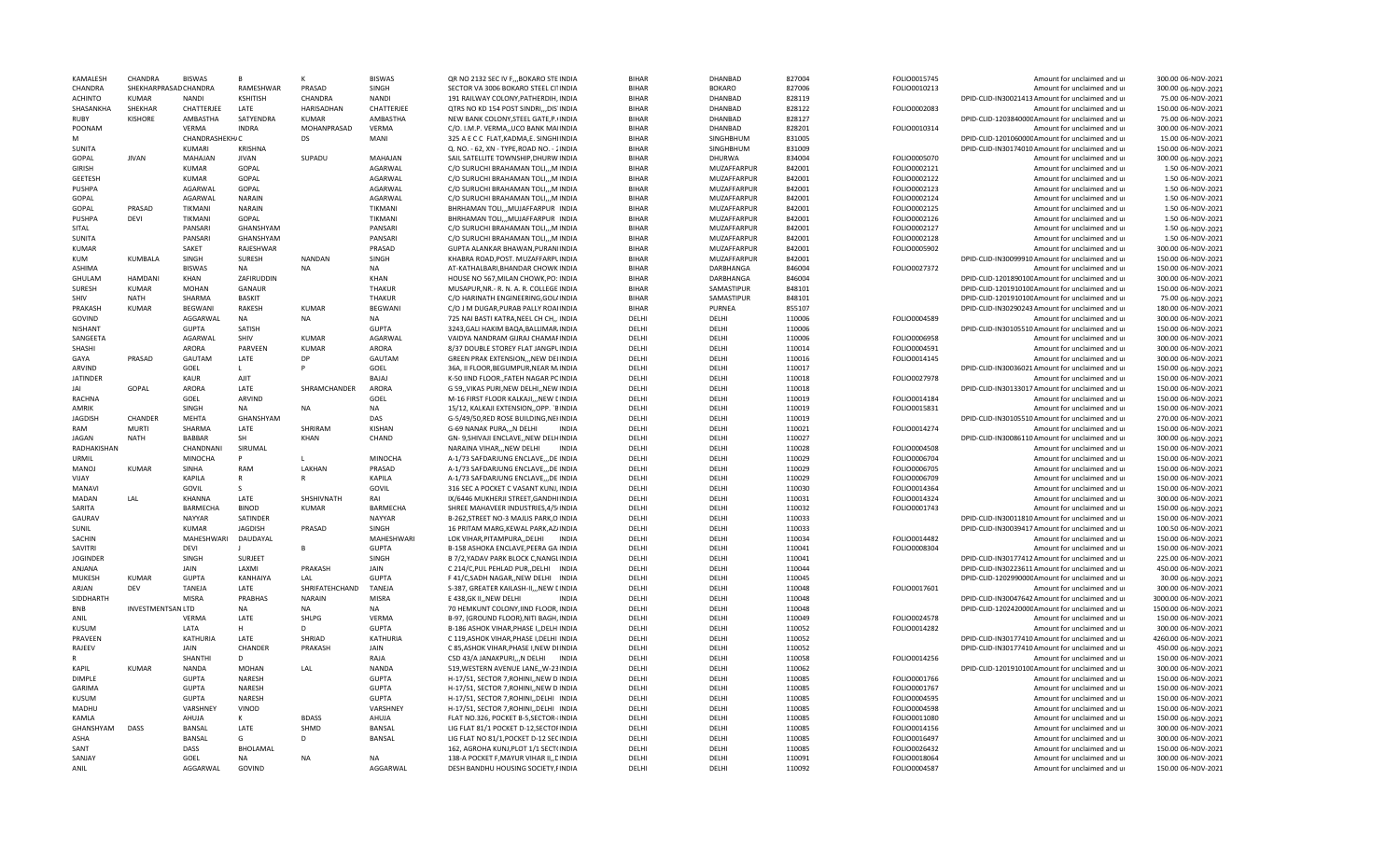| KAMALESH | CHANDRA | BISWAS | B | K | BISWAS | QR NO 2132 SEC IV F,,,BOKARO STE INDIA | BIHAR | DHANBAD | 827004 | FOLIO0015745 | | Amount for unclaimed and ur | 300.00 | 06-NOV-2021 |
|---|---|---|---|---|---|---|---|---|---|---|---|---|---|---|
| CHANDRA | SHEKHARPRASAD | CHANDRA | RAMESHWAR | PRASAD | SINGH | SECTOR VA 3006 BOKARO STEEL CI INDIA | BIHAR | BOKARO | 827006 | FOLIO0010213 | | Amount for unclaimed and ur | 300.00 | 06-NOV-2021 |
| ACHINTO | KUMAR | NANDI | KSHITISH | CHANDRA | NANDI | 191 RAILWAY COLONY,PATHERDIH, INDIA | BIHAR | DHANBAD | 828119 | | DPID-CLID-IN30021413 | Amount for unclaimed and ur | 75.00 | 06-NOV-2021 |
| SHASANKHA | SHEKHAR | CHATTERJEE | LATE | HARISADHAN | CHATTERJEE | QTRS NO KD 154 POST SINDRI,,,DIS INDIA | BIHAR | DHANBAD | 828122 | FOLIO0002083 | | Amount for unclaimed and ur | 150.00 | 06-NOV-2021 |
| RUBY | KISHORE | AMBASTHA | SATYENDRA | KUMAR | AMBASTHA | NEW BANK COLONY,STEEL GATE,P. INDIA | BIHAR | DHANBAD | 828127 | | DPID-CLID-1203840000 | Amount for unclaimed and ur | 75.00 | 06-NOV-2021 |
| POONAM | | VERMA | INDRA | MOHANPRASAD | VERMA | C/O. I.M.P. VERMA,,UCO BANK MAI INDIA | BIHAR | DHANBAD | 828201 | FOLIO0010314 | | Amount for unclaimed and ur | 300.00 | 06-NOV-2021 |
| M | | CHANDRASHEKHAC | | DS | MANI | 325 A E C C FLAT,KADMA,E. SINGHI INDIA | BIHAR | SINGHBHUM | 831005 | | DPID-CLID-1201060000 | Amount for unclaimed and ur | 15.00 | 06-NOV-2021 |
| SUNITA | | KUMARI | KRISHNA | | | Q. NO. - 62, XN - TYPE,ROAD NO. - 2 INDIA | BIHAR | SINGHBHUM | 831009 | | DPID-CLID-IN30174010 | Amount for unclaimed and ur | 150.00 | 06-NOV-2021 |
| GOPAL | JIVAN | MAHAJAN | JIVAN | SUPADU | MAHAJAN | SAIL SATELLITE TOWNSHIP,DHURW INDIA | BIHAR | DHURWA | 834004 | FOLIO0005070 | | Amount for unclaimed and ur | 300.00 | 06-NOV-2021 |
| GIRISH | | KUMAR | GOPAL | | AGARWAL | C/O SURUCHI BRAHAMAN TOLI,,,M INDIA | BIHAR | MUZAFFARPUR | 842001 | FOLIO0002121 | | Amount for unclaimed and ur | 1.50 | 06-NOV-2021 |
| GEETESH | | KUMAR | GOPAL | | AGARWAL | C/O SURUCHI BRAHAMAN TOLI,,,M INDIA | BIHAR | MUZAFFARPUR | 842001 | FOLIO0002122 | | Amount for unclaimed and ur | 1.50 | 06-NOV-2021 |
| PUSHPA | | AGARWAL | GOPAL | | AGARWAL | C/O SURUCHI BRAHAMAN TOLI,,,M INDIA | BIHAR | MUZAFFARPUR | 842001 | FOLIO0002123 | | Amount for unclaimed and ur | 1.50 | 06-NOV-2021 |
| GOPAL | | AGARWAL | NARAIN | | AGARWAL | C/O SURUCHI BRAHAMAN TOLI,,,M INDIA | BIHAR | MUZAFFARPUR | 842001 | FOLIO0002124 | | Amount for unclaimed and ur | 1.50 | 06-NOV-2021 |
| GOPAL | PRASAD | TIKMANI | NARAIN | | TIKMANI | BHRHAMAN TOLI,,,MUJAFFARPUR INDIA | BIHAR | MUZAFFARPUR | 842001 | FOLIO0002125 | | Amount for unclaimed and ur | 1.50 | 06-NOV-2021 |
| PUSHPA | DEVI | TIKMANI | GOPAL | | TIKMANI | BHRHAMAN TOLI,,,MUJAFFARPUR INDIA | BIHAR | MUZAFFARPUR | 842001 | FOLIO0002126 | | Amount for unclaimed and ur | 1.50 | 06-NOV-2021 |
| SITAL | | PANSARI | GHANSHYAM | | PANSARI | C/O SURUCHI BRAHAMAN TOLI,,,M INDIA | BIHAR | MUZAFFARPUR | 842001 | FOLIO0002127 | | Amount for unclaimed and ur | 1.50 | 06-NOV-2021 |
| SUNITA | | PANSARI | GHANSHYAM | | PANSARI | C/O SURUCHI BRAHAMAN TOLI,,,M INDIA | BIHAR | MUZAFFARPUR | 842001 | FOLIO0002128 | | Amount for unclaimed and ur | 1.50 | 06-NOV-2021 |
| KUMAR | | SAKET | RAJESHWAR | | PRASAD | GUPTA ALANKAR BHAWAN,PURANI INDIA | BIHAR | MUZAFFARPUR | 842001 | FOLIO0005902 | | Amount for unclaimed and ur | 300.00 | 06-NOV-2021 |
| KUM | KUMBALA | SINGH | SURESH | NANDAN | SINGH | KHABRA ROAD,POST. MUZAFFARPL INDIA | BIHAR | MUZAFFARPUR | 842001 | | DPID-CLID-IN30099910 | Amount for unclaimed and ur | 150.00 | 06-NOV-2021 |
| ASHIMA | | BISWAS | NA | NA | NA | AT-KATHALBARI,BHANDAR CHOWK INDIA | BIHAR | DARBHANGA | 846004 | FOLIO0027372 | | Amount for unclaimed and ur | 150.00 | 06-NOV-2021 |
| GHULAM | HAMDANI | KHAN | ZAFIRUDDIN | | KHAN | HOUSE NO 567,MILAN CHOWK,PO: INDIA | BIHAR | DARBHANGA | 846004 | | DPID-CLID-1201890100 | Amount for unclaimed and ur | 300.00 | 06-NOV-2021 |
| SURESH | KUMAR | MOHAN | GANAUR | | THAKUR | MUSAPUR,NR.- R. N. A. R. COLLEGE INDIA | BIHAR | SAMASTIPUR | 848101 | | DPID-CLID-1201910100 | Amount for unclaimed and ur | 150.00 | 06-NOV-2021 |
| SHIV | NATH | SHARMA | BASKIT | | THAKUR | C/O HARINATH ENGINEERING,GOL INDIA | BIHAR | SAMASTIPUR | 848101 | | DPID-CLID-1201910100 | Amount for unclaimed and ur | 75.00 | 06-NOV-2021 |
| PRAKASH | KUMAR | BEGWANI | RAKESH | KUMAR | BEGWANI | C/O J M DUGAR,PURAB PALLY ROAI INDIA | BIHAR | PURNEA | 855107 | | DPID-CLID-IN30290243 | Amount for unclaimed and ur | 180.00 | 06-NOV-2021 |
| GOVIND | | AGGARWAL | NA | NA | NA | 725 NAI BASTI KATRA,NEEL CH CH,, INDIA | DELHI | DELHI | 110006 | FOLIO0004589 | | Amount for unclaimed and ur | 300.00 | 06-NOV-2021 |
| NISHANT | | GUPTA | SATISH | | GUPTA | 3243,GALI HAKIM BAQA,BALLIMAR INDIA | DELHI | DELHI | 110006 | | DPID-CLID-IN30105510 | Amount for unclaimed and ur | 150.00 | 06-NOV-2021 |
| SANGEETA | | AGARWAL | SHIV | KUMAR | AGARWAL | VAIDYA NANDRAM GIJRAJ CHAMAF INDIA | DELHI | DELHI | 110006 | FOLIO0006958 | | Amount for unclaimed and ur | 300.00 | 06-NOV-2021 |
| SHASHI | | ARORA | PARVEEN | KUMAR | ARORA | 8/37 DOUBLE STOREY FLAT JANGPL INDIA | DELHI | DELHI | 110014 | FOLIO0004591 | | Amount for unclaimed and ur | 300.00 | 06-NOV-2021 |
| GAYA | PRASAD | GAUTAM | LATE | DP | GAUTAM | GREEN PRAK EXTENSION,,,NEW DEI INDIA | DELHI | DELHI | 110016 | FOLIO0014145 | | Amount for unclaimed and ur | 300.00 | 06-NOV-2021 |
| ARVIND | | GOEL | L | P | GOEL | 36A, II FLOOR,BEGUMPUR,NEAR M. INDIA | DELHI | DELHI | 110017 | | DPID-CLID-IN30036021 | Amount for unclaimed and ur | 150.00 | 06-NOV-2021 |
| JATINDER | | KAUR | AJIT | | BAJAJ | K-50 IIND FLOOR,,FATEH NAGAR PC INDIA | DELHI | DELHI | 110018 | FOLIO0027978 | | Amount for unclaimed and ur | 150.00 | 06-NOV-2021 |
| JAI | GOPAL | ARORA | LATE | SHRAMCHANDER | ARORA | G 59,,VIKAS PURI,NEW DELHI,,NEW INDIA | DELHI | DELHI | 110018 | | DPID-CLID-IN30133017 | Amount for unclaimed and ur | 150.00 | 06-NOV-2021 |
| RACHNA | | GOEL | ARVIND | | GOEL | M-16 FIRST FLOOR KALKAJI,,,NEW C INDIA | DELHI | DELHI | 110019 | FOLIO0014184 | | Amount for unclaimed and ur | 150.00 | 06-NOV-2021 |
| AMRIK | | SINGH | NA | NA | NA | 15/12, KALKAJI EXTENSION,,OPP. 'B INDIA | DELHI | DELHI | 110019 | FOLIO0015831 | | Amount for unclaimed and ur | 150.00 | 06-NOV-2021 |
| JAGDISH | CHANDER | MEHTA | GHANSHYAM | | DAS | G-5/49/50,RED ROSE BUILDING,NEI INDIA | DELHI | DELHI | 110019 | | DPID-CLID-IN30105510 | Amount for unclaimed and ur | 270.00 | 06-NOV-2021 |
| RAM | MURTI | SHARMA | LATE | SHRIRAM | KISHAN | G-69 NANAK PURA,,,N DELHI INDIA | DELHI | DELHI | 110021 | FOLIO0014274 | | Amount for unclaimed and ur | 150.00 | 06-NOV-2021 |
| JAGAN | NATH | BABBAR | SH | KHAN | CHAND | GN- 9,SHIVAJI ENCLAVE,,NEW DELH INDIA | DELHI | DELHI | 110027 | | DPID-CLID-IN30086110 | Amount for unclaimed and ur | 300.00 | 06-NOV-2021 |
| RADHAKISHAN | | CHANDNANI | SIRUMAL | | | NARAINA VIHAR,,,NEW DELHI INDIA | DELHI | DELHI | 110028 | FOLIO0004508 | | Amount for unclaimed and ur | 150.00 | 06-NOV-2021 |
| URMIL | | MINOCHA | P | L | MINOCHA | A-1/73 SAFDARJUNG ENCLAVE,,,DE INDIA | DELHI | DELHI | 110029 | FOLIO0006704 | | Amount for unclaimed and ur | 150.00 | 06-NOV-2021 |
| MANOJ | KUMAR | SINHA | RAM | LAKHAN | PRASAD | A-1/73 SAFDARJUNG ENCLAVE,,,DE INDIA | DELHI | DELHI | 110029 | FOLIO0006705 | | Amount for unclaimed and ur | 150.00 | 06-NOV-2021 |
| VIJAY | | KAPILA | R | R | KAPILA | A-1/73 SAFDARJUNG ENCLAVE,,,DE INDIA | DELHI | DELHI | 110029 | FOLIO0006709 | | Amount for unclaimed and ur | 150.00 | 06-NOV-2021 |
| MANAVI | | GOVIL | S | | GOVIL | 316 SEC A POCKET C VASANT KUNJ, INDIA | DELHI | DELHI | 110030 | FOLIO0014364 | | Amount for unclaimed and ur | 150.00 | 06-NOV-2021 |
| MADAN | LAL | KHANNA | LATE | SHSHIVNATH | RAI | IX/6446 MUKHERJI STREET,GANDHI INDIA | DELHI | DELHI | 110031 | FOLIO0014324 | | Amount for unclaimed and ur | 300.00 | 06-NOV-2021 |
| SARITA | | BARMECHA | BINOD | KUMAR | BARMECHA | SHREE MAHAVEER INDUSTRIES,4/5 INDIA | DELHI | DELHI | 110032 | FOLIO0001743 | | Amount for unclaimed and ur | 150.00 | 06-NOV-2021 |
| GAURAV | | NAYYAR | SATINDER | | NAYYAR | B-262,STREET NO-3 MAJLIS PARK,O INDIA | DELHI | DELHI | 110033 | | DPID-CLID-IN30011810 | Amount for unclaimed and ur | 150.00 | 06-NOV-2021 |
| SUNIL | | KUMAR | JAGDISH | PRASAD | SINGH | 16 PRITAM MARG,KEWAL PARK,AZ. INDIA | DELHI | DELHI | 110033 | | DPID-CLID-IN30039417 | Amount for unclaimed and ur | 100.50 | 06-NOV-2021 |
| SACHIN | | MAHESHWARI | DAUDAYAL | | MAHESHWARI | LOK VIHAR,PITAMPURA,,DELHI INDIA | DELHI | DELHI | 110034 | FOLIO0014482 | | Amount for unclaimed and ur | 150.00 | 06-NOV-2021 |
| SAVITRI | | DEVI | J | B | GUPTA | B-158 ASHOKA ENCLAVE,PEERA GA INDIA | DELHI | DELHI | 110041 | FOLIO0008304 | | Amount for unclaimed and ur | 150.00 | 06-NOV-2021 |
| JOGINDER | | SINGH | SURJEET | | SINGH | B 7/2,YADAV PARK BLOCK C,NANGL INDIA | DELHI | DELHI | 110041 | | DPID-CLID-IN30177412 | Amount for unclaimed and ur | 225.00 | 06-NOV-2021 |
| ANJANA | | JAIN | LAXMI | PRAKASH | JAIN | C 214/C,PUL PEHLAD PUR,,DELHI INDIA | DELHI | DELHI | 110044 | | DPID-CLID-IN30223611 | Amount for unclaimed and ur | 450.00 | 06-NOV-2021 |
| MUKESH | KUMAR | GUPTA | KANHAIYA | LAL | GUPTA | F 41/C,SADH NAGAR,,NEW DELHI INDIA | DELHI | DELHI | 110045 | | DPID-CLID-1202990000 | Amount for unclaimed and ur | 30.00 | 06-NOV-2021 |
| ARJAN | DEV | TANEJA | LATE | SHRIFATEHCHAND | TANEJA | S-387, GREATER KAILASH-II,,,NEW C INDIA | DELHI | DELHI | 110048 | FOLIO0017601 | | Amount for unclaimed and ur | 300.00 | 06-NOV-2021 |
| SIDDHARTH | | MISRA | PRABHAS | NARAIN | MISRA | E 438,GK II,,NEW DELHI INDIA | DELHI | DELHI | 110048 | | DPID-CLID-IN30047642 | Amount for unclaimed and ur | 3000.00 | 06-NOV-2021 |
| BNB | INVESTMENTSAN | LTD | NA | NA | NA | 70 HEMKUNT COLONY,IIND FLOOR, INDIA | DELHI | DELHI | 110048 | | DPID-CLID-1202420000 | Amount for unclaimed and ur | 1500.00 | 06-NOV-2021 |
| ANIL | | VERMA | LATE | SHLPG | VERMA | B-97, (GROUND FLOOR),NITI BAGH, INDIA | DELHI | DELHI | 110049 | FOLIO0024578 | | Amount for unclaimed and ur | 150.00 | 06-NOV-2021 |
| KUSUM | | LATA | H | D | GUPTA | B-186 ASHOK VIHAR,PHASE I,,DELH INDIA | DELHI | DELHI | 110052 | FOLIO0014282 | | Amount for unclaimed and ur | 300.00 | 06-NOV-2021 |
| PRAVEEN | | KATHURIA | LATE | SHRIAD | KATHURIA | C 119,ASHOK VIHAR,PHASE I,DELHI INDIA | DELHI | DELHI | 110052 | | DPID-CLID-IN30177410 | Amount for unclaimed and ur | 4260.00 | 06-NOV-2021 |
| RAJEEV | | JAIN | CHANDER | PRAKASH | JAIN | C 85,ASHOK VIHAR,PHASE I,NEW DI INDIA | DELHI | DELHI | 110052 | | DPID-CLID-IN30177410 | Amount for unclaimed and ur | 450.00 | 06-NOV-2021 |
| R | | SHANTHI | D | | RAJA | CSD 43/A JANAKPURI,,,N DELHI INDIA | DELHI | DELHI | 110058 | FOLIO0014256 | | Amount for unclaimed and ur | 150.00 | 06-NOV-2021 |
| KAPIL | KUMAR | NANDA | MOHAN | LAL | NANDA | 519,WESTERN AVENUE LANE,,W-23 INDIA | DELHI | DELHI | 110062 | | DPID-CLID-1201910100 | Amount for unclaimed and ur | 300.00 | 06-NOV-2021 |
| DIMPLE | | GUPTA | NARESH | | GUPTA | H-17/51, SECTOR 7,ROHINI,,NEW D INDIA | DELHI | DELHI | 110085 | FOLIO0001766 | | Amount for unclaimed and ur | 150.00 | 06-NOV-2021 |
| GARIMA | | GUPTA | NARESH | | GUPTA | H-17/51, SECTOR 7,ROHINI,,NEW D INDIA | DELHI | DELHI | 110085 | FOLIO0001767 | | Amount for unclaimed and ur | 150.00 | 06-NOV-2021 |
| KUSUM | | GUPTA | NARESH | | GUPTA | H-17/51, SECTOR 7,ROHINI,,DELHI INDIA | DELHI | DELHI | 110085 | FOLIO0004595 | | Amount for unclaimed and ur | 150.00 | 06-NOV-2021 |
| MADHU | | VARSHNEY | VINOD | | VARSHNEY | H-17/51, SECTOR 7,ROHINI,,DELHI INDIA | DELHI | DELHI | 110085 | FOLIO0004598 | | Amount for unclaimed and ur | 150.00 | 06-NOV-2021 |
| KAMLA | | AHUJA | K | BDASS | AHUJA | FLAT NO.326, POCKET B-5,SECTOR- INDIA | DELHI | DELHI | 110085 | FOLIO0011080 | | Amount for unclaimed and ur | 150.00 | 06-NOV-2021 |
| GHANSHYAM | DASS | BANSAL | LATE | SHMD | BANSAL | LIG FLAT 81/1 POCKET D-12,SECTOI INDIA | DELHI | DELHI | 110085 | FOLIO0014156 | | Amount for unclaimed and ur | 300.00 | 06-NOV-2021 |
| ASHA | | BANSAL | G | D | BANSAL | LIG FLAT NO 81/1,POCKET D-12 SEC INDIA | DELHI | DELHI | 110085 | FOLIO0016497 | | Amount for unclaimed and ur | 300.00 | 06-NOV-2021 |
| SANT | | DASS | BHOLAMAL | | | 162, AGROHA KUNJ,PLOT 1/1 SECT( INDIA | DELHI | DELHI | 110085 | FOLIO0026432 | | Amount for unclaimed and ur | 150.00 | 06-NOV-2021 |
| SANJAY | | GOEL | NA | NA | NA | 138-A POCKET F,MAYUR VIHAR II,,C INDIA | DELHI | DELHI | 110091 | FOLIO0018064 | | Amount for unclaimed and ur | 300.00 | 06-NOV-2021 |
| ANIL | | AGGARWAL | GOVIND | | AGGARWAL | DESH BANDHU HOUSING SOCIETY,F INDIA | DELHI | DELHI | 110092 | FOLIO0004587 | | Amount for unclaimed and ur | 150.00 | 06-NOV-2021 |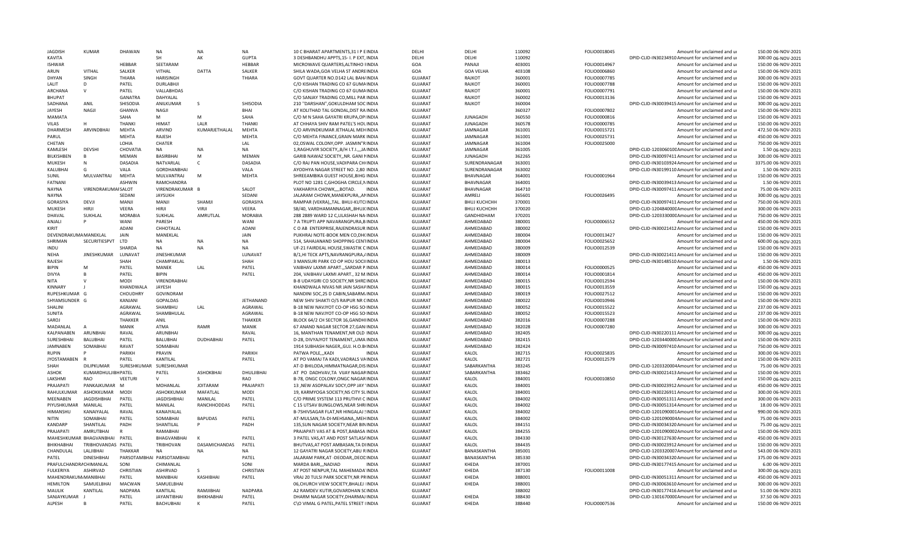| | | | | | | | | | | | | | | |
|---|---|---|---|---|---|---|---|---|---|---|---|---|---|---|
| JAGDISH | KUMAR | DHAWAN | NA | NA | NA | 10 C BHARAT APARTMENTS,31 I P E INDIA | DELHI | DELHI | 110092 | FOLIO0018045 | | Amount for unclaimed and ui | 150.00 | 06-NOV-2021 |
| KAVITA | | | SH | AK | GUPTA | 3 DESHBANDHU APPTS,15- I. P EXT, INDIA | DELHI | DELHI | 110092 | | DPID-CLID-IN30234910 | Amount for unclaimed and ui | 300.00 | 06-NOV-2021 |
| ISHWAR | | HEBBAR | SEETARAM | | HEBBAR | MICROWAVE QUARTERS,ALTINHO IINDIA | GOA | PANAJI | 403001 | FOLIO0014967 | | Amount for unclaimed and ui | 150.00 | 06-NOV-2021 |
| ARUN | VITHAL | SALKER | VITHAL | DATTA | SALKER | SHILA WADA,GOA VELHA ST ANDREINDIA | GOA | GOA VELHA | 403108 | FOLIO0006860 | | Amount for unclaimed and ui | 150.00 | 06-NOV-2021 |
| DHYAN | SINGH | THIARA | HARISINGH | | THIARA | GOVT QUARTER NO.D142 LAL BAHJINDIA | GUJARAT | RAJKOT | 360001 | FOLIO0007785 | | Amount for unclaimed and ui | 300.00 | 06-NOV-2021 |
| LALIT | D | PATEL | DURLABHJI | | | C/O KISHAN TRADING CO 67 GUMAINDIA | GUJARAT | RAJKOT | 360001 | FOLIO0007788 | | Amount for unclaimed and ui | 150.00 | 06-NOV-2021 |
| ARCHANA | V | PATEL | VALLABHDAS | | | C/O KISHAN TRADING CO 67 GUMAINDIA | GUJARAT | RAJKOT | 360001 | FOLIO0007791 | | Amount for unclaimed and ui | 150.00 | 06-NOV-2021 |
| BHUPAT | | GANATRA | DAHYALAL | | | C/O SANJAY TRADING CO,MILL PAR INDIA | GUJARAT | RAJKOT | 360002 | FOLIO0013136 | | Amount for unclaimed and ui | 150.00 | 06-NOV-2021 |
| SADHANA | ANIL | SHISODIA | ANILKUMAR | S | SHISODIA | 210 ''DARSHAN'',GOKULDHAM SOC INDIA | GUJARAT | RAJKOT | 360004 | | DPID-CLID-IN30039415 | Amount for unclaimed and ui | 300.00 | 06-NOV-2021 |
| JAYESH | NAGJI | GHANVA | NAGJI | | BHAI | AT KOLITHAD TAL GONDAL,DIST RA INDIA | GUJARAT | | 360327 | FOLIO0007802 | | Amount for unclaimed and ui | 150.00 | 06-NOV-2021 |
| MAMATA | | SAHA | M | M | SAHA | C/O M N SAHA GAYATRI KRUPA,OP INDIA | GUJARAT | JUNAGADH | 360550 | FOLIO0000816 | | Amount for unclaimed and ui | 150.00 | 06-NOV-2021 |
| VILAS | H | THANKI | HIMAT | LALR | THANKI | AT CHHAYA SHIV RAM PATEL'S HOL INDIA | GUJARAT | JUNAGADH | 360578 | FOLIO0000785 | | Amount for unclaimed and ui | 150.00 | 06-NOV-2021 |
| DHARMESH | ARVINDBHAI | MEHTA | ARVIND | KUMARJETHALAL | MEHTA | C/O ARVINDKUMAR JETHALAL MEH INDIA | GUJARAT | JAMNAGAR | 361001 | FOLIO0015721 | | Amount for unclaimed and ui | 472.50 | 06-NOV-2021 |
| PARUL | | MEHTA | RAJESH | | MEHTA | C/O MEHTA FINANCE,GRAIN MARK INDIA | GUJARAT | JAMNAGAR | 361001 | FOLIO0025731 | | Amount for unclaimed and ui | 450.00 | 06-NOV-2021 |
| CHETAN | | LOHIA | CHATER | | LAL | 02,OSWAL COLONY,OPP. JASMIN"R INDIA | GUJARAT | JAMNAGAR | 361004 | FOLIO0025000 | | Amount for unclaimed and ui | 750.00 | 06-NOV-2021 |
| KAMLESH | DEVSHI | CHOVATIA | NA | NA | NA | 1,RAGHUVIR SOCIETY,,B/H I.T.I.,,,JA INDIA | GUJARAT | JAMNAGAR | 361005 | | DPID-CLID-1203060100 | Amount for unclaimed and ui | 1.50 | 06-NOV-2021 |
| BILKISHBEN | B | MEMAN | BASIRBHAI | M | MEMAN | GARIB NAWAZ SOCIETY,,NR. GANI I INDIA | GUJARAT | JUNAGADH | 362265 | | DPID-CLID-IN30097411 | Amount for unclaimed and ui | 300.00 | 06-NOV-2021 |
| MUKESH | N | DASADIA | NATVARLAL | C | DASADIA | C/O RAJ PAN HOUSE,VADIPARA CH INDIA | GUJARAT | SURENDRANAGAR | 363001 | | DPID-CLID-IN30103924 | Amount for unclaimed and ui | 3375.00 | 06-NOV-2021 |
| KALUBHAI | G | VALA | GORDHANBHAI | | VALA | AYODHYA NAGAR STREET NO. 2,80 INDIA | GUJARAT | SURENDRANAGAR | 363002 | | DPID-CLID-IN30199110 | Amount for unclaimed and ui | 1.50 | 06-NOV-2021 |
| SUNIL | MULVANTRAI | MEHTA | MULVANTRAJ | M | MEHTA | SHREEAMBIKA GUEST HOUSE,BIHG INDIA | GUJARAT | BHAVNAGAR | 364001 | FOLIO0001964 | | Amount for unclaimed and ui | 150.00 | 06-NOV-2021 |
| FATNANI | | ASHWIN | RAMCHANDRA | | | PLOT NO 1281 C,GHOGHA CIRCLE,N INDIA | GUJARAT | BHAVNAGAR | 364001 | | DPID-CLID-IN30039413 | Amount for unclaimed and ui | 1.50 | 06-NOV-2021 |
| NAYNA | VIRENDRAKUMAI | SALOT | VIRENDRAKUMAR | B | SALOT | VAKHARIYA CHOWK,,,,BOTAD. INDIA | GUJARAT | BHAVNAGAR | 364710 | | DPID-CLID-IN30097411 | Amount for unclaimed and ui | 75.00 | 06-NOV-2021 |
| NAYNA | | SEDANI | JAYSUKH | | SEDANI | JALARAM CHOWK,MANEKPURA,,AI INDIA | GUJARAT | AMRELI | 365601 | FOLIO0026495 | | Amount for unclaimed and ui | 300.00 | 06-NOV-2021 |
| GORASIYA | DEVJI | MANJI | MANJI | SHAMJI | GORASIYA | RAMPAR (VEKRA),,TAL. BHUJ-KUTC INDIA | GUJARAT | BHUJ KUCHCHH | 370001 | | DPID-CLID-IN30097411 | Amount for unclaimed and ui | 750.00 | 06-NOV-2021 |
| MUKESH | HIRJI | VEERA | HIRJI | VIRJI | VEERA | SB/40, VARDHAMANNAGAR,,BHUJ INDIA | GUJARAT | BHUJ KUCHCHH | 370020 | | DPID-CLID-1204840000 | Amount for unclaimed and ui | 300.00 | 06-NOV-2021 |
| DHAVAL | SUKHLAL | MORABIA | SUKHLAL | AMRUTLAL | MORABIA | 288 2889 WARD 12 C,LILASHAH NA INDIA | GUJARAT | GANDHIDHAM | 370201 | | DPID-CLID-1203330000 | Amount for unclaimed and ui | 750.00 | 06-NOV-2021 |
| ANJALI | P | WANI | PARESH | | WANI | 7 A TRUPTI APP NAVARANGPURA,B INDIA | GUJARAT | AHMEDABAD | 380001 | FOLIO0006552 | | Amount for unclaimed and ui | 450.00 | 06-NOV-2021 |
| KIRIT | | ADANI | CHHOTALAL | | ADANI | C O AB ENTERPRISE,RAJENDRASUR INDIA | GUJARAT | AHMEDABAD | 380002 | | DPID-CLID-IN30021412 | Amount for unclaimed and ui | 150.00 | 06-NOV-2021 |
| DEVENDRAKUMAMANEKLAL | | JAIN | MANEKLAL | | JAIN | PUKHRAJ NOTE-BOOK MEN CO,DH( INDIA | GUJARAT | AHMEDABAD | 380004 | FOLIO0013427 | | Amount for unclaimed and ui | 150.00 | 06-NOV-2021 |
| SHRIMAN | SECURITIESPVT | LTD | NA | NA | NA | 514, SAHAJANAND SHOPPING CEN INDIA | GUJARAT | AHMEDABAD | 380004 | FOLIO0025652 | | Amount for unclaimed and ui | 600.00 | 06-NOV-2021 |
| INDU | | SHARDA | NA | NA | NA | UF-21 FAIRDEAL HOUSE,SWASTIK C INDIA | GUJARAT | AHMEDABAD | 380009 | FOLIO0012539 | | Amount for unclaimed and ui | 150.00 | 06-NOV-2021 |
| NEHA | JINESHKUMAR | LUNAVAT | JINESHKUMAR | | LUNAVAT | B/1,HI TECK APTS,NAVRANGPURA,I INDIA | GUJARAT | AHMEDABAD | 380009 | | DPID-CLID-IN30021411 | Amount for unclaimed and ui | 150.00 | 06-NOV-2021 |
| RAJESH | | SHAH | CHAMPAKLAL | | SHAH | 3 MANSURI PARK CO OP HOU SOCI INDIA | GUJARAT | AHMEDABAD | 380013 | | DPID-CLID-IN30148510 | Amount for unclaimed and ui | 1.50 | 06-NOV-2021 |
| BIPIN | M | PATEL | MANEK | LAL | PATEL | VAIBHAV LAXMI APART.,,SARDAR P INDIA | GUJARAT | AHMEDABAD | 380014 | FOLIO0000525 | | Amount for unclaimed and ui | 450.00 | 06-NOV-2021 |
| DIVYA | B | PATEL | BIPIN | | PATEL | 204, VAIBHAV LAXMI APART., 32 M INDIA | GUJARAT | AHMEDABAD | 380014 | FOLIO0001814 | | Amount for unclaimed and ui | 450.00 | 06-NOV-2021 |
| NITA | V | MODI | VIRENDRABHAI | | | B-8 UDAYGIRI CO SOCIETY,NR SHRE INDIA | GUJARAT | AHMEDABAD | 380015 | FOLIO0012594 | | Amount for unclaimed and ui | 150.00 | 06-NOV-2021 |
| KINNARY | J | KHANDWALA | JAYESH | | | KHANDWALA NIVAS NR JAIN SASHA INDIA | GUJARAT | AHMEDABAD | 380015 | FOLIO0013559 | | Amount for unclaimed and ui | 150.00 | 06-NOV-2021 |
| RUPESHKUMAR | G | CHOUDHRY | GOVINDRAM | | | NANDINI SOC,25 D CABIN,SABARM INDIA | GUJARAT | AHMEDABAD | 380019 | FOLIO0027512 | | Amount for unclaimed and ui | 150.00 | 06-NOV-2021 |
| SHYAMSUNDER | G | KANJANI | GOPALDAS | | JETHANAND | NEW SHIV SHAKTI O/S RAIPUR NR C INDIA | GUJARAT | AHMEDABAD | 380022 | FOLIO0010946 | | Amount for unclaimed and ui | 150.00 | 06-NOV-2021 |
| SHALINI | | AGRAWAL | SHAMBHU | LAL | AGRAWAL | B-18 NEW NAVJYOT CO-OP HSG SO INDIA | GUJARAT | AHMEDABAD | 380052 | FOLIO0015522 | | Amount for unclaimed and ui | 237.00 | 06-NOV-2021 |
| SUNITA | | AGRAWAL | SHAMBHULAL | | AGRAWAL | B-18 NEW NAVJYOT CO-OP HSG SO INDIA | GUJARAT | AHMEDABAD | 380052 | FOLIO0015523 | | Amount for unclaimed and ui | 237.00 | 06-NOV-2021 |
| SAROJ | | THAKKER | ANIL | | THAKKER | BLOCK 64/2 CH SECTOR 16,GANDHI INDIA | GUJARAT | AHMEDABAD | 382016 | FOLIO0007288 | | Amount for unclaimed and ui | 150.00 | 06-NOV-2021 |
| MADANLAL | A | MANIK | ATMA | RAMR | MANIK | 67 ANAND NAGAR SECTOR 27,GAN INDIA | GUJARAT | AHMEDABAD | 382028 | FOLIO0007280 | | Amount for unclaimed and ui | 300.00 | 06-NOV-2021 |
| KALPANABEN | ARUNBHAI | RAVAL | ARUNBHAI | | RAVAL | 16, MANTHAN TENAMENT,NR OLD INDIA | GUJARAT | AHMEDABAD | 382405 | | DPID-CLID-IN30220111 | Amount for unclaimed and ui | 300.00 | 06-NOV-2021 |
| SURESHBHAI | BALUBHAI | PATEL | BALUBHAI | DUDHABHAI | PATEL | D-28, DIVYAJYOT TENAMENT,,UMA INDIA | GUJARAT | AHMEDABAD | 382415 | | DPID-CLID-1203440000 | Amount for unclaimed and ui | 150.00 | 06-NOV-2021 |
| JAMNABEN | SOMABHAI | RAVAT | SOMABHAI | | | 1914 SUBHASH NAGER,,GUJ. H.O.B INDIA | GUJARAT | AHMEDABAD | 382424 | | DPID-CLID-IN30097410 | Amount for unclaimed and ui | 750.00 | 06-NOV-2021 |
| RUPIN | P | PARIKH | PRAVIN | | PARIKH | PATWA POLE,,,KADI INDIA | GUJARAT | KALOL | 382715 | FOLIO0025835 | | Amount for unclaimed and ui | 300.00 | 06-NOV-2021 |
| JYOSTAMABEN | R | PATEL | KANTILAL | | PATEL | AT PO VAMAJ TA KADI,VADRALS VA INDIA | GUJARAT | KALOL | 382721 | FOLIO0012579 | | Amount for unclaimed and ui | 150.00 | 06-NOV-2021 |
| SHAH | DILIPKUMAR | SURESHKUMAR | SURESHKUMAR | | | AT-D BHILODA,HIMMATNAGAR,DIS INDIA | GUJARAT | SABARKANTHA | 383245 | | DPID-CLID-1203320004 | Amount for unclaimed and ui | 75.00 | 06-NOV-2021 |
| ASHOK | KUMARDHULJIBH | PATEL | PATEL | ASHOKBHAI | DHULJIBHAI | AT PO DADHVAV,TA VIJAY NAGAR INDIA | GUJARAT | SABARKANTHA | 383462 | | DPID-CLID-IN30021413 | Amount for unclaimed and ui | 150.00 | 06-NOV-2021 |
| LAKSHMI | RAO | VEETURI | V | S | RAO | B-78, ONGC COLONY,ONGC NAGAR INDIA | GUJARAT | KALOL | 384001 | FOLIO0010850 | | Amount for unclaimed and ui | 150.00 | 06-NOV-2021 |
| PRAJAPATI | PANKAJKUMAR | M | MOHANLAL | JOITARAM | PRAJAPATI | 13 ,NEW ASOPALAV SOCY,OPP JAY INDIA | GUJARAT | KALOL | 384001 | | DPID-CLID-IN30023912 | Amount for unclaimed and ui | 450.00 | 06-NOV-2021 |
| RAHULKUMAR | ASHOKKUMAR | MODI | ASHOKKUMAR | MAFATLAL | MODI | 19, KARMYOGA SOCIETY,NS CITY SL INDIA | GUJARAT | KALOL | 384001 | | DPID-CLID-IN30226911 | Amount for unclaimed and ui | 300.00 | 06-NOV-2021 |
| MEENABEN | JAGDISHBHAI | PATEL | JAGDISHBHAI | MANILAL | PATEL | C/O PRIME SYSTEM 113 PRUTHVI C INDIA | GUJARAT | KALOL | 384002 | | DPID-CLID-IN30051311 | Amount for unclaimed and ui | 300.00 | 06-NOV-2021 |
| PIYUSHKUMAR | MANILAL | PATEL | MANILAL | RANCHHODDAS | PATEL | C 15 UTSAV BUNGLOWS,NEAR SHRI INDIA | GUJARAT | KALOL | 384002 | | DPID-CLID-IN30051314 | Amount for unclaimed and ui | 18.00 | 06-NOV-2021 |
| HIMANSHU | KANAIYALAL | RAVAL | KANAIYALAL | | | B-7SHIVSAGAR FLAT,NR HINGALAJ I INDIA | GUJARAT | KALOL | 384002 | | DPID-CLID-1201090001 | Amount for unclaimed and ui | 990.00 | 06-NOV-2021 |
| NITIN | SOMABHAI | PATEL | SOMABHAI | BAPUDAS | PATEL | AT-MULSAN,TA-DI-MEHSANA,,MEH INDIA | GUJARAT | KALOL | 384002 | | DPID-CLID-1201090004 | Amount for unclaimed and ui | 75.00 | 06-NOV-2021 |
| KANDARP | SHANTILAL | PADH | SHANTILAL | P | PADH | 135,SUN NAGAR SOCIETY,NEAR BIN INDIA | GUJARAT | KALOL | 384151 | | DPID-CLID-IN30034320 | Amount for unclaimed and ui | 75.00 | 06-NOV-2021 |
| PRAJAPATI | AMRUTBHAI | R | RAMABHAI | | | PRAJAPATI VAS AT & POST,BABASA INDIA | GUJARAT | KALOL | 384255 | | DPID-CLID-1201090002 | Amount for unclaimed and ui | 150.00 | 06-NOV-2021 |
| MAHESHKUMAR | BHAGVANBHAI | PATEL | BHAGVANBHAI | K | PATEL | 3 PATEL VAS,AT AND POST SATLAS/ INDIA | GUJARAT | KALOL | 384330 | | DPID-CLID-IN30127630 | Amount for unclaimed and ui | 450.00 | 06-NOV-2021 |
| BHIKHABHAI | TRIBHOVANDAS | PATEL | TRIBHOVAN | DASAMICHANDAS | PATEL | BHUTVAS,AT POST AMBASAN,TA DI INDIA | GUJARAT | KALOL | 384435 | | DPID-CLID-IN30023912 | Amount for unclaimed and ui | 150.00 | 06-NOV-2021 |
| CHANDULAL | LALJIBHAI | THAKKAR | NA | NA | NA | 12 GAYATRI NAGAR SOCIETY,ABU R INDIA | GUJARAT | BANASKANTHA | 385001 | | DPID-CLID-1203320007 | Amount for unclaimed and ui | 543.00 | 06-NOV-2021 |
| PATEL | DINESHBHAI | PARSOTAMBHAI | PARSOTAMBHAI | | PATEL | JALARAM PARK,AT -DEODAR,,DEOD INDIA | GUJARAT | BANASKANTHA | 385330 | | DPID-CLID-IN30034320 | Amount for unclaimed and ui | 375.00 | 06-NOV-2021 |
| PRAFULCHANDRACHIMANLAL | | SONI | CHIMANLAL | | SONI | MARDA BARI,,,NADIAD INDIA | GUJARAT | KHEDA | 387001 | | DPID-CLID-IN30177415 | Amount for unclaimed and ui | 6.00 | 06-NOV-2021 |
| FULKERIYA | ASHIRVAD | CHRISTIAN | ASHIRVAD | S | CHRISTIAN | AT POST NENPUR,TAL MAHEMADA INDIA | GUJARAT | | 387130 | FOLIO0011008 | | Amount for unclaimed and ui | 300.00 | 06-NOV-2021 |
| MAHENDRAKUM | MANIBHAI | PATEL | MANIBHAI | KASHIBHAI | PATEL | VRAJ 20 TULSI PARK SOCIETY,NR PF INDIA | GUJARAT | KHEDA | 388001 | | DPID-CLID-IN30051311 | Amount for unclaimed and ui | 450.00 | 06-NOV-2021 |
| HEMILTON | SAMUELBHAI | MACWAN | SAMUELBHAI | | | 06,CHURCH VIEW SOCIETY,BHALEJ I INDIA | GUJARAT | KHEDA | 388001 | | DPID-CLID-IN30063610 | Amount for unclaimed and ui | 300.00 | 06-NOV-2021 |
| MAULIK | KANTILAL | NADPARA | KANTILAL | RAMJIBHAI | NADPARA | A2 RAMDEV KUTIR,GOVARDHAN SC INDIA | GUJARAT | | 388002 | | DPID-CLID-IN30177416 | Amount for unclaimed and ui | 51.00 | 06-NOV-2021 |
| SANJAYKUMAR | J | PATEL | JAYANTIBHAI | BHIKHABHAI | PATEL | DHARM NAGAR SOCIETY,DHARMAJ INDIA | GUJARAT | KHEDA | 388430 | | DPID-CLID-1301670000 | Amount for unclaimed and ui | 37.50 | 06-NOV-2021 |
| ALPESH | B | PATEL | BACHUBHAI | K | PATEL | C\O VIMAL G PATEL,PATEL STREET I INDIA | GUJARAT | KHEDA | 388440 | FOLIO0007536 | | Amount for unclaimed and ui | 150.00 | 06-NOV-2021 |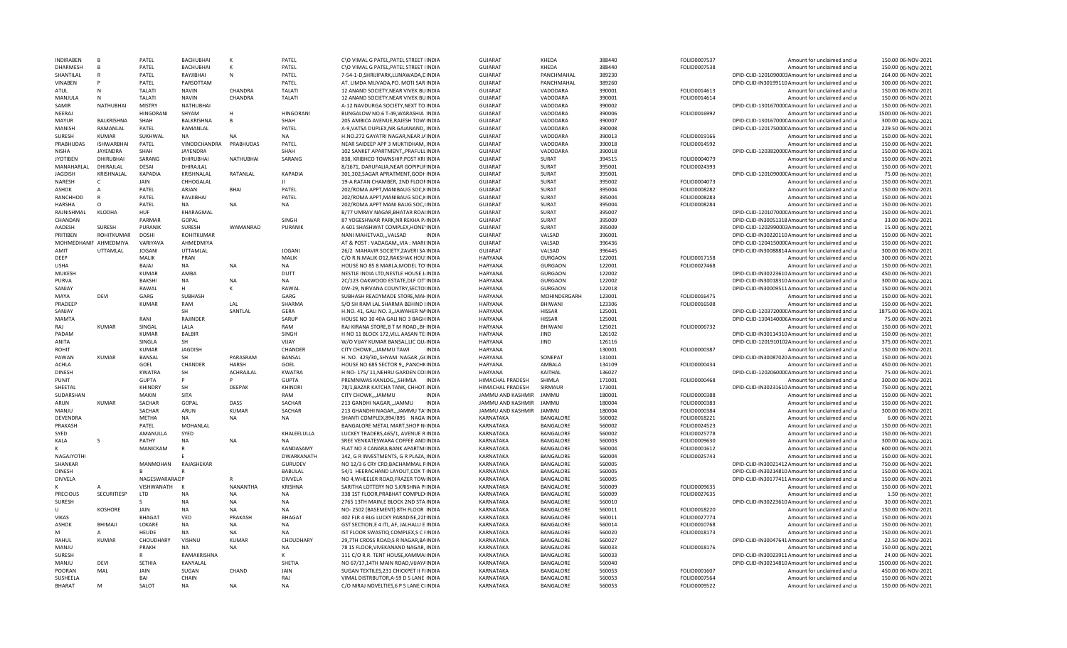| | | | | | | | | | | | | | | | |
|---|---|---|---|---|---|---|---|---|---|---|---|---|---|---|---|
| INDIRABEN | B | PATEL | BACHUBHAI | K | PATEL | C\O VIMAL G PATEL,PATEL STREET INDIA | | GUJARAT | KHEDA | 388440 | FOLIO0007537 | | Amount for unclaimed and u | 150.00 | 06-NOV-2021 |
| DHARMESH | B | PATEL | BACHUBHAI | K | PATEL | C\O VIMAL G PATEL,PATEL STREET INDIA | | GUJARAT | KHEDA | 388440 | FOLIO0007538 | | Amount for unclaimed and u | 150.00 | 06-NOV-2021 |
| SHANTILAL | R | PATEL | RAYJIBHAI | N | PATEL | 7-54-1-D,SHRIJIPARK,LUNAWADA,D INDIA | | GUJARAT | PANCHMAHAL | 389230 | | DPID-CLID-1201090003 | Amount for unclaimed and u | 264.00 | 06-NOV-2021 |
| VINABEN | P | PATEL | PARSOTTAM | | PATEL | AT. LIMDA MUVADA,PO. MOTI SAR INDIA | | GUJARAT | PANCHMAHAL | 389260 | | DPID-CLID-IN30199110 | Amount for unclaimed and u | 300.00 | 06-NOV-2021 |
| ATUL | N | TALATI | NAVIN | CHANDRA | TALATI | 12 ANAND SOCIETY,NEAR VIVEK BU INDIA | | GUJARAT | VADODARA | 390001 | FOLIO0014613 | | Amount for unclaimed and u | 150.00 | 06-NOV-2021 |
| MANJULA | N | TALATI | NAVIN | CHANDRA | TALATI | 12 ANAND SOCIETY,NEAR VIVEK BU INDIA | | GUJARAT | VADODARA | 390001 | FOLIO0014614 | | Amount for unclaimed and u | 150.00 | 06-NOV-2021 |
| SAMIR | NATHUBHAI | MISTRY | NATHUBHAI | | | A-12 NAVDURGA SOCIETY,NEXT TO INDIA | | GUJARAT | VADODARA | 390002 | | DPID-CLID-1301670000 | Amount for unclaimed and u | 150.00 | 06-NOV-2021 |
| NEERAJ | | HINGORANI | SHYAM | H | HINGORANI | BUNGALOW NO.6 T-49,WARASHIA INDIA | | GUJARAT | VADODARA | 390006 | FOLIO0016992 | | Amount for unclaimed and u | 1500.00 | 06-NOV-2021 |
| MAYUR | BALKRISHNA | SHAH | BALKRISHNA | B | SHAH | 205 AMBICA AVENUE,RAJESH TOW INDIA | | GUJARAT | VADODARA | 390007 | | DPID-CLID-1301670000 | Amount for unclaimed and u | 300.00 | 06-NOV-2021 |
| MANISH | RAMANLAL | PATEL | RAMANLAL | | PATEL | A-9,VATSA DUPLEX,NR.GAJANAND, INDIA | | GUJARAT | VADODARA | 390008 | | DPID-CLID-1201750000 | Amount for unclaimed and u | 229.50 | 06-NOV-2021 |
| SURESH | KUMAR | SUKHWAL | NA | NA | NA | H.NO.272 GAYATRI NAGAR,NEAR J/ INDIA | | GUJARAT | VADODARA | 390013 | FOLIO0019166 | | Amount for unclaimed and u | 150.00 | 06-NOV-2021 |
| PRABHUDAS | ISHWARBHAI | PATEL | VINODCHANDRA | PRABHUDAS | PATEL | NEAR SAIDEEP APP 3 MUKTIDHAM, INDIA | | GUJARAT | VADODARA | 390018 | FOLIO0014592 | | Amount for unclaimed and u | 150.00 | 06-NOV-2021 |
| NISHA | JAYENDRA | SHAH | JAYENDRA | | SHAH | 102 SANKET APARTMENT,,PRAFULL INDIA | | GUJARAT | VADODARA | 390018 | | DPID-CLID-1203820000 | Amount for unclaimed and u | 150.00 | 06-NOV-2021 |
| JYOTIBEN | DHIRUBHAI | SARANG | DHIRUBHAI | NATHUBHAI | SARANG | 838, KRIBHCO TOWNSHIP,POST KR INDIA | | GUJARAT | SURAT | 394515 | FOLIO0004079 | | Amount for unclaimed and u | 150.00 | 06-NOV-2021 |
| MANAHARLAL | DHIRAJLAL | DESAI | DHIRAJLAL | | | 8/1671, DARUFALIA,NEAR GOPIPUF INDIA | | GUJARAT | SURAT | 395001 | FOLIO0024393 | | Amount for unclaimed and u | 150.00 | 06-NOV-2021 |
| JAGDISH | KRISHNALAL | KAPADIA | KRISHNALAL | RATANLAL | KAPADIA | 301,302,SAGAR APRATMENT,GODH INDIA | | GUJARAT | SURAT | 395001 | | DPID-CLID-1201090000 | Amount for unclaimed and u | 75.00 | 06-NOV-2021 |
| NARESH | C | JAIN | CHHOGALAL | | JI | 19-A RATAN CHAMBER, 2ND FLOOF INDIA | | GUJARAT | SURAT | 395002 | FOLIO0004073 | | Amount for unclaimed and u | 150.00 | 06-NOV-2021 |
| ASHOK | A | PATEL | ARJAN | BHAI | PATEL | 202/ROMA APPT,MANIBAUG SOC,K INDIA | | GUJARAT | SURAT | 395004 | FOLIO0008282 | | Amount for unclaimed and u | 150.00 | 06-NOV-2021 |
| RANCHHOD | R | PATEL | RAVJIBHAI | | PATEL | 202/ROMA APPT,MANIBAUG SOC,K INDIA | | GUJARAT | SURAT | 395004 | FOLIO0008283 | | Amount for unclaimed and u | 150.00 | 06-NOV-2021 |
| HARSHA | O | PATEL | NA | NA | NA | 202/ROMA APPT MANI BAUG SOC, INDIA | | GUJARAT | SURAT | 395004 | FOLIO0008284 | | Amount for unclaimed and u | 150.00 | 06-NOV-2021 |
| RAJNISHMAL | KLODHA | HUF | KHARAGMAL | | | B/77 UMRAV NAGAR,BHATAR ROAI INDIA | | GUJARAT | SURAT | 395007 | | DPID-CLID-1201070000 | Amount for unclaimed and u | 150.00 | 06-NOV-2021 |
| CHANDAN | | PARMAR | GOPAL | | SINGH | 87 YOGESHWAR PARK,NR REKHA P/ INDIA | | GUJARAT | SURAT | 395009 | | DPID-CLID-IN30051318 | Amount for unclaimed and u | 33.00 | 06-NOV-2021 |
| AADESH | SURESH | PURANIK | SURESH | WAMANRAO | PURANIK | A 601 SHASHWAT COMPLEX,HONE' INDIA | | GUJARAT | SURAT | 395009 | | DPID-CLID-1202990003 | Amount for unclaimed and u | 15.00 | 06-NOV-2021 |
| PRITIBEN | ROHITKUMAR | DOSHI | ROHITKUMAR | | | NANI MAHETVAD,,,VALSAD INDIA | | GUJARAT | VALSAD | 396001 | | DPID-CLID-IN30220110 | Amount for unclaimed and u | 150.00 | 06-NOV-2021 |
| MOHMEDHANIF | AHMEDMIYA | VARIYAVA | AHMEDMIYA | | | AT & POST : VADAGAM,,VIA : MAR( INDIA | | GUJARAT | VALSAD | 396436 | | DPID-CLID-1204150000 | Amount for unclaimed and u | 150.00 | 06-NOV-2021 |
| AMIT | UTTAMLAL | JOGANI | UTTAMLAL | | JOGANI | 26/2 MAHAVIR SOCIETY,ZAVERI SA INDIA | | GUJARAT | VALSAD | 396445 | | DPID-CLID-IN30088814 | Amount for unclaimed and u | 300.00 | 06-NOV-2021 |
| DEEP | | MALIK | PRAN | | MALIK | C/O R.N.MALIK O12,RAKSHAK HOU INDIA | | HARYANA | GURGAON | 122001 | FOLIO0017158 | | Amount for unclaimed and u | 300.00 | 06-NOV-2021 |
| USHA | | BAJAJ | NA | NA | NA | HOUSE NO 85 8 MARLA,MODEL TO INDIA | | HARYANA | GURGAON | 122001 | FOLIO0027468 | | Amount for unclaimed and u | 150.00 | 06-NOV-2021 |
| MUKESH | | KUMAR | AMBA | | DUTT | NESTLE INDIA LTD,NESTLE HOUSE J/ INDIA | | HARYANA | GURGAON | 122002 | | DPID-CLID-IN30223610 | Amount for unclaimed and u | 450.00 | 06-NOV-2021 |
| PURVA | | BAKSHI | NA | NA | NA | 2C/123 OAKWOOD ESTATE,DLF CIT' INDIA | | HARYANA | GURGAON | 122002 | | DPID-CLID-IN30018310 | Amount for unclaimed and u | 300.00 | 06-NOV-2021 |
| SANJAY | | RAWAL | H | K | RAWAL | DW-29, NIRVANA COUNTRY,SECTO INDIA | | HARYANA | GURGAON | 122018 | | DPID-CLID-IN30009511 | Amount for unclaimed and u | 150.00 | 06-NOV-2021 |
| MAYA | DEVI | GARG | SUBHASH | | GARG | SUBHASH READYMADE STORE,MAI INDIA | | HARYANA | MOHINDERGARH | 123001 | FOLIO0016475 | | Amount for unclaimed and u | 150.00 | 06-NOV-2021 |
| PRADEEP | | KUMAR | RAM | LAL | SHARMA | S/O SH RAM LAL SHARMA BEHIND I INDIA | | HARYANA | BHIWANI | 123306 | FOLIO0016508 | | Amount for unclaimed and u | 150.00 | 06-NOV-2021 |
| SANJAY | | | SH | SANTLAL | GERA | H.NO. 41, GALI NO. 3,,JAWAHER NA INDIA | | HARYANA | HISSAR | 125001 | | DPID-CLID-1203720000 | Amount for unclaimed and u | 1875.00 | 06-NOV-2021 |
| MAMTA | | RANI | RAJINDER | | SARUP | HOUSE NO 10 40A GALI NO 3 BAGH INDIA | | HARYANA | HISSAR | 125001 | | DPID-CLID-1304140006 | Amount for unclaimed and u | 75.00 | 06-NOV-2021 |
| RAJ | KUMAR | SINGAL | LALA | | RAM | RAJ KIRANA STORE,B T M ROAD,,BH INDIA | | HARYANA | BHIWANI | 125021 | FOLIO0006732 | | Amount for unclaimed and u | 150.00 | 06-NOV-2021 |
| PADAM | | KUMAR | BALBIR | | SINGH | H NO 11 BLOCK 172,VILL AASAN TE INDIA | | HARYANA | JIND | 126102 | | DPID-CLID-IN30114310 | Amount for unclaimed and u | 150.00 | 06-NOV-2021 |
| ANITA | | SINGLA | SH | | VIJAY | W/O VIJAY KUMAR BANSAL,LIC QU/ INDIA | | HARYANA | JIND | 126116 | | DPID-CLID-1201910102 | Amount for unclaimed and u | 375.00 | 06-NOV-2021 |
| ROHIT | | KUMAR | JAGDISH | | CHANDER | CITY CHOWK,,,JAMMU TAWI INDIA | | HARYANA | | 130001 | FOLIO0000387 | | Amount for unclaimed and u | 150.00 | 06-NOV-2021 |
| PAWAN | KUMAR | BANSAL | SH | PARASRAM | BANSAL | H. NO. 429/30,,SHYAM NAGAR,,G INDIA | | HARYANA | SONEPAT | 131001 | | DPID-CLID-IN30087020 | Amount for unclaimed and u | 150.00 | 06-NOV-2021 |
| ACHLA | | GOEL | CHANDER | HARSH | GOEL | HOUSE NO 685 SECTOR 9,,,PANCHK INDIA | | HARYANA | AMBALA | 134109 | FOLIO0000434 | | Amount for unclaimed and u | 450.00 | 06-NOV-2021 |
| DINESH | | KWATRA | SH | ACHRAJLAL | KWATRA | H NO- 175/ 11,NEHRU GARDEN COI INDIA | | HARYANA | KAITHAL | 136027 | | DPID-CLID-1202060000 | Amount for unclaimed and u | 75.00 | 06-NOV-2021 |
| PUNIT | | GUPTA | P | P | GUPTA | PREMNIWAS KANLOG,,,SHIMLA INDIA | | HIMACHAL PRADESH | SHIMLA | 171001 | FOLIO0000468 | | Amount for unclaimed and u | 300.00 | 06-NOV-2021 |
| SHEETAL | | KHINDRY | SH | DEEPAK | KHINDRI | 78/1,BAZAR KATCHA TANK, CHHOT INDIA | | HIMACHAL PRADESH | SIRMAUR | 173001 | | DPID-CLID-IN30231610 | Amount for unclaimed and u | 750.00 | 06-NOV-2021 |
| SUDARSHAN | | MAKIN | SITA | | RAM | CITY CHOWK,,,JAMMU INDIA | | JAMMU AND KASHMIR | JAMMU | 180001 | FOLIO0000388 | | Amount for unclaimed and u | 150.00 | 06-NOV-2021 |
| ARUN | KUMAR | SACHAR | GOPAL | DASS | SACHAR | 213 GANDHI NAGAR,,,JAMMU INDIA | | JAMMU AND KASHMIR | JAMMU | 180004 | FOLIO0000383 | | Amount for unclaimed and u | 150.00 | 06-NOV-2021 |
| MANJU | | SACHAR | ARUN | KUMAR | SACHAR | 213 GHANDHI NAGAR,,,JAMMU TA' INDIA | | JAMMU AND KASHMIR | JAMMU | 180004 | FOLIO0000384 | | Amount for unclaimed and u | 300.00 | 06-NOV-2021 |
| DEVINDRA | | METHA | NA | NA | NA | SHANTI COMPLEX,894/895 NAGA INDIA | | KARNATAKA | BANGALORE | 560002 | FOLIO0018221 | | Amount for unclaimed and u | 6.00 | 06-NOV-2021 |
| PRAKASH | | PATEL | MOHANLAL | | | BANGALORE METAL MART,SHOP N INDIA | | KARNATAKA | BANGALORE | 560002 | FOLIO0024523 | | Amount for unclaimed and u | 150.00 | 06-NOV-2021 |
| SYED | | AMANULLA | SYED | | KHALEELULLA | LUCKEY TRADERS,465/1, AVENUE R INDIA | | KARNATAKA | BANGALORE | 560002 | FOLIO0025778 | | Amount for unclaimed and u | 150.00 | 06-NOV-2021 |
| KALA | S | PATHY | NA | NA | NA | SREE VENKATESWARA COFFEE AND INDIA | | KARNATAKA | BANGALORE | 560003 | FOLIO0009630 | | Amount for unclaimed and u | 300.00 | 06-NOV-2021 |
| K | | MANICKAM | R | | KANDASAMY | FLAT NO 3 CANARA BANK APARTM INDIA | | KARNATAKA | BANGALORE | 560004 | FOLIO0001612 | | Amount for unclaimed and u | 600.00 | 06-NOV-2021 |
| NAGAJYOTHI | | | E | | DWARKANATH | 142, G R INVESTMENTS, G R PLAZA, INDIA | | KARNATAKA | BANGALORE | 560004 | FOLIO0025743 | | Amount for unclaimed and u | 150.00 | 06-NOV-2021 |
| SHANKAR | | MANMOHAN | RAJASHEKAR | | GURUDEV | NO 12/3 6 CRY CRD,BACHAMMAL R INDIA | | KARNATAKA | BANGALORE | 560005 | | DPID-CLID-IN30021412 | Amount for unclaimed and u | 750.00 | 06-NOV-2021 |
| DINESH | | B | R | | BABULAL | 54/1 HEERACHAND LAYOUT,COX T INDIA | | KARNATAKA | BANGALORE | 560005 | | DPID-CLID-IN30214810 | Amount for unclaimed and u | 150.00 | 06-NOV-2021 |
| DIVVELA | | NAGESWARARAO | P | R | DIVVELA | NO 4,WHEELER ROAD,FRAZER TOW INDIA | | KARNATAKA | BANGALORE | 560005 | | DPID-CLID-IN30177411 | Amount for unclaimed and u | 150.00 | 06-NOV-2021 |
| K | A | VISHWANATH | K | NANANTHA | KRISHNA | SARITHA LOTTERY NO 5,KRISHNA P INDIA | | KARNATAKA | BANGALORE | 560009 | FOLIO0009635 | | Amount for unclaimed and u | 150.00 | 06-NOV-2021 |
| PRECIOUS | SECURITIESP | LTD | NA | NA | NA | 338 1ST FLOOR,PRABHAT COMPLEX INDIA | | KARNATAKA | BANGALORE | 560009 | FOLIO0027635 | | Amount for unclaimed and u | 1.50 | 06-NOV-2021 |
| SURESH | | S | NA | NA | NA | 2765 13TH MAIN,E BLOCK 2ND STA INDIA | | KARNATAKA | BANGALORE | 560010 | | DPID-CLID-IN30223610 | Amount for unclaimed and u | 30.00 | 06-NOV-2021 |
| U | KOSHORE | JAIN | NA | NA | NA | NO- 2502 (BASEMENT) 8TH FLOOR INDIA | | KARNATAKA | BANGALORE | 560011 | FOLIO0018220 | | Amount for unclaimed and u | 150.00 | 06-NOV-2021 |
| VIKAS | | BHAGAT | VED | PRAKASH | BHAGAT | 402 FLR 4 BLG LUCKY PARADISE,22I INDIA | | KARNATAKA | BANGALORE | 560011 | FOLIO0027774 | | Amount for unclaimed and u | 150.00 | 06-NOV-2021 |
| ASHOK | BHIMAJI | LOKARE | NA | NA | NA | GST SECTION,E 4 ITI, AF, JALHALLI E INDIA | | KARNATAKA | BANGALORE | 560014 | FOLIO0010768 | | Amount for unclaimed and u | 150.00 | 06-NOV-2021 |
| M | A | HEUDE | NA | NA | NA | IST FLOOR SWASTIQ COMPLEX,S C I INDIA | | KARNATAKA | BANGALORE | 560020 | FOLIO0018173 | | Amount for unclaimed and u | 150.00 | 06-NOV-2021 |
| RAHUL | KUMAR | CHOUDHARY | VISHNU | KUMAR | CHOUDHARY | 29,7TH CROSS ROAD,S R NAGAR,BA INDIA | | KARNATAKA | BANGALORE | 560027 | | DPID-CLID-IN30047641 | Amount for unclaimed and u | 22.50 | 06-NOV-2021 |
| MANJU | | PRAKH | NA | NA | NA | 78 1S FLOOR,VIVEKANAND NAGAR, INDIA | | KARNATAKA | BANGALORE | 560033 | FOLIO0018176 | | Amount for unclaimed and u | 150.00 | 06-NOV-2021 |
| SURESH | | R | RAMAKRISHNA | | K | 111 C/O R.R. TENT HOUSE,KAMMA INDIA | | KARNATAKA | BANGALORE | 560033 | | DPID-CLID-IN30023911 | Amount for unclaimed and u | 24.00 | 06-NOV-2021 |
| MANJU | DEVI | SETHIA | KANYALAL | | SHETIA | NO 67/17,14TH MAIN ROAD,VIJAYA INDIA | | KARNATAKA | BANGALORE | 560040 | | DPID-CLID-IN30214810 | Amount for unclaimed and u | 1500.00 | 06-NOV-2021 |
| POORAN | MAL | JAIN | SUGAN | CHAND | JAIN | SUGAN TEXTILES,231 CHICKPET II F INDIA | | KARNATAKA | BANGALORE | 560053 | FOLIO0001607 | | Amount for unclaimed and u | 450.00 | 06-NOV-2021 |
| SUSHEELA | | BAI | CHAIN | | RAJ | VIMAL DISTRBUTOR,A-59 D S LANE INDIA | | KARNATAKA | BANGALORE | 560053 | FOLIO0007564 | | Amount for unclaimed and u | 150.00 | 06-NOV-2021 |
| BHARAT | M | SALOT | NA | NA | NA | C/O NIRAJ NOVELTIES,6 P S LANE C INDIA | | KARNATAKA | BANGALORE | 560053 | FOLIO0009522 | | Amount for unclaimed and u | 150.00 | 06-NOV-2021 |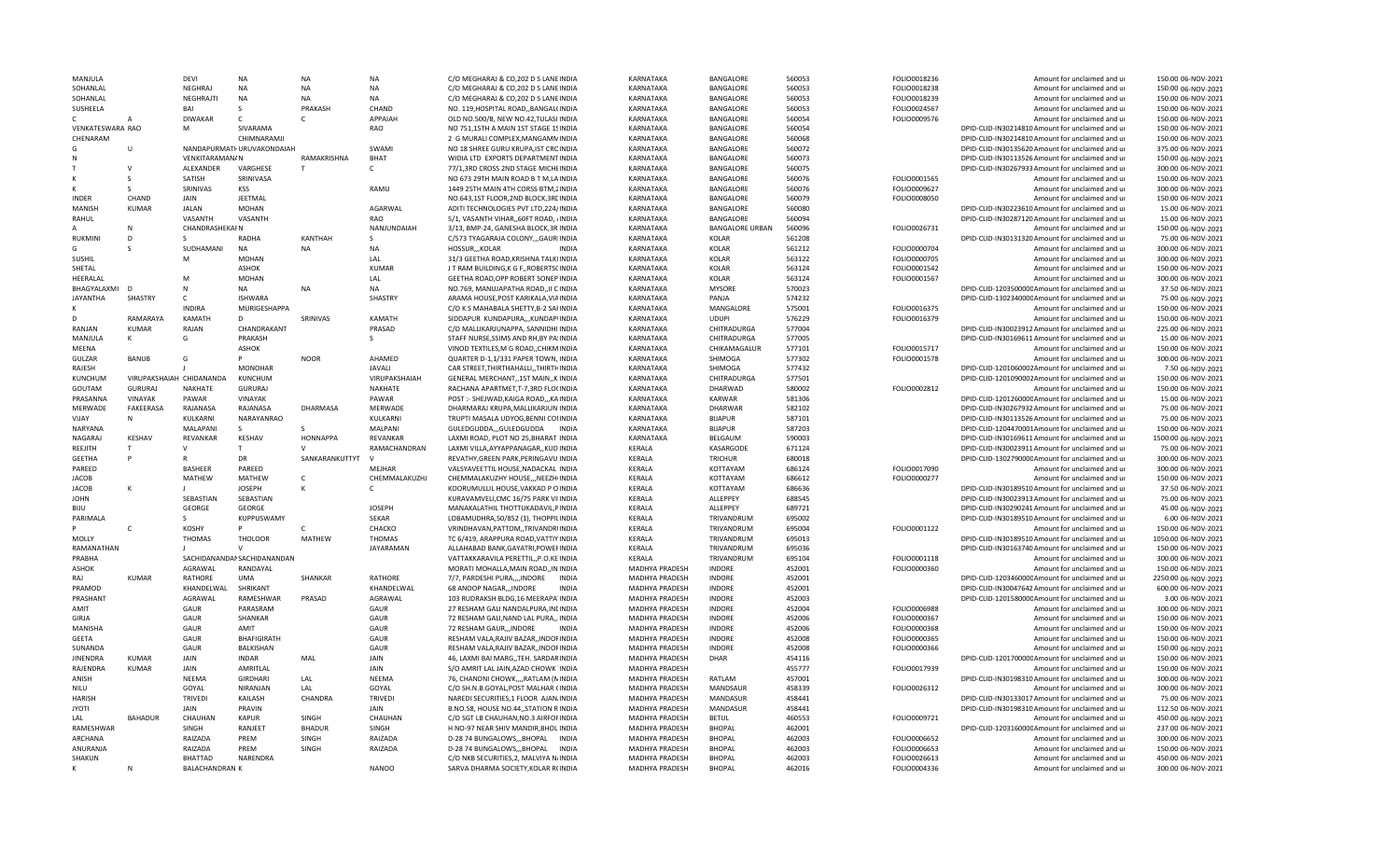| | | | | | | | | | | | | | | | |
|---|---|---|---|---|---|---|---|---|---|---|---|---|---|---|---|
| MANJULA | | DEVI | NA | NA | NA | C/O MEGHARAJ & CO,202 D S LANE INDIA | KARNATAKA | BANGALORE | 560053 | FOLIO0018236 | | Amount for unclaimed and ur | 150.00 | 06-NOV-2021 |
| SOHANLAL | | NEGHRAJ | NA | NA | NA | C/O MEGHARAJ & CO,202 D S LANE INDIA | KARNATAKA | BANGALORE | 560053 | FOLIO0018238 | | Amount for unclaimed and ur | 150.00 | 06-NOV-2021 |
| SOHANLAL | | NEGHRAJTI | NA | NA | NA | C/O MEGHARAJ & CO,202 D S LANE INDIA | KARNATAKA | BANGALORE | 560053 | FOLIO0018239 | | Amount for unclaimed and ur | 150.00 | 06-NOV-2021 |
| SUSHEELA | | BAI | S | PRAKASH | CHAND | NO. 119,HOSPITAL ROAD,,BANGAL( INDIA | KARNATAKA | BANGALORE | 560053 | FOLIO0024567 | | Amount for unclaimed and ur | 150.00 | 06-NOV-2021 |
| C | A | DIWAKAR | C | C | APPAIAH | OLD NO.500/B, NEW NO.42,TULASI INDIA | KARNATAKA | BANGALORE | 560054 | FOLIO0009576 | | Amount for unclaimed and ur | 150.00 | 06-NOV-2021 |
| VENKATESWARA RAO | | M | SIVARAMA | | RAO | NO 751,15TH A MAIN 1ST STAGE 1S INDIA | KARNATAKA | BANGALORE | 560054 | | DPID-CLID-IN30214810 | Amount for unclaimed and ur | 150.00 | 06-NOV-2021 |
| CHENARAM | | | CHIMNARAMJI | | | 2 G MURALI COMPLEX,MANGAMM INDIA | KARNATAKA | BANGALORE | 560068 | | DPID-CLID-IN30214810 | Amount for unclaimed and ur | 150.00 | 06-NOV-2021 |
| G | U | NANDAPURMATH | URUVAKONDAIAH | | SWAMI | NO 18 SHREE GURU KRUPA,IST CRC INDIA | KARNATAKA | BANGALORE | 560072 | | DPID-CLID-IN30135620 | Amount for unclaimed and ur | 375.00 | 06-NOV-2021 |
| N | | VENKITARAMANAN | | RAMAKRISHNA | BHAT | WIDIA LTD EXPORTS DEPARTMENT INDIA | KARNATAKA | BANGALORE | 560073 | | DPID-CLID-IN30113526 | Amount for unclaimed and ur | 150.00 | 06-NOV-2021 |
| T | V | ALEXANDER | VARGHESE | T | C | 77/1,3RD CROSS 2ND STAGE MICHE INDIA | KARNATAKA | BANGALORE | 560075 | | DPID-CLID-IN30267933 | Amount for unclaimed and ur | 300.00 | 06-NOV-2021 |
| K | S | SATISH | SRINIVASA | | | NO 673 29TH MAIN ROAD B T M,LA INDIA | KARNATAKA | BANGALORE | 560076 | FOLIO0001565 | | Amount for unclaimed and ur | 150.00 | 06-NOV-2021 |
| K | S | SRINIVAS | KSS | | RAMU | 1449 25TH MAIN 4TH CORSS BTM,2 INDIA | KARNATAKA | BANGALORE | 560076 | FOLIO0009627 | | Amount for unclaimed and ur | 300.00 | 06-NOV-2021 |
| INDER | CHAND | JAIN | JEETMAL | | | NO.643,1ST FLOOR,2ND BLOCK,3RI INDIA | KARNATAKA | BANGALORE | 560079 | FOLIO0008050 | | Amount for unclaimed and ur | 150.00 | 06-NOV-2021 |
| MANISH | KUMAR | JALAN | MOHAN | | AGARWAL | ADITI TECHNOLOGIES PVT LTD,224/ INDIA | KARNATAKA | BANGALORE | 560080 | | DPID-CLID-IN30223610 | Amount for unclaimed and ur | 15.00 | 06-NOV-2021 |
| RAHUL | | VASANTH | VASANTH | | RAO | 5/1, VASANTH VIHAR,,60FT ROAD, , INDIA | KARNATAKA | BANGALORE | 560094 | | DPID-CLID-IN30287120 | Amount for unclaimed and ur | 15.00 | 06-NOV-2021 |
| A | N | CHANDRASHEKAR | N | | NANJUNDAIAH | 3/13, BMP-24, GANESHA BLOCK,3R INDIA | KARNATAKA | BANGALORE URBAN | 560096 | FOLIO0026731 | | Amount for unclaimed and ur | 150.00 | 06-NOV-2021 |
| RUKMINI | D | S | RADHA | KANTHAH | S | C/573 TYAGARAJA COLONY,,,GAURI INDIA | KARNATAKA | KOLAR | 561208 | | DPID-CLID-IN30131320 | Amount for unclaimed and ur | 75.00 | 06-NOV-2021 |
| G | S | SUDHAMANI | NA | NA | NA | HOSSUR,,,KOLAR INDIA | KARNATAKA | KOLAR | 561212 | FOLIO0000704 | | Amount for unclaimed and ur | 300.00 | 06-NOV-2021 |
| SUSHIL | | M | MOHAN | | LAL | 31/3 GEETHA ROAD,KRISHNA TALKI INDIA | KARNATAKA | KOLAR | 563122 | FOLIO0000705 | | Amount for unclaimed and ur | 300.00 | 06-NOV-2021 |
| SHETAL | | | ASHOK | | KUMAR | J T RAM BUILDING,K G F,,ROBERTSC INDIA | KARNATAKA | KOLAR | 563124 | FOLIO0001542 | | Amount for unclaimed and ur | 150.00 | 06-NOV-2021 |
| HEERALAL | | M | MOHAN | | LAL | GEETHA ROAD,OPP ROBERT SONEP INDIA | KARNATAKA | KOLAR | 563124 | FOLIO0001567 | | Amount for unclaimed and ur | 300.00 | 06-NOV-2021 |
| BHAGYALAXMI | D | N | NA | NA | NA | NO.769, MANJUAPATHA ROAD,,II C INDIA | KARNATAKA | MYSORE | 570023 | | DPID-CLID-1203500000 | Amount for unclaimed and ur | 37.50 | 06-NOV-2021 |
| JAYANTHA | SHASTRY | C | ISHWARA | | SHASTRY | ARAMA HOUSE,POST KARIKALA,VIA INDIA | KARNATAKA | PANJA | 574232 | | DPID-CLID-1302340000 | Amount for unclaimed and ur | 75.00 | 06-NOV-2021 |
| K | | INDIRA | MURIGESHAPPA | | | C/O K S MAHABALA SHETTY,B-2 SAI INDIA | KARNATAKA | MANGALORE | 575001 | FOLIO0016375 | | Amount for unclaimed and ur | 150.00 | 06-NOV-2021 |
| D | RAMARAYA | KAMATH | D | SRINIVAS | KAMATH | SIDDAPUR KUNDAPURA,,,KUNDAPI INDIA | KARNATAKA | UDUPI | 576229 | FOLIO0016379 | | Amount for unclaimed and ur | 150.00 | 06-NOV-2021 |
| RANJAN | KUMAR | RAJAN | CHANDRAKANT | | PRASAD | C/O MALLIKARJUNAPPA, SANNIDHI INDIA | KARNATAKA | CHITRADURGA | 577004 | | DPID-CLID-IN30023912 | Amount for unclaimed and ur | 225.00 | 06-NOV-2021 |
| MANJULA | K | G | PRAKASH | | S | STAFF NURSE,SSIMS AND RH,BY PA INDIA | KARNATAKA | CHITRADURGA | 577005 | | DPID-CLID-IN30169611 | Amount for unclaimed and ur | 15.00 | 06-NOV-2021 |
| MEENA | | | ASHOK | | | VINOD TEXTILES,M G ROAD,,CHIKM INDIA | KARNATAKA | CHIKAMAGALUR | 577101 | FOLIO0015717 | | Amount for unclaimed and ur | 150.00 | 06-NOV-2021 |
| GULZAR | BANUB | G | P | NOOR | AHAMED | QUARTER D-1,1/331 PAPER TOWN, INDIA | KARNATAKA | SHIMOGA | 577302 | FOLIO0001578 | | Amount for unclaimed and ur | 300.00 | 06-NOV-2021 |
| RAJESH | | J | MONOHAR | | JAVALI | CAR STREET,THIRTHAHALLI,,THIRTH INDIA | KARNATAKA | SHIMOGA | 577432 | | DPID-CLID-1201060000 | Amount for unclaimed and ur | 7.50 | 06-NOV-2021 |
| KUNCHUM | VIRUPAKSHAIAH | CHIDANANDA | KUNCHUM | | VIRUPAKSHAIAH | GENERAL MERCHANT,,1ST MAIN,,K INDIA | KARNATAKA | CHITRADURGA | 577501 | | DPID-CLID-1201090002 | Amount for unclaimed and ur | 150.00 | 06-NOV-2021 |
| GOUTAM | GURURAJ | NAKHATE | GURURAJ | | NAKHATE | RACHANA APARTMET,T-7,3RD FLOC INDIA | KARNATAKA | DHARWAD | 580002 | FOLIO0002812 | | Amount for unclaimed and ur | 150.00 | 06-NOV-2021 |
| PRASANNA | VINAYAK | PAWAR | VINAYAK | | PAWAR | POST :- SHEJWAD,KAIGA ROAD,,,KA INDIA | KARNATAKA | KARWAR | 581306 | | DPID-CLID-1201260000 | Amount for unclaimed and ur | 15.00 | 06-NOV-2021 |
| MERWADE | FAKEERASA | RAJANASA | RAJANASA | DHARMASA | MERWADE | DHARMARAJ KRUPA,MALLIKARJUN INDIA | KARNATAKA | DHARWAR | 582102 | | DPID-CLID-IN30267932 | Amount for unclaimed and ur | 75.00 | 06-NOV-2021 |
| VIJAY | N | KULKARNI | NARAYANRAO | | KULKARNI | TRUPTI MASALA UDYOG,BENNI COI INDIA | KARNATAKA | BIJAPUR | 587101 | | DPID-CLID-IN30113526 | Amount for unclaimed and ur | 75.00 | 06-NOV-2021 |
| NARYANA | | MALAPANI | S | S | MALPANI | GULEDGUDDA,,,GULEDGUDDA INDIA | KARNATAKA | BIJAPUR | 587203 | | DPID-CLID-1204470001 | Amount for unclaimed and ur | 150.00 | 06-NOV-2021 |
| NAGARAJ | KESHAV | REVANKAR | KESHAV | HONNAPPA | REVANKAR | LAXMI ROAD, PLOT NO 25,BHARAT INDIA | KARNATAKA | BELGAUM | 590003 | | DPID-CLID-IN30169611 | Amount for unclaimed and ur | 1500.00 | 06-NOV-2021 |
| REEJITH | T | V | T | V | RAMACHANDRAN | LAXMI VILLA,AYYAPPANAGAR,,KUD INDIA | KERALA | KASARGODE | 671124 | | DPID-CLID-IN30023911 | Amount for unclaimed and ur | 75.00 | 06-NOV-2021 |
| GEETHA | P | R | DR | SANKARANKUTTYT | V | REVATHY,GREEN PARK,PERINGAVU INDIA | KERALA | TRICHUR | 680018 | | DPID-CLID-1302790000 | Amount for unclaimed and ur | 300.00 | 06-NOV-2021 |
| PAREED | | BASHEER | PAREED | | MEJHAR | VALSYAVEETTIL HOUSE,NADACKAL INDIA | KERALA | KOTTAYAM | 686124 | FOLIO0017090 | | Amount for unclaimed and ur | 300.00 | 06-NOV-2021 |
| JACOB | | MATHEW | MATHEW | C | CHEMMALAKUZHJ | CHEMMALAKUZHY HOUSE,,,NEEZH INDIA | KERALA | KOTTAYAM | 686612 | FOLIO0000277 | | Amount for unclaimed and ur | 150.00 | 06-NOV-2021 |
| JACOB | K | J | JOSEPH | K | C | KOORUMULLIL HOUSE,VAKKAD P O INDIA | KERALA | KOTTAYAM | 686636 | | DPID-CLID-IN30189510 | Amount for unclaimed and ur | 37.50 | 06-NOV-2021 |
| JOHN | | SEBASTIAN | SEBASTIAN | | | KURAVAMVELI,CMC 16/75 PARK VI INDIA | KERALA | ALLEPPEY | 688545 | | DPID-CLID-IN30023913 | Amount for unclaimed and ur | 75.00 | 06-NOV-2021 |
| BIJU | | GEORGE | GEORGE | | JOSEPH | MANAKALATHIL THOTTUKADAVIL,P INDIA | KERALA | ALLEPPEY | 689721 | | DPID-CLID-IN30290241 | Amount for unclaimed and ur | 45.00 | 06-NOV-2021 |
| PARIMALA | | S | KUPPUSWAMY | | SEKAR | LOBAMUDHRA,50/852 (1), THOPPIL INDIA | KERALA | TRIVANDRUM | 695002 | | DPID-CLID-IN30189510 | Amount for unclaimed and ur | 6.00 | 06-NOV-2021 |
| P | C | KOSHY | P | C | CHACKO | VRINDHAVAN,PATTOM,,TRIVANDRI INDIA | KERALA | TRIVANDRUM | 695004 | FOLIO0001122 | | Amount for unclaimed and ur | 150.00 | 06-NOV-2021 |
| MOLLY | | THOMAS | THOLOOR | MATHEW | THOMAS | TC 6/419, ARAPPURA ROAD,VATTIY INDIA | KERALA | TRIVANDRUM | 695013 | | DPID-CLID-IN30189510 | Amount for unclaimed and ur | 1050.00 | 06-NOV-2021 |
| RAMANATHAN | | J | V | | JAYARAMAN | ALLAHABAD BANK,GAYATRI,POWEF INDIA | KERALA | TRIVANDRUM | 695036 | | DPID-CLID-IN30163740 | Amount for unclaimed and ur | 150.00 | 06-NOV-2021 |
| PRABHA | | SACHIDANANDAN | SACHIDANANDAN | | | VATTAKKARAVILA PERETTIL,,P.O.KE INDIA | KERALA | TRIVANDRUM | 695104 | FOLIO0001118 | | Amount for unclaimed and ur | 300.00 | 06-NOV-2021 |
| ASHOK | | AGRAWAL | RANDAYAL | | | MORATI MOHALLA,MAIN ROAD,,IN INDIA | MADHYA PRADESH | INDORE | 452001 | FOLIO0000360 | | Amount for unclaimed and ur | 150.00 | 06-NOV-2021 |
| RAJ | KUMAR | RATHORE | UMA | SHANKAR | RATHORE | 7/7, PARDESHI PURA,,,,INDORE INDIA | MADHYA PRADESH | INDORE | 452001 | | DPID-CLID-1203460000 | Amount for unclaimed and ur | 2250.00 | 06-NOV-2021 |
| PRAMOD | | KHANDELWAL | SHRIKANT | | KHANDELWAL | 68 ANOOP NAGAR,,,INDORE INDIA | MADHYA PRADESH | INDORE | 452001 | | DPID-CLID-IN30047642 | Amount for unclaimed and ur | 600.00 | 06-NOV-2021 |
| PRASHANT | | AGRAWAL | RAMESHWAR | PRASAD | AGRAWAL | 103 RUDRAKSH BLDG,16 MEERAPA INDIA | MADHYA PRADESH | INDORE | 452003 | | DPID-CLID-1201580000 | Amount for unclaimed and ur | 3.00 | 06-NOV-2021 |
| AMIT | | GAUR | PARASRAM | | GAUR | 27 RESHAM GALI NANDALPURA,INI INDIA | MADHYA PRADESH | INDORE | 452004 | FOLIO0006988 | | Amount for unclaimed and ur | 300.00 | 06-NOV-2021 |
| GIRJA | | GAUR | SHANKAR | | GAUR | 72 RESHAM GALI,NAND LAL PURA,, INDIA | MADHYA PRADESH | INDORE | 452006 | FOLIO0000367 | | Amount for unclaimed and ur | 150.00 | 06-NOV-2021 |
| MANISHA | | GAUR | AMIT | | GAUR | 72 RESHAM GAUR,,,INDORE INDIA | MADHYA PRADESH | INDORE | 452006 | FOLIO0000368 | | Amount for unclaimed and ur | 150.00 | 06-NOV-2021 |
| GEETA | | GAUR | BHAFIGIRATH | | GAUR | RESHAM VALA,RAJIV BAZAR,,INDOF INDIA | MADHYA PRADESH | INDORE | 452008 | FOLIO0000365 | | Amount for unclaimed and ur | 150.00 | 06-NOV-2021 |
| SUNANDA | | GAUR | BALKISHAN | | GAUR | RESHAM VALA,RAJIV BAZAR,,INDOF INDIA | MADHYA PRADESH | INDORE | 452008 | FOLIO0000366 | | Amount for unclaimed and ur | 150.00 | 06-NOV-2021 |
| JINENDRA | KUMAR | JAIN | INDAR | MAL | JAIN | 46, LAXMI BAI MARG,,TEH. SARDAR INDIA | MADHYA PRADESH | DHAR | 454116 | | DPID-CLID-1201700000 | Amount for unclaimed and ur | 150.00 | 06-NOV-2021 |
| RAJENDRA | KUMAR | JAIN | AMRITLAL | | JAIN | S/O AMRIT LAL JAIN,AZAD CHOWK INDIA | MADHYA PRADESH | | 455777 | FOLIO0017939 | | Amount for unclaimed and ur | 150.00 | 06-NOV-2021 |
| ANISH | | NEEMA | GIRDHARI | LAL | NEEMA | 76, CHANDNI CHOWK,,,,RATLAM (N INDIA | MADHYA PRADESH | RATLAM | 457001 | | DPID-CLID-IN30198310 | Amount for unclaimed and ur | 300.00 | 06-NOV-2021 |
| NILU | | GOYAL | NIRANJAN | LAL | GOYAL | C/O SH.N.B.GOYAL,POST MALHAR ( INDIA | MADHYA PRADESH | MANDSAUR | 458339 | FOLIO0026312 | | Amount for unclaimed and ur | 300.00 | 06-NOV-2021 |
| HARISH | | TRIVEDI | KAILASH | CHANDRA | TRIVEDI | NAREDI SECURITIES,1 FLOOR AJAN INDIA | MADHYA PRADESH | MANDASUR | 458441 | | DPID-CLID-IN30133017 | Amount for unclaimed and ur | 75.00 | 06-NOV-2021 |
| JYOTI | | JAIN | PRAVIN | | JAIN | B.NO.58, HOUSE NO.44,,STATION R INDIA | MADHYA PRADESH | MANDSAUR | 458441 | | DPID-CLID-IN30198310 | Amount for unclaimed and ur | 112.50 | 06-NOV-2021 |
| LAL | BAHADUR | CHAUHAN | KAPUR | SINGH | CHAUHAN | C/O SGT LB CHAUHAN,NO.3 AIRFOF INDIA | MADHYA PRADESH | BETUL | 460553 | FOLIO0009721 | | Amount for unclaimed and ur | 450.00 | 06-NOV-2021 |
| RAMESHWAR | | SINGH | RANJEET | BHADUR | SINGH | H NO-97 NEAR SHIV MANDIR,BHOL INDIA | MADHYA PRADESH | BHOPAL | 462001 | | DPID-CLID-1203160000 | Amount for unclaimed and ur | 237.00 | 06-NOV-2021 |
| ARCHANA | | RAIZADA | PREM | SINGH | RAIZADA | D-28 74 BUNGALOWS,,,BHOPAL INDIA | MADHYA PRADESH | BHOPAL | 462003 | FOLIO0006652 | | Amount for unclaimed and ur | 300.00 | 06-NOV-2021 |
| ANURANJA | | RAIZADA | PREM | SINGH | RAIZADA | D-28 74 BUNGALOWS,,BHOPAL INDIA | MADHYA PRADESH | BHOPAL | 462003 | FOLIO0006653 | | Amount for unclaimed and ur | 150.00 | 06-NOV-2021 |
| SHAKUN | | BHATTAD | NARENDRA | | | C/O NKB SECURITIES,2, MALVIYA N/ INDIA | MADHYA PRADESH | BHOPAL | 462003 | FOLIO0026613 | | Amount for unclaimed and ur | 450.00 | 06-NOV-2021 |
| K | N | BALACHANDRAN | K | | NANOO | SARVA DHARMA SOCIETY,KOLAR R( INDIA | MADHYA PRADESH | BHOPAL | 462016 | FOLIO0004336 | | Amount for unclaimed and ur | 300.00 | 06-NOV-2021 |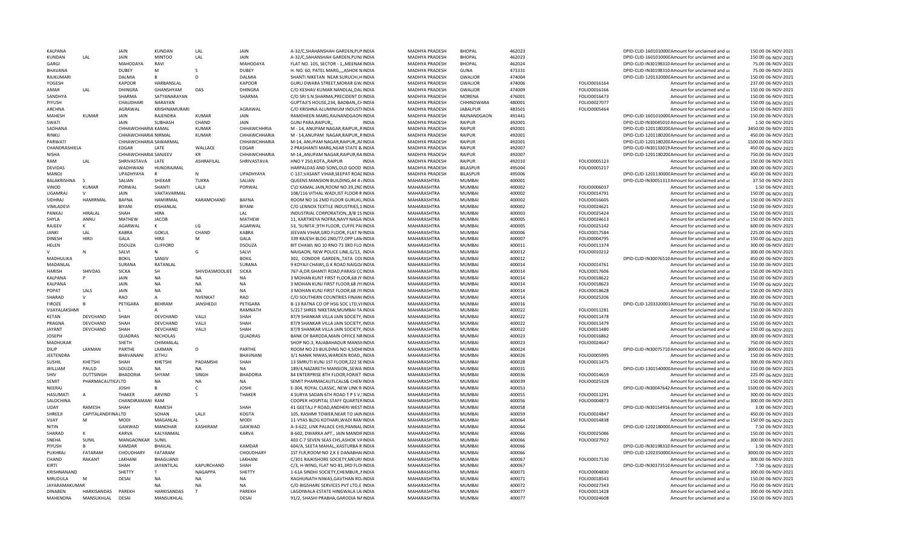| | | | | | | | | | | | | | | | |
|---|---|---|---|---|---|---|---|---|---|---|---|---|---|---|---|
| KALPANA | | JAIN | KUNDAN | LAL | JAIN | A-32/C,SHAHANSHAH GARDEN,PUNINDIA | MADHYA PRADESH | BHOPAL | 462023 | | DPID-CLID-1601010000Amount for unclaimed and ur | 150.00 | 06-NOV-2021 |
| KUNDAN | LAL | JAIN | MINTOO | LAL | JAIN | A-32/C,SAHANSHAH GARDEN,PUNJINDIA | MADHYA PRADESH | BHOPAL | 462023 | | DPID-CLID-1601010000Amount for unclaimed and ur | 150.00 | 06-NOV-2021 |
| GARGI | | MAHODAYA | RAVI | | MAHODAYA | FLAT NO. 105, SECTOR - 1,,MEENAKINDIA | MADHYA PRADESH | BHOPAL | 462024 | | DPID-CLID-IN30198310Amount for unclaimed and ur | 75.00 | 06-NOV-2021 |
| BHAVANA | | DUBEY | M | S | DUBEY | H. NO. 60, PATEL MARG,,,,ASHOK NINDIA | MADHYA PRADESH | GUNA | 473331 | | DPID-CLID-IN30198310Amount for unclaimed and ur | 75.00 | 06-NOV-2021 |
| RAJKUMARI | | DALMIA | B | D | DALMIA | SHANTI NIKETAN NEAR SURUCHI,HINDIA | MADHYA PRADESH | GWALIOR | 474004 | | DPID-CLID-1201320000Amount for unclaimed and ur | 150.00 | 06-NOV-2021 |
| YOGESH | | KAPOOR | HARBANSLAL | | KAPOOR | GURU DWARA STREET,MORAR GW.INDIA | MADHYA PRADESH | GWALIOR | 474006 | FOLIO0016164 | Amount for unclaimed and ur | 237.00 | 06-NOV-2021 |
| AMAR | LAL | DHINGRA | GHANSHYAM | DAS | DHINGRA | C/O KESHAV KUMAR NANDLAL,DALINDIA | MADHYA PRADESH | GWALIOR | 474009 | FOLIO0016166 | Amount for unclaimed and ur | 150.00 | 06-NOV-2021 |
| SANDHYA | | SHARMA | SATYANARAYAN | | SHARMA | C/O SRI S.N.SHARMA,PRECIDENT DIINDIA | MADHYA PRADESH | MORENA | 476001 | FOLIO0016473 | Amount for unclaimed and ur | 150.00 | 06-NOV-2021 |
| PIYUSH | | CHAUDHARI | NARAYAN | | | GUPTAJI'S HOUSE,234, BADBAN,,CHINDIA | MADHYA PRADESH | CHHINDWARA | 480001 | FOLIO0027077 | Amount for unclaimed and ur | 150.00 | 06-NOV-2021 |
| ARCHNA | | AGRAWAL | KRISHNAMURARI | | AGRAWAL | C/O KRISHNA ALUMINIUM INDUSTIINDIA | MADHYA PRADESH | JABALPUR | 483501 | FOLIO0005464 | Amount for unclaimed and ur | 150.00 | 06-NOV-2021 |
| MAHESH | KUMAR | JAIN | RAJENDRA | KUMAR | JAIN | RAMDHEEN MARG,RAJNANDGAON INDIA | MADHYA PRADESH | RAJNANDGAON | 491441 | | DPID-CLID-1601010000Amount for unclaimed and ur | 150.00 | 06-NOV-2021 |
| SWATI | | JAIN | SUBHASH | CHAND | JAIN | GUNJ PARA,RAIPUR,, INDIA | MADHYA PRADESH | RAIPUR | 492001 | | DPID-CLID-IN30045010Amount for unclaimed and ur | 1.50 | 06-NOV-2021 |
| SADHANA | | CHHAWCHHARIA KAMAL | | KUMAR | CHHAWCHHRIA | M - 14, ANUPAM NAGAR,RAIPUR,,RINDIA | MADHYA PRADESH | RAIPUR | 492001 | | DPID-CLID-1201180200Amount for unclaimed and ur | 3450.00 | 06-NOV-2021 |
| RINKU | | CHHAWCHHARIA NIRMAL | | KUMAR | CHHAWCHHARIA | M - 14,ANUPAM NAGAR,RAIPUR,,RINDIA | MADHYA PRADESH | RAIPUR | 492001 | | DPID-CLID-1201180200Amount for unclaimed and ur | 450.00 | 06-NOV-2021 |
| PARWATI | | CHHAWCHHARIA SAWARMAL | | | CHHAWCHHARIA | M-14,,ANUPAM NAGAR,RAIPUR,,R/INDIA | MADHYA PRADESH | RAIPUR | 492001 | | DPID-CLID-1201180200Amount for unclaimed and ur | 1500.00 | 06-NOV-2021 |
| CHANDRASHIELA | | EDGAR | LATE | WALLACE | EDGAR | 2 PRASHANTI MARG,NEAR STATE BAINDIA | MADHYA PRADESH | RAIPUR | 492007 | | DPID-CLID-IN30133019Amount for unclaimed and ur | 450.00 | 06-NOV-2021 |
| NISHA | | CHHAWCHHARIA SANJEEV | | KR | CHHAWCHHARIA | M-14,,ANUPAM NAGAR,RAIPUR,RAINDIA | MADHYA PRADESH | RAIPUR | 492007 | | DPID-CLID-1201180200Amount for unclaimed and ur | 750.00 | 06-NOV-2021 |
| RAM | LAL | SHRIVASTAVA | LATE | ASHRAFILAL | SHRIVASTAVA | HNO Y 250,KOTA,,RAIPUR INDIA | MADHYA PRADESH | RAIPUR | 492010 | FOLIO0005123 | Amount for unclaimed and ur | 150.00 | 06-NOV-2021 |
| DEVIDAS | | WADHWANI | HUNDRAJMAL | | | HARPALDAS AND SONS,OLD GOOD INDIA | MADHYA PRADESH | BILASPUR | 495004 | FOLIO0005217 | Amount for unclaimed and ur | 300.00 | 06-NOV-2021 |
| MANOJ | | UPADHYAYA | R | N | UPADHYAYA | C-137,VASANT VIHAR,SEEPAT ROACINDIA | MADHYA PRADESH | BILASPUR | 495006 | | DPID-CLID-1201130000Amount for unclaimed and ur | 450.00 | 06-NOV-2021 |
| BALAKRISHNA | S | SALIAN | SHEKAR | TUKRA | SALIAN | QUEENS MANSION BUILDING,44 A INDIA | MAHARASHTRA | MUMBAI | 400001 | | DPID-CLID-IN30051313Amount for unclaimed and ur | 37.50 | 06-NOV-2021 |
| VINOD | KUMAR | PORWAL | SHANTI | LALJI | PORWAL | C\O KAMAL JAIN,ROOM NO.39,2NCINDIA | MAHARASHTRA | MUMBAI | 400002 | FOLIO0006037 | Amount for unclaimed and ur | 1.50 | 06-NOV-2021 |
| UGAMRAJ | V | JAIN | VAKTAVARMAL | | | 108/116 VITHAL WADI,IST FLOOR R INDIA | MAHARASHTRA | MUMBAI | 400002 | FOLIO0014791 | Amount for unclaimed and ur | 150.00 | 06-NOV-2021 |
| SIDHRAJ | HAMIRMAL | BAFNA | HAMIRMAL | KARAMCHAND | BAFNA | ROOM NO 16 2MD FLOOR GURUKLINDIA | MAHARASHTRA | MUMBAI | 400002 | FOLIO0016605 | Amount for unclaimed and ur | 150.00 | 06-NOV-2021 |
| VIMLADEVI | | BIYANI | KISHANLAL | | BIYANI | C/O LENNOX TEXTILE INDUSTRIES,1 INDIA | MAHARASHTRA | MUMBAI | 400002 | FOLIO0024621 | Amount for unclaimed and ur | 150.00 | 06-NOV-2021 |
| PANKAJ | HIRALAL | SHAH | HIRA | | LAL | INDUSTRIAL CORPORATION,,8/B 1SINDIA | MAHARASHTRA | MUMBAI | 400003 | FOLIO0025424 | Amount for unclaimed and ur | 150.00 | 06-NOV-2021 |
| SHYLA | ANNU | MATHEW | JACOB | | MATHEW | 11, KARTIKEYA NOFRA,NAVY NAGAINDIA | MAHARASHTRA | MUMBAI | 400005 | FOLIO0024613 | Amount for unclaimed and ur | 150.00 | 06-NOV-2021 |
| RAJEEV | K | AGARWAL | K | LG | AGARWAL | 53, 'SUNITA',9TH FLOOR, CUFFE PAIINDIA | MAHARASHTRA | MUMBAI | 400005 | FOLIO0025142 | Amount for unclaimed and ur | 600.00 | 06-NOV-2021 |
| JANKI | LAL | KABRA | GOKUL | CHAND | KABRA | JEEVAN VIHAR,GRD.FLOOR, FLAT N INDIA | MAHARASHTRA | MUMBAI | 400006 | FOLIO0017584 | Amount for unclaimed and ur | 225.00 | 06-NOV-2021 |
| DINESH | HIRJI | GALA | HIRJI | M | GALA | 339 RAJESH BLDG 2ND/77,OPP LAMINDIA | MAHARASHTRA | MUMBAI | 400007 | FOLIO0004795 | Amount for unclaimed and ur | 150.00 | 06-NOV-2021 |
| HELEN | | DSOUZA | CLIFFORD | | DSOUZA | BIT CHAWL NO 10 RNO 73 3RD FLO INDIA | MAHARASHTRA | MUMBAI | 400011 | FOLIO0011374 | Amount for unclaimed and ur | 300.00 | 06-NOV-2021 |
| V | N | SALVI | N | G | SALVI | NAIGAON, NEW POLICE LINE,G/13, INDIA | MAHARASHTRA | MUMBAI | 400012 | FOLIO0010212 | Amount for unclaimed and ur | 300.00 | 06-NOV-2021 |
| MADHULIKA | | BOKIL | SANJIV | | BOKIL | 302, CONDOR GARDEN,,TATA COLINDIA | MAHARASHTRA | MUMBAI | 400012 | | DPID-CLID-IN30076510Amount for unclaimed and ur | 450.00 | 06-NOV-2021 |
| MADANLAL | | SURANA | RATANLAL | | SURANA | 9 KOYAJI CHAWL,G K ROAD NAIGO/INDIA | MAHARASHTRA | MUMBAI | 400014 | FOLIO0014761 | Amount for unclaimed and ur | 150.00 | 06-NOV-2021 |
| HARISH | SHIVDAS | SICKA | SH | SHIVDASMOOLIEE | SICKA | 767-A,DR.GHANTI ROAD,PARASI CCINDIA | MAHARASHTRA | MUMBAI | 400014 | FOLIO0017606 | Amount for unclaimed and ur | 150.00 | 06-NOV-2021 |
| KALPANA | P | JAIN | NA | NA | NA | 3 MOHAN KUNT FIRST FLOOR,68 JY INDIA | MAHARASHTRA | MUMBAI | 400014 | FOLIO0018622 | Amount for unclaimed and ur | 150.00 | 06-NOV-2021 |
| KALPANA | | JAIN | NA | NA | NA | 3 MOHAN KUNJ FIRST FLOOR,68 JYIINDIA | MAHARASHTRA | MUMBAI | 400014 | FOLIO0018623 | Amount for unclaimed and ur | 150.00 | 06-NOV-2021 |
| POPAT | LALS | JAIN | NA | NA | NA | 3 MOHAN KUNJ FIRST FLOOR,68 JYIINDIA | MAHARASHTRA | MUMBAI | 400014 | FOLIO0018628 | Amount for unclaimed and ur | 150.00 | 06-NOV-2021 |
| SHARAD | V | RAO | A | NVENKAT | RAO | C/O SOUTHERN COUNTRIES FINANCINDIA | MAHARASHTRA | MUMBAI | 400014 | FOLIO0025206 | Amount for unclaimed and ur | 300.00 | 06-NOV-2021 |
| FIROZE | B | PETIGARA | BEHRAM | JANSHEDJI | PETIGARA | B-13 RATNA CO OP HSG SOC LTD,VIINDIA | MAHARASHTRA | MUMBAI | 400016 | | DPID-CLID-1203320001Amount for unclaimed and ur | 750.00 | 06-NOV-2021 |
| VIJAYALAKSHMI | | L | A | | RAMNATH | 5/217 SHREE NIKETAN,MUMBAI TAINDIA | MAHARASHTRA | MUMBAI | 400022 | FOLIO0011281 | Amount for unclaimed and ur | 150.00 | 06-NOV-2021 |
| KETAN | DEVCHAND | SHAH | DEVCHAND | VALJI | SHAH | 87/9 SHANKAR VILLA JAIN SOCIETY,INDIA | MAHARASHTRA | MUMBAI | 400022 | FOLIO0011478 | Amount for unclaimed and ur | 150.00 | 06-NOV-2021 |
| PRAGNA | DEVCHAND | SHAH | DEVCHAND | VALJI | SHAH | 87/9 SHANKAR VILLA JAIN SOCIETY,INDIA | MAHARASHTRA | MUMBAI | 400022 | FOLIO0011479 | Amount for unclaimed and ur | 150.00 | 06-NOV-2021 |
| JAYANT | DEVCHAND | SHAH | DEVCHAND | VALJI | SHAH | 87/9 SHANKAR VILLA JAIN SOCIETY,INDIA | MAHARASHTRA | MUMBAI | 400022 | FOLIO0011480 | Amount for unclaimed and ur | 150.00 | 06-NOV-2021 |
| JOSEPH | | QUADRAS | NICHOLAS | | QUADRAS | BANK OF BARODA,MAIN OFFICE NRINDIA | MAHARASHTRA | MUMBAI | 400023 | FOLIO0016862 | Amount for unclaimed and ur | 300.00 | 06-NOV-2021 |
| MADHUKAR | | SHETH | CHIMANLAL | | | SHOP NO.3, RAJABAHADUR MANSIIINDIA | MAHARASHTRA | MUMBAI | 400023 | FOLIO0024647 | Amount for unclaimed and ur | 750.00 | 06-NOV-2021 |
| DILIP | LAXMAN | PARTHE | LAXMAN | D | PARTHE | ROOM NO 23 BUILDING NO 4,SIDHIINDIA | MAHARASHTRA | MUMBAI | 400024 | | DPID-CLID-IN30075710Amount for unclaimed and ur | 3000.00 | 06-NOV-2021 |
| JEETENDRA | | BHAVANANI | JETHU | | BHAVNANI | 3/1 NANIK NIWAS,WARDEN ROAD,,INDIA | MAHARASHTRA | MUMBAI | 400026 | FOLIO0005995 | Amount for unclaimed and ur | 150.00 | 06-NOV-2021 |
| SUSHIL | KHETSHI | SHAH | KHETSHI | PADAMSHI | SHAH | 13 SMRUTI KUNJ 1ST FLOOR,222 SEINDIA | MAHARASHTRA | MUMBAI | 400028 | FOLIO0011475 | Amount for unclaimed and ur | 300.00 | 06-NOV-2021 |
| WILLIAM | PAULD | SOUZA | NA | NA | NA | 189/4,NAZARETH MANSION,,SEWA INDIA | MAHARASHTRA | MUMBAI | 400031 | | DPID-CLID-1301540000Amount for unclaimed and ur | 150.00 | 06-NOV-2021 |
| SHIV | DUTTSINGH | BHADORIA | SHYAM | SINGH | BHADORIA | 84 ENTERPRISE 8TH FLOOR,FORJET INDIA | MAHARASHTRA | MUMBAI | 400036 | FOLIO0014659 | Amount for unclaimed and ur | 225.00 | 06-NOV-2021 |
| SEMIT | PHARMACAUTICALTD | | NA | NA | NA | SEMIT PHARMACAUTLCALS& CHEMINDIA | MAHARASHTRA | MUMBAI | 400039 | FOLIO0025328 | Amount for unclaimed and ur | 150.00 | 06-NOV-2021 |
| NEERAJ | | JOSHI | B | C | JOSHI | E-304, ROYAL CLASSIC, NEW LINK R INDIA | MAHARASHTRA | MUMBAI | 400053 | | DPID-CLID-IN30047642Amount for unclaimed and ur | 1500.00 | 06-NOV-2021 |
| HASUMATI | A | THAKER | ARVIND | S | THAKER | 4 SURYA SADAN 6TH ROAD T P S V,'INDIA | MAHARASHTRA | MUMBAI | 400055 | FOLIO0011291 | Amount for unclaimed and ur | 300.00 | 06-NOV-2021 |
| SALOCHINA | | CHANDIRAMANI | RAM | | | COOPER HOSPITAL STAFF QUARTERINDIA | MAHARASHTRA | MUMBAI | 400056 | FOLIO0004873 | Amount for unclaimed and ur | 300.00 | 06-NOV-2021 |
| UDAY | RAMESH | SHAH | RAMESH | | SHAH | 41 GEETA,J P ROAD,ANDHERI WEST INDIA | MAHARASHTRA | MUMBAI | 400058 | | DPID-CLID-IN30154916Amount for unclaimed and ur | 3.00 | 06-NOV-2021 |
| SHREEJI | CAPITALANDFINALTD | | SOHAN | LALJI | KOGTA | 105, RASHMI TOWER,NEAR TO JAINCINDIA | MAHARASHTRA | MUMBAI | 400059 | FOLIO0024847 | Amount for unclaimed and ur | 450.00 | 06-NOV-2021 |
| VIJAY | M | MODI | MAGANLAL | S | MODI | 11-VYAS BLDG KOTHARI,WADI RAMINDIA | MAHARASHTRA | MUMBAI | 400064 | FOLIO0014838 | Amount for unclaimed and ur | 150.00 | 06-NOV-2021 |
| NITIN | | GAIKWAD | MANOHAR | KASHIRAM | GAIKWAD | A-3-622, LINK PALACE CHS,PANNAL INDIA | MAHARASHTRA | MUMBAI | 400064 | | DPID-CLID-1202180000Amount for unclaimed and ur | 7.50 | 06-NOV-2021 |
| SHARAD | K | KARVA | KALYANMAL | | KARVA | B-602, DWARKA APT., JAIN MANDIFINDIA | MAHARASHTRA | MUMBAI | 400066 | FOLIO0025086 | Amount for unclaimed and ur | 150.00 | 06-NOV-2021 |
| SNEHA | SUNIL | MANGAONKAR | SUNIL | | | 403 C-7 SEVEN SEAS CHS,ASHOK VAINDIA | MAHARASHTRA | MUMBAI | 400066 | FOLIO0027922 | Amount for unclaimed and ur | 300.00 | 06-NOV-2021 |
| PIYUSH | B | KAMDAR | BHAILAL | | KAMDAR | 604/A, SEETA MAHAL,,KASTURBA R INDIA | MAHARASHTRA | MUMBAI | 400066 | | DPID-CLID-IN30198310Amount for unclaimed and ur | 1.50 | 06-NOV-2021 |
| PUKHRAJ | FATARAM | CHOUDHARY | FATARAM | | CHOUDHARY | 1ST FLR,ROOM NO 2,K E DANABHAIINDIA | MAHARASHTRA | MUMBAI | 400066 | | DPID-CLID-1202350000Amount for unclaimed and ur | 3000.00 | 06-NOV-2021 |
| CHAND | RAKANT | LAKHANI | BHAGUANJI | | LAKHANI | C/301 RAJKISHORE SOCIETY,MEURI INDIA | MAHARASHTRA | MUMBAI | 400067 | FOLIO0017130 | Amount for unclaimed and ur | 300.00 | 06-NOV-2021 |
| KIRTI | | SHAH | JAYANTILAL | KAPURCHAND | SHAH | C/3, H-WING, FLAT NO-81,3RD FLOINDIA | MAHARASHTRA | MUMBAI | 400067 | | DPID-CLID-IN30373510Amount for unclaimed and ur | 7.50 | 06-NOV-2021 |
| KRISHNANAND | | SHETTY | T | NAGAPPA | SHETTY | 1-61A SINDHI SOCIETY,CHEMBUR,,MINDIA | MAHARASHTRA | MUMBAI | 400071 | FOLIO0004830 | Amount for unclaimed and ur | 300.00 | 06-NOV-2021 |
| MRUDULA | M | DESAI | NA | NA | NA | RAGHUNATH NIWAS,GAVTHAN ROAINDIA | MAHARASHTRA | MUMBAI | 400071 | FOLIO0018543 | Amount for unclaimed and ur | 150.00 | 06-NOV-2021 |
| JAYARAMAKUMAR | | | NA | NA | NA | C/O BIGSHARE SERVICES PVT LTD,E INDIA | MAHARASHTRA | MUMBAI | 400072 | FOLIO0027343 | Amount for unclaimed and ur | 750.00 | 06-NOV-2021 |
| DINABEN | HARKISANDAS | PAREKH | HARKISANDAS | T | PAREKH | LAGDIWALA ESTATE HINGWALA LAINDIA | MAHARASHTRA | MUMBAI | 400077 | FOLIO0011428 | Amount for unclaimed and ur | 300.00 | 06-NOV-2021 |
| MAHENDRA | MANSUKHLAL | DESAI | MANSUKHLAL | | DESAI | 91/2, SHASHI PRABHA,GARODIA NAINDIA | MAHARASHTRA | MUMBAI | 400077 | FOLIO0024608 | Amount for unclaimed and ur | 150.00 | 06-NOV-2021 |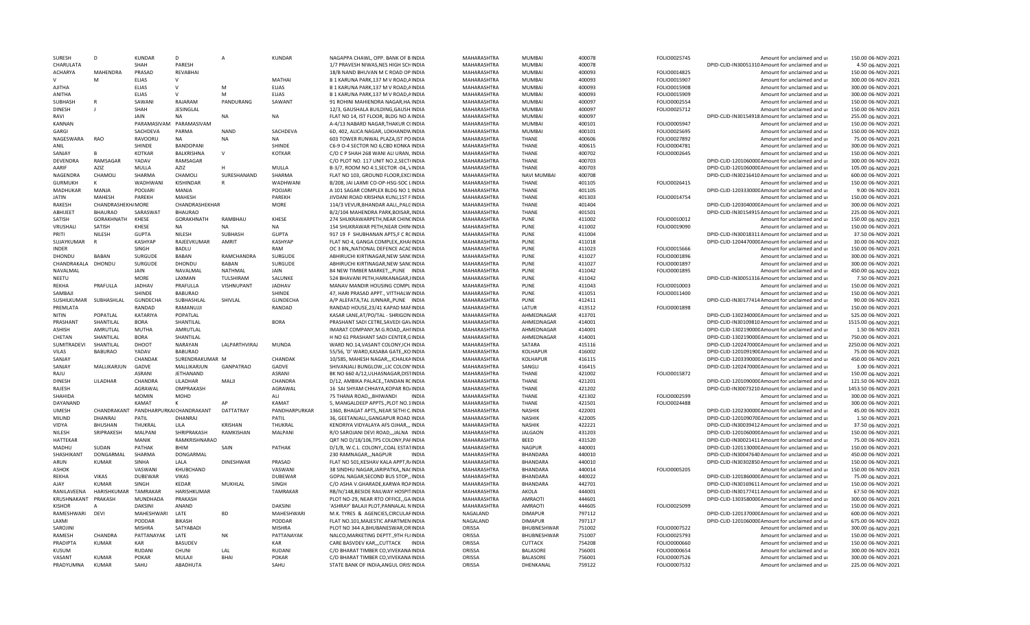| | | | | | | | | | | | | | | |
|---|---|---|---|---|---|---|---|---|---|---|---|---|---|---|
| SURESH | D | KUNDAR | D | A | KUNDAR | NAGAPPA CHAWL, OPP. BANK OF B INDIA | MAHARASHTRA | MUMBAI | 400078 | FOLIO0025745 | | Amount for unclaimed and ui | 150.00 | 06-NOV-2021 |
| CHARULATA | | SHAH | PARESH | | | 1/7 PRAVESH NIWAS,NES HIGH SCHINDIA | MAHARASHTRA | MUMBAI | 400078 | | DPID-CLID-IN30051310 | Amount for unclaimed and ui | 4.50 | 06-NOV-2021 |
| ACHARYA | MAHENDRA | PRASAD | REVABHAI | | | 18/B NAND BHUVAN M C ROAD OP INDIA | MAHARASHTRA | MUMBAI | 400093 | FOLIO0014825 | | Amount for unclaimed and ui | 150.00 | 06-NOV-2021 |
| V | M | ELIAS | V | | MATHAI | B 1 KARUNA PARK,137 M V ROAD,A INDIA | MAHARASHTRA | MUMBAI | 400093 | FOLIO0015907 | | Amount for unclaimed and ui | 300.00 | 06-NOV-2021 |
| AJITHA | | ELIAS | V | M | ELIAS | B 1 KARUNA PARK,137 M V ROAD,A INDIA | MAHARASHTRA | MUMBAI | 400093 | FOLIO0015908 | | Amount for unclaimed and ui | 300.00 | 06-NOV-2021 |
| ANITHA | | ELIAS | V | M | ELIAS | B 1 KARUNA PARK,137 M V ROAD,A INDIA | MAHARASHTRA | MUMBAI | 400093 | FOLIO0015909 | | Amount for unclaimed and ui | 300.00 | 06-NOV-2021 |
| SUBHASH | R | SAWANI | RAJARAM | PANDURANG | SAWANT | 91 ROHINI MAHIENDRA NAGAR,HA INDIA | MAHARASHTRA | MUMBAI | 400097 | FOLIO0002554 | | Amount for unclaimed and ui | 150.00 | 06-NOV-2021 |
| DINESH | J | SHAH | JESINGLAL | | | 12/3, GAUSHALA BUILDING,GAUSH INDIA | MAHARASHTRA | MUMBAI | 400097 | FOLIO0025712 | | Amount for unclaimed and ui | 150.00 | 06-NOV-2021 |
| RAVI | | JAIN | NA | NA | NA | FLAT NO 14, IST FLOOR, BLDG NO A INDIA | MAHARASHTRA | MUMBAI | 400097 | | DPID-CLID-IN30154918 | Amount for unclaimed and ui | 255.00 | 06-NOV-2021 |
| KANNAN | | PARAMASIVAM | PARAMASIVAM | | | A-4/13 NABARD NAGAR,THAKUR C INDIA | MAHARASHTRA | MUMBAI | 400101 | FOLIO0005947 | | Amount for unclaimed and ui | 150.00 | 06-NOV-2021 |
| GARGI | | SACHDEVA | PARMA | NAND | SACHDEVA | 6D, 402, ALICA NAGAR, LOKHANDW INDIA | MAHARASHTRA | MUMBAI | 400101 | FOLIO0025695 | | Amount for unclaimed and ui | 150.00 | 06-NOV-2021 |
| NAGESWARA | RAO | RAVOORU | NA | NA | NA | 603 TOWER RUNWAL PLAZA,IST PO INDIA | MAHARASHTRA | THANE | 400606 | FOLIO0027892 | | Amount for unclaimed and ui | 75.00 | 06-NOV-2021 |
| ANIL | | SHINDE | BANDOPANI | | SHINDE | C6-9 O-4 SECTOR NO 6,CBD KONKA INDIA | MAHARASHTRA | THANE | 400615 | FOLIO0004781 | | Amount for unclaimed and ui | 300.00 | 06-NOV-2021 |
| SANJAY | B | KOTKAR | BALKRISHNA | V | KOTKAR | C/O C P SHAH 268 WANI ALI URAN, INDIA | MAHARASHTRA | THANE | 400702 | FOLIO0002645 | | Amount for unclaimed and ui | 150.00 | 06-NOV-2021 |
| DEVENDRA | RAMSAGAR | YADAV | RAMSAGAR | | | C/O PLOT NO. 117 UNIT NO.2,SECT INDIA | MAHARASHTRA | THANE | 400703 | | DPID-CLID-1201060000 | Amount for unclaimed and ui | 300.00 | 06-NOV-2021 |
| AARIF | AZIZ | MULLA | AZIZ | H | MULLA | B-3/7, ROOM NO 4:1,SECTOR -04, V INDIA | MAHARASHTRA | THANE | 400703 | | DPID-CLID-1201060000 | Amount for unclaimed and ui | 105.00 | 06-NOV-2021 |
| NAGENDRA | CHAMOLI | SHARMA | CHAMOLI | SURESHANAND | SHARMA | FLAT NO 103, GROUND FLOOR,EXCI INDIA | MAHARASHTRA | NAVI MUMBAI | 400708 | | DPID-CLID-IN30216410 | Amount for unclaimed and ui | 600.00 | 06-NOV-2021 |
| GURMUKH | K | WADHWANI | KISHINDAR | R | WADHWANI | B/208, JAI LAXMI CO-OP-HSG-SOC L INDIA | MAHARASHTRA | THANE | 401105 | FOLIO0026415 | | Amount for unclaimed and ui | 150.00 | 06-NOV-2021 |
| MADHUKAR | MANJA | POOJARI | MANJA | | POOJARI | A 101 SAGAR COMPLEX BLDG NO 1 INDIA | MAHARASHTRA | THANE | 401105 | | DPID-CLID-1203330000 | Amount for unclaimed and ui | 9.00 | 06-NOV-2021 |
| JATIN | MAHESH | PAREKH | MAHESH | | PAREKH | JIVDANI ROAD KRISHNA KUNJ,1ST F INDIA | MAHARASHTRA | THANE | 401303 | FOLIO0014754 | | Amount for unclaimed and ui | 150.00 | 06-NOV-2021 |
| RAKESH | CHANDRASHEKHA | MORE | CHANDRASHEKHAR | | MORE | 114/3 VEVUR,BHANDAR AALI,,PALC INDIA | MAHARASHTRA | THANE | 401404 | | DPID-CLID-1203040000 | Amount for unclaimed and ui | 300.00 | 06-NOV-2021 |
| ABHIJEET | BHAURAO | SARASWAT | BHAURAO | | | B/2/104 MAHENDRA PARK,BOISAR, INDIA | MAHARASHTRA | THANE | 401501 | | DPID-CLID-IN30154915 | Amount for unclaimed and ui | 225.00 | 06-NOV-2021 |
| SATISH | GORAKHNATH | KHESE | GORAKHNATH | RAMBHAU | KHESE | 274 SHUKRAWARPETH,NEAR CHIN INDIA | MAHARASHTRA | PUNE | 411002 | FOLIO0010012 | | Amount for unclaimed and ui | 150.00 | 06-NOV-2021 |
| VRUSHALI | SATISH | KHESE | NA | NA | NA | 154 SHUKRAWAR PETH,NEAR CHIN INDIA | MAHARASHTRA | PUNE | 411002 | FOLIO0019090 | | Amount for unclaimed and ui | 150.00 | 06-NOV-2021 |
| PRITI | NILESH | GUPTA | NILESH | SUBHASH | GUPTA | 917 19 F SHUBHANAN APTS,F C RC INDIA | MAHARASHTRA | PUNE | 411004 | | DPID-CLID-IN30018311 | Amount for unclaimed and ui | 37.50 | 06-NOV-2021 |
| SUJAYKUMAR | R | KASHYAP | RAJEEVKUMAR | AMRIT | KASHYAP | FLAT NO 4, GANGA COMPLEX,,KHA INDIA | MAHARASHTRA | PUNE | 411018 | | DPID-CLID-1204470000 | Amount for unclaimed and ui | 30.00 | 06-NOV-2021 |
| INDER | | SINGH | BADLU | | RAM | OC 3 BN,,NATIONAL DEFENCE ACAE INDIA | MAHARASHTRA | PUNE | 411023 | FOLIO0015666 | | Amount for unclaimed and ui | 150.00 | 06-NOV-2021 |
| DHONDU | BABAN | SURGUDE | BABAN | RAMCHANDRA | SURGUDE | ABHIRUCHI KIRTINAGAR,NEW SANC INDIA | MAHARASHTRA | PUNE | 411027 | FOLIO0001896 | | Amount for unclaimed and ui | 300.00 | 06-NOV-2021 |
| CHANDRAKALA | DHONDU | SURGUDE | DHONDU | BABAN | SURGUDE | ABHIRUCHI KIRTINAGAR,NEW SANC INDIA | MAHARASHTRA | PUNE | 411027 | FOLIO0001897 | | Amount for unclaimed and ui | 300.00 | 06-NOV-2021 |
| NAVALMAL | | JAIN | NAVALMAL | NATHMAL | JAIN | 84 NEW TIMBER MARKET,,,PUNE INDIA | MAHARASHTRA | PUNE | 411042 | FOLIO0001895 | | Amount for unclaimed and ui | 450.00 | 06-NOV-2021 |
| NEETU | | MORE | LAXMAN | TULSHIRAM | SALUNKE | 524 BHAVANI PETH,HARKANAGAR, INDIA | MAHARASHTRA | PUNE | 411042 | | DPID-CLID-IN30051316 | Amount for unclaimed and ui | 7.50 | 06-NOV-2021 |
| REKHA | PRAFULLA | JADHAV | PRAFULLA | VISHNUPANT | JADHAV | MANAV MANDIR HOUSING COMPL INDIA | MAHARASHTRA | PUNE | 411043 | FOLIO0010003 | | Amount for unclaimed and ui | 150.00 | 06-NOV-2021 |
| SAMBAJI | | SHINDE | BABURAO | | SHINDE | 47, HARI PRASAD APPT., VITTHALW INDIA | MAHARASHTRA | PUNE | 411051 | FOLIO0011400 | | Amount for unclaimed and ui | 150.00 | 06-NOV-2021 |
| SUSHILKUMAR | SUBHASHLAL | GUNDECHA | SUBHASHLAL | SHIVLAL | GUNDECHA | A/P ALEFATA,TAL JUNNAR,,PUNE INDIA | MAHARASHTRA | PUNE | 412411 | | DPID-CLID-IN30177414 | Amount for unclaimed and ui | 90.00 | 06-NOV-2021 |
| PREMLATA | | RANDAD | RAMANUJJI | | RANDAD | RANDAD HOUSE,23/41 KAPAD MAF INDIA | MAHARASHTRA | LATUR | 413512 | FOLIO0001898 | | Amount for unclaimed and ui | 150.00 | 06-NOV-2021 |
| NITIN | POPATLAL | KATARIYA | POPATLAL | | | KASAR LANE,AT/PO/TAL - SHRIGON INDIA | MAHARASHTRA | AHMEDNAGAR | 413701 | | DPID-CLID-1302340000 | Amount for unclaimed and ui | 525.00 | 06-NOV-2021 |
| PRASHANT | SHANTILAL | BORA | SHANTILAL | | BORA | PRASHANT SADI CETRE,SAVEDI GA\ INDIA | MAHARASHTRA | AHMEDNAGAR | 414001 | | DPID-CLID-IN30109810 | Amount for unclaimed and ui | 1515.00 | 06-NOV-2021 |
| ASHISH | AMRUTLAL | MUTHA | AMRUTLAL | | | IMARAT COMPANY,M.G.ROAD,,AHI INDIA | MAHARASHTRA | AHMEDNAGAR | 414001 | | DPID-CLID-1302190000 | Amount for unclaimed and ui | 1.50 | 06-NOV-2021 |
| CHETAN | SHANTILAL | BORA | SHANTILAL | | | H NO 61 PRASHANT SADI CENTER,G INDIA | MAHARASHTRA | AHMEDNAGAR | 414001 | | DPID-CLID-1302190000 | Amount for unclaimed and ui | 750.00 | 06-NOV-2021 |
| SUMITRADEVI | SHANTILAL | DHOOT | NARAYAN | LALPARTHVIRAJ | MUNDA | WARD NO.14,VASANT COLONY,ICH INDIA | MAHARASHTRA | SATARA | 415116 | | DPID-CLID-1202470000 | Amount for unclaimed and ui | 2250.00 | 06-NOV-2021 |
| VILAS | BABURAO | YADAV | BABURAO | | | 55/56, 'D' WARD,KASABA GATE,,KO INDIA | MAHARASHTRA | KOLHAPUR | 416002 | | DPID-CLID-1201091900 | Amount for unclaimed and ui | 75.00 | 06-NOV-2021 |
| SANJAY | | CHANDAK | SURENDRAKUMAR | M | CHANDAK | 10/585, MAHESH NAGAR,,,ICHALKA INDIA | MAHARASHTRA | KOLHAPUR | 416115 | | DPID-CLID-1203390000 | Amount for unclaimed and ui | 450.00 | 06-NOV-2021 |
| SANJAY | MALLIKARJUN | GADVE | MALLIKARJUN | GANPATRAO | GADVE | SHIVANJALI BUNGLOW,,LIC COLON INDIA | MAHARASHTRA | SANGLI | 416415 | | DPID-CLID-1202470000 | Amount for unclaimed and ui | 3.00 | 06-NOV-2021 |
| RAJU | | ASRANI | JETHANAND | | ASRANI | BK NO 660 A/12,ULHASNAGAR,DIST INDIA | MAHARASHTRA | THANE | 421002 | FOLIO0015872 | | Amount for unclaimed and ui | 150.00 | 06-NOV-2021 |
| DINESH | LILADHAR | CHANDRA | LILADHAR | MALJI | CHANDRA | D/12, AMBIKA PALACE,,TANDAN RC INDIA | MAHARASHTRA | THANE | 421201 | | DPID-CLID-1201090000 | Amount for unclaimed and ui | 121.50 | 06-NOV-2021 |
| RAJESH | | AGRAWAL | OMPRAKASH | | AGRAWAL | 16 SAI SHYAM CHHAYA,KOPAR RO INDIA | MAHARASHTRA | THANE | 421202 | | DPID-CLID-IN30073210 | Amount for unclaimed and ui | 1453.50 | 06-NOV-2021 |
| SHAHIDA | | MOMIN | MOHD | | ALI | 75 THANA ROAD,,,BHIWANDI INDIA | MAHARASHTRA | THANE | 421302 | FOLIO0002599 | | Amount for unclaimed and ui | 300.00 | 06-NOV-2021 |
| DAYANAND | | KAMAT | K | AP | KAMAT | 5, MANGALDEEP APPTS.,PLOT NO.1 INDIA | MAHARASHTRA | THANE | 421501 | FOLIO0024488 | | Amount for unclaimed and ui | 300.00 | 06-NOV-2021 |
| UMESH | CHANDRAKANT | PANDHARPURKAI | CHANDRAKANT | DATTATRAY | PANDHARPURKAR | 1360, BHAGAT APTS,,NEAR SETHI C INDIA | MAHARASHTRA | NASHIK | 422001 | | DPID-CLID-1202300000 | Amount for unclaimed and ui | 45.00 | 06-NOV-2021 |
| MILIND | DHANRAJ | PATIL | DHANRAJ | | PATIL | 36, GEETANJALI,,GANGAPUR ROAD INDIA | MAHARASHTRA | NASHIK | 422005 | | DPID-CLID-1201090700 | Amount for unclaimed and ui | 1.50 | 06-NOV-2021 |
| VIDYA | BHUSHAN | THUKRAL | LILA | KRISHAN | THUKRAL | KENDRIYA VIDYALAYA AFS OJHAR,,, INDIA | MAHARASHTRA | NASHIK | 422221 | | DPID-CLID-IN30039412 | Amount for unclaimed and ui | 37.50 | 06-NOV-2021 |
| NILESH | SRIPRAKESH | MALPANI | SHRIPRAKASH | RAMKISHAN | MALPANI | R/O SAROJANI DEVI ROAD,,,JALNA INDIA | MAHARASHTRA | JALGAON | 431203 | | DPID-CLID-1201060000 | Amount for unclaimed and ui | 150.00 | 06-NOV-2021 |
| HATTEKAR | | MANIK | RAMKRISHNARAO | | | QRT NO D/18/106,TPS COLONY,PAI INDIA | MAHARASHTRA | BEED | 431520 | | DPID-CLID-IN30021411 | Amount for unclaimed and ui | 75.00 | 06-NOV-2021 |
| MADHU | SUDAN | PATHAK | BHIM | SAIN | PATHAK | D/1/8, W.C.L. COLONY,,COAL ESTAT INDIA | MAHARASHTRA | NAGPUR | 440001 | | DPID-CLID-1201130000 | Amount for unclaimed and ui | 150.00 | 06-NOV-2021 |
| SHASHIKANT | DONGARMAL | SHARMA | DONGARMAL | | | 230 RAMNAGAR,,,NAGPUR INDIA | MAHARASHTRA | BHANDARA | 440010 | | DPID-CLID-IN30047640 | Amount for unclaimed and ui | 450.00 | 06-NOV-2021 |
| ARUN | KUMAR | SINHA | LALA | DINESHWAR | PRASAD | FLAT NO 501,KESHAV KALA APPT,R INDIA | MAHARASHTRA | BHANDARA | 440010 | | DPID-CLID-IN30302850 | Amount for unclaimed and ui | 150.00 | 06-NOV-2021 |
| ASHOK | | VASWANI | KHUBCHAND | | VASWANI | 38 SINDHU NAGAR,JARIPATKA,,NAC INDIA | MAHARASHTRA | BHANDARA | 440014 | FOLIO0005205 | | Amount for unclaimed and ui | 150.00 | 06-NOV-2021 |
| REKHA | VIKAS | DUBEWAR | VIKAS | | DUBEWAR | GOPAL NAGAR,SECOND BUS STOP,, INDIA | MAHARASHTRA | BHANDARA | 440022 | | DPID-CLID-1201860000 | Amount for unclaimed and ui | 75.00 | 06-NOV-2021 |
| AJAY | KUMAR | SINGH | KEDAR | MUKHLAL | SINGH | C/O ASHA V.GHARADE,KARWA ROA INDIA | MAHARASHTRA | BHANDARA | 442701 | | DPID-CLID-IN30169611 | Amount for unclaimed and ui | 150.00 | 06-NOV-2021 |
| RANILAVEENA | HARISHKUMAR | TAMRAKAR | HARISHKUMAR | | TAMRAKAR | RB/IV/148,BESIDE RAILWAY HOSPIT INDIA | MAHARASHTRA | AKOLA | 444001 | | DPID-CLID-IN30177411 | Amount for unclaimed and ui | 67.50 | 06-NOV-2021 |
| KRUSHNAKANT | PRAKASH | MUNDHADA | PRAKASH | | | PLOT NO-29, NEAR RTO OFFICE,,GA INDIA | MAHARASHTRA | AMRAOTI | 444601 | | DPID-CLID-1303580000 | Amount for unclaimed and ui | 300.00 | 06-NOV-2021 |
| KISHOR | A | DAKSINI | ANAND | | DAKSINI | 'ASHRAY' BALAJI PLOT,PANNALAL N INDIA | MAHARASHTRA | AMRAOTI | 444605 | FOLIO0025099 | | Amount for unclaimed and ui | 150.00 | 06-NOV-2021 |
| RAMESHWARI | DEVI | MAHESHWARI | LATE | BD | MAHESHWARI | M.K. TYRES & AGENCIES,CIRCULAF INDIA | NAGALAND | DIMAPUR | 797112 | | DPID-CLID-1201370000 | Amount for unclaimed and ui | 600.00 | 06-NOV-2021 |
| LAXMI | | PODDAR | BIKASH | | PODDAR | FLAT NO.101,MAJESTIC APARTMEN INDIA | NAGALAND | DIMAPUR | 797117 | | DPID-CLID-1201060000 | Amount for unclaimed and ui | 675.00 | 06-NOV-2021 |
| SAROJINI | | MISHRA | SATYABADI | | MISHRA | PLOT NO 344 A,BHUBANESWAR,OR INDIA | ORISSA | BHUBNESHWAR | 751002 | FOLIO0007522 | | Amount for unclaimed and ui | 300.00 | 06-NOV-2021 |
| RAMESH | CHANDRA | PATTANAYAK | LATE | NK | PATTANAYAK | NALCO,MARKETING DEPTT.,9TH FL( INDIA | ORISSA | BHUBNESHWAR | 751007 | FOLIO0025793 | | Amount for unclaimed and ui | 150.00 | 06-NOV-2021 |
| PRADIPTA | KUMAR | KAR | BASUDEV | | KAR | CARE BASVDEV KAR,,,CUTTACK INDIA | ORISSA | CUTTACK | 754208 | FOLIO0000660 | | Amount for unclaimed and ui | 150.00 | 06-NOV-2021 |
| KUSUM | | RUDANI | CHUNI | LAL | RUDANI | C/O BHARAT TIMBER CO,VIVEKANA INDIA | ORISSA | BALASORE | 756001 | FOLIO0000654 | | Amount for unclaimed and ui | 300.00 | 06-NOV-2021 |
| VASANT | KUMAR | POKAR | MULAJI | BHAI | POKAR | C/O BHARAT TIMBER CO,VIVEKANA INDIA | ORISSA | BALASORE | 756001 | FOLIO0007526 | | Amount for unclaimed and ui | 300.00 | 06-NOV-2021 |
| PRADYUMNA | KUMAR | SAHU | ABADHUTA | | SAHU | STATE BANK OF INDIA,ANGUL ORIS: INDIA | ORISSA | DHENKANAL | 759122 | FOLIO0007532 | | Amount for unclaimed and ui | 225.00 | 06-NOV-2021 |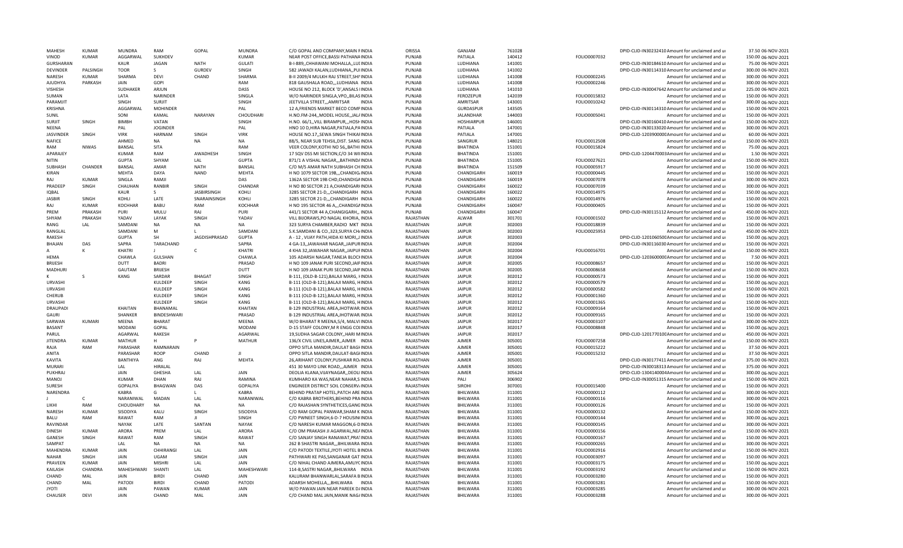| MAHESH | KUMAR | MUNDRA | RAM | GOPAL | MUNDRA | C/O GOPAL AND COMPANY,MAIN FINDIA | ORISSA | GANJAM | 761028 | | DPID-CLID-IN30232410Amount for unclaimed and ur | 37.50 | 06-NOV-2021 |
|---|---|---|---|---|---|---|---|---|---|---|---|---|---|
| VINOD | KUMAR | AGGARWAL | SUKHDEV | | KUMAR | NEAR POST OFFICE,BASSI PATHANAINDIA | PUNJAB | PATIALA | 140412 | FOLIO0007032 | Amount for unclaimed and ur | 150.00 | 06-NOV-2021 |
| GURSHARAN | | KAUR | JAGAN | NATH | GULATI | B-I-889,,CHHAWANI MOHALLA,,LUIINDIA | PUNJAB | LUDHIANA | 141001 | | DPID-CLID-IN30184610Amount for unclaimed and ur | 75.00 | 06-NOV-2021 |
| DEVINDER | PALSINGH | TOOR | S | GURDEV | SINGH | 582 JAWADI KALAN,LUDHIANA,,PUIINDIA | PUNJAB | LUDHIANA | 141002 | | DPID-CLID-IN30114310Amount for unclaimed and ur | 300.00 | 06-NOV-2021 |
| NARESH | KUMAR | SHARMA | DEVI | CHAND | SHARMA | B-II 2009/4 MULKH RAJ STREET,SHIINDIA | PUNJAB | LUDHIANA | 141008 | FOLIO0002245 | Amount for unclaimed and ur | 300.00 | 06-NOV-2021 |
| AJUDHYA | PARKASH | JAIN | GOPI | | RAM | 818 GAUSHALA ROAD,,,LUDHIANA INDIA | PUNJAB | LUDHIANA | 141008 | FOLIO0002246 | Amount for unclaimed and ur | 300.00 | 06-NOV-2021 |
| VISHESH | | SUDHAKER | ARJUN | | DASS | HOUSE NO 212, BLOCK 'D',ANSALS IINDIA | PUNJAB | LUDHIANA | 141010 | | DPID-CLID-IN30047642Amount for unclaimed and ur | 225.00 | 06-NOV-2021 |
| SUMAN | | LATA | NARINDER | | SINGLA | W/O NARINDER SINGLA,VPO,,BILASINDIA | PUNJAB | FEROZEPUR | 142039 | FOLIO0015832 | Amount for unclaimed and ur | 150.00 | 06-NOV-2021 |
| PARAMJIT | | SINGH | SURJIT | | SINGH | JEETVILLA STREET,,,AMRITSAR INDIA | PUNJAB | AMRITSAR | 143001 | FOLIO0010242 | Amount for unclaimed and ur | 300.00 | 06-NOV-2021 |
| KRISHNA | | AGGARWAL | MOHINDER | | PAL | 12 A,FRIENDS MARKET BECO COMPINDIA | PUNJAB | GURDASPUR | 143505 | | DPID-CLID-IN30114310Amount for unclaimed and ur | 150.00 | 06-NOV-2021 |
| SUNIL | | SONI | KAMAL | NARAYAN | CHOUDHARI | H.NO.FM-244,,MODEL HOUSE,,JAL/INDIA | PUNJAB | JALANDHAR | 144003 | FOLIO0005041 | Amount for unclaimed and ur | 150.00 | 06-NOV-2021 |
| SURJIT | SINGH | BIMBH | VATAN | | SINGH | H.NO. 66/1,,VILL BIRAMPUR,,,HOSHINDIA | PUNJAB | HOSHIARPUR | 146001 | | DPID-CLID-IN30160410Amount for unclaimed and ur | 150.00 | 06-NOV-2021 |
| NEENA | | PAL | JOGINDER | | PAL | HNO 10 D,HIRA NAGAR,PATIALA,PAINDIA | PUNJAB | PATIALA | 147001 | | DPID-CLID-IN30133020Amount for unclaimed and ur | 300.00 | 06-NOV-2021 |
| JASVINDER | SINGH | VIRK | HARNAM | SINGH | VIRK | HOUSE NO.17,,SEWA SINGH THIKAIINDIA | PUNJAB | PATIALA | 147001 | | DPID-CLID-1203900000Amount for unclaimed and ur | 60.00 | 06-NOV-2021 |
| NAFICE | | AHMED | NA | NA | NA | 88/5, NEAR SUB TEHSIL,DIST. SANG INDIA | PUNJAB | SANGRUR | 148021 | FOLIO0012508 | Amount for unclaimed and ur | 150.00 | 06-NOV-2021 |
| RAM | NIWAS | BANSAL | SITA | | RAM | VEER COLONY,KOTHI NO 56,,BATHI INDIA | PUNJAB | BHATINDA | 151001 | FOLIO0015824 | Amount for unclaimed and ur | 75.00 | 06-NOV-2021 |
| APARAJEY | | KUMAR | RAM | AWADHESH | SINGH | 17 SQV DSS MI SECTION,C/O 34 WIIINDIA | PUNJAB | BHATINDA | 151001 | | DPID-CLID-1204470003Amount for unclaimed and ur | 1.50 | 06-NOV-2021 |
| NITIN | | GUPTA | SHYAM | LAL | GUPTA | 871/1 A VISHAL NAGAR,,,BATHIND/INDIA | PUNJAB | BHATINDA | 151005 | FOLIO0027621 | Amount for unclaimed and ur | 150.00 | 06-NOV-2021 |
| SUBHASH | CHANDER | BANSAL | AMAR | NATH | BANSAL | C/O M/S AMAR NATH SUBHASH CHINDIA | PUNJAB | BHATINDA | 151509 | FOLIO0005917 | Amount for unclaimed and ur | 150.00 | 06-NOV-2021 |
| KIRAN | | MEHTA | DAYA | NAND | MEHTA | H NO 1079 SECTOR 19B,,,CHANDIG.INDIA | PUNJAB | CHANDIGARH | 160019 | FOLIO0000445 | Amount for unclaimed and ur | 150.00 | 06-NOV-2021 |
| RAJ | KUMAR | SINGLA | RAMJI | | DAS | 1362A SECTOR 19B CHD,CHANDIGAINDIA | PUNJAB | CHANDIGARH | 160019 | FOLIO0007078 | Amount for unclaimed and ur | 300.00 | 06-NOV-2021 |
| PRADEEP | SINGH | CHAUHAN | RANBIR | SINGH | CHANDAR | H NO 80 SECTOR 21 A,CHANDIGARIINDIA | PUNJAB | CHANDIGARH | 160022 | FOLIO0007039 | Amount for unclaimed and ur | 300.00 | 06-NOV-2021 |
| IQBAL | | KAUR | S | JASBIRSINGH | KOHLI | 3285 SECTOR 21-D,,,CHANDIGARH INDIA | PUNJAB | CHANDIGARH | 160022 | FOLIO0014975 | Amount for unclaimed and ur | 150.00 | 06-NOV-2021 |
| JASBIR | SINGH | KOHLI | LATE | SNARAINSINGH | KOHLI | 3285 SECTOR 21-D,,,CHANDIGARH INDIA | PUNJAB | CHANDIGARH | 160022 | FOLIO0014976 | Amount for unclaimed and ur | 150.00 | 06-NOV-2021 |
| RAJ | KUMAR | KOCHHAR | BABU | RAM | KOCHHAR | H NO 195 SECTOR 46 A,,,CHANDIGAINDIA | PUNJAB | CHANDIGARH | 160047 | FOLIO0000405 | Amount for unclaimed and ur | 150.00 | 06-NOV-2021 |
| PREM | PRAKASH | PURI | MULU | RAJ | PURI | 441/1 SECTOR 44 A,CHANGIGARH,, INDIA | PUNJAB | CHANDIGARH | 160047 | | DPID-CLID-IN30115112Amount for unclaimed and ur | 450.00 | 06-NOV-2021 |
| SHYAM | PRAKASH | YADAV | LAYAK | SINGH | YADAV | VILL BIJORAWS,PO NAGAL KHORIA,,INDIA | RAJASTHAN | ALWAR | 301701 | FOLIO0001502 | Amount for unclaimed and ur | 150.00 | 06-NOV-2021 |
| RANG | LAL | SAMDANI | NA | NA | NA | 323 SURYA CHAMBER,RADIO MKT INDIA | RAJASTHAN | JAIPUR | 302003 | FOLIO0018839 | Amount for unclaimed and ur | 150.00 | 06-NOV-2021 |
| RANGLAL | | SAMDANI | M | L | SAMDANI | S.K.SAMDANI & CO.,323,SURYA CH/INDIA | RAJASTHAN | JAIPUR | 302003 | FOLIO0025953 | Amount for unclaimed and ur | 450.00 | 06-NOV-2021 |
| RAKESH | | GUPTA | SH | JAGDISHPRASAD | GUPTA | A - 12 , VIJAY PATH,HIDA KI MORI,,JINDIA | RAJASTHAN | JAIPUR | 302003 | | DPID-CLID-1201060500Amount for unclaimed and ur | 150.00 | 06-NOV-2021 |
| BHAJAN | DAS | SAPRA | TARACHAND | | SAPRA | 4 GA-13,,JAWAHAR NAGAR,,JAIPURINDIA | RAJASTHAN | JAIPUR | 302004 | | DPID-CLID-IN30116030Amount for unclaimed and ur | 150.00 | 06-NOV-2021 |
| A | K | KHATRI | J | C | KHATRI | 4 KHA 32,JAWAHAR NAGAR,,JAIPUFINDIA | RAJASTHAN | JAIPUR | 302004 | FOLIO0016701 | Amount for unclaimed and ur | 150.00 | 06-NOV-2021 |
| HEMA | | CHAWLA | GULSHAN | | CHAWLA | 105 ADARSH NAGAR,TANEJA BLOCHINDIA | RAJASTHAN | JAIPUR | 302004 | | DPID-CLID-1203600000Amount for unclaimed and ur | 7.50 | 06-NOV-2021 |
| BRIJESH | | DUTT | BADRI | | PRASAD | H NO 109 JANAK PURI SECOND,JAIFINDIA | RAJASTHAN | JAIPUR | 302005 | FOLIO0008657 | Amount for unclaimed and ur | 150.00 | 06-NOV-2021 |
| MADHURI | | GAUTAM | BRIJESH | | DUTT | H NO 109 JANAK PURI SECOND,JAIFINDIA | RAJASTHAN | JAIPUR | 302005 | FOLIO0008658 | Amount for unclaimed and ur | 150.00 | 06-NOV-2021 |
| K | S | KANG | SARDAR | BHAGAT | SINGH | B-111, (OLD-B-121),BALAJI MARG, HINDIA | RAJASTHAN | JAIPUR | 302012 | FOLIO0000573 | Amount for unclaimed and ur | 150.00 | 06-NOV-2021 |
| URVASHI | | | KULDEEP | SINGH | KANG | B-111 (OLD-B-121),BALAJI MARG, HINDIA | RAJASTHAN | JAIPUR | 302012 | FOLIO0000579 | Amount for unclaimed and ur | 150.00 | 06-NOV-2021 |
| URVASHI | | | KULDEEP | SINGH | KANG | B-111 (OLD-B-121),BALAJI MARG, HINDIA | RAJASTHAN | JAIPUR | 302012 | FOLIO0000582 | Amount for unclaimed and ur | 150.00 | 06-NOV-2021 |
| CHERUB | | | KULDEEP | SINGH | KANG | B-111 (OLD-B-121),BALAJI MARG, HINDIA | RAJASTHAN | JAIPUR | 302012 | FOLIO0001360 | Amount for unclaimed and ur | 150.00 | 06-NOV-2021 |
| URVASHI | | | KULDEEP | SINGH | KANG | B-111 (OLD-B-121),BALAJI MARG, HINDIA | RAJASTHAN | JAIPUR | 302012 | FOLIO0001365 | Amount for unclaimed and ur | 150.00 | 06-NOV-2021 |
| DRAUPADI | | KHAITAN | BHANAMAL | | KHAITAN | B-129 INDUSTRIAL AREA,JHOTWAR INDIA | RAJASTHAN | JAIPUR | 302012 | FOLIO0009164 | Amount for unclaimed and ur | 150.00 | 06-NOV-2021 |
| GAURI | | SHANKER | BINDESHWARI | | PRASAD | B-129 INDUSTRIAL AREA,JHOTWAR INDIA | RAJASTHAN | JAIPUR | 302012 | FOLIO0009165 | Amount for unclaimed and ur | 150.00 | 06-NOV-2021 |
| SARWAN | KUMARI | MEENA | BHARAT | | MEENA | W/O BHARAT R MEENA,S/4, MALVIINDIA | RAJASTHAN | JAIPUR | 302017 | FOLIO0003107 | Amount for unclaimed and ur | 300.00 | 06-NOV-2021 |
| BASANT | | MODANI | GOPAL | | MODANI | D-15 STAFF COLONY,M R ENGG COIINDIA | RAJASTHAN | JAIPUR | 302017 | FOLIO0008848 | Amount for unclaimed and ur | 150.00 | 06-NOV-2021 |
| PARUL | | AGARWAL | RAKESH | | AGARWAL | 19,SUDHA SAGAR COLONY,,HARI MINDIA | RAJASTHAN | JAIPUR | 302017 | | DPID-CLID-1201770100Amount for unclaimed and ur | 450.00 | 06-NOV-2021 |
| JITENDRA | KUMAR | MATHUR | H | P | MATHUR | 136/X CIVIL LINES,AJMER,,AJMER INDIA | RAJASTHAN | AJMER | 305001 | FOLIO0007258 | Amount for unclaimed and ur | 150.00 | 06-NOV-2021 |
| RAJA | RAM | PARASHAR | RAMNARAIN | | | OPPO SITLA MANDIR,DAULAT BAGIINDIA | RAJASTHAN | AJMER | 305001 | FOLIO0015222 | Amount for unclaimed and ur | 37.50 | 06-NOV-2021 |
| ANITA | | PARASHAR | ROOP | CHAND | JI | OPPO SITLA MANDIR,DAULAT BAGIINDIA | RAJASTHAN | AJMER | 305001 | FOLIO0015232 | Amount for unclaimed and ur | 37.50 | 06-NOV-2021 |
| KAVITA | | BANTHIYA | ANG | RAJ | MEHTA | 26,ARIHANT COLONY,PUSHKAR RO/INDIA | RAJASTHAN | AJMER | 305001 | | DPID-CLID-IN30177411Amount for unclaimed and ur | 375.00 | 06-NOV-2021 |
| MURARI | | LAL | HIRALAL | | | 451 30 MAYO LINK ROAD,,,AJMER INDIA | RAJASTHAN | AJMER | 305001 | | DPID-CLID-IN30018313Amount for unclaimed and ur | 375.00 | 06-NOV-2021 |
| PUKHRAJ | | JAIN | GHESHA | LAL | JAIN | DEOLIA KLANA,VIJAYNAGAR,,DEOLIINDIA | RAJASTHAN | AJMER | 305624 | | DPID-CLID-1304140004Amount for unclaimed and ur | 300.00 | 06-NOV-2021 |
| MANOJ | | KUMAR | DHAN | RAJ | RAMINA | KUMHARO KA WAS,NEAR NAHARS INDIA | RAJASTHAN | PALI | 306902 | | DPID-CLID-IN30051315Amount for unclaimed and ur | 150.00 | 06-NOV-2021 |
| SURESH | | GOPALIYA | BHAGWAN | DAS | GOPALIYA | ENGINEER DISTRICT SOIL CONSERV.INDIA | RAJASTHAN | SIROHI | 307001 | FOLIO0015400 | Amount for unclaimed and ur | 150.00 | 06-NOV-2021 |
| NARENDRA | | KABRA | G | L | KABRA | BEHIND PRATAP HOTEL,PATCH ARE INDIA | RAJASTHAN | BHILWARA | 311001 | FOLIO0000112 | Amount for unclaimed and ur | 300.00 | 06-NOV-2021 |
| J | C | NARANIWAL | MADAN | LAL | NARANIWAL | C/O KABRA BROTHERS,BEHIND PRAINDIA | RAJASTHAN | BHILWARA | 311001 | FOLIO0000116 | Amount for unclaimed and ur | 300.00 | 06-NOV-2021 |
| LIKHI | RAM | CHOUDHARY | NA | NA | NA | C/O RAJASHAN SYNTHETICS,GANGINDIA | RAJASTHAN | BHILWARA | 311001 | FOLIO0000126 | Amount for unclaimed and ur | 150.00 | 06-NOV-2021 |
| NARESH | KUMAR | SISODIYA | KALU | SINGH | SISODIYA | C/O RAM GOPAL PANWAR,SHAM K INDIA | RAJASTHAN | BHILWARA | 311001 | FOLIO0000132 | Amount for unclaimed and ur | 150.00 | 06-NOV-2021 |
| BALU | RAM | RAWAT | RAM | JI | SINGH | C/O PWNEET SINGH,6-D-7 HOUSININDIA | RAJASTHAN | BHILWARA | 311001 | FOLIO0000144 | Amount for unclaimed and ur | 300.00 | 06-NOV-2021 |
| RAVINDAR | | NAYAK | LATE | SANTAN | NAYAK | C/O NARESH KUMAR MAGGON,6-DINDIA | RAJASTHAN | BHILWARA | 311001 | FOLIO0000145 | Amount for unclaimed and ur | 300.00 | 06-NOV-2021 |
| DINESH | KUMAR | ARORA | PREM | LAL | ARORA | C/O OM PRAKASH JI AGARWAL,NE/INDIA | RAJASTHAN | BHILWARA | 311001 | FOLIO0000156 | Amount for unclaimed and ur | 150.00 | 06-NOV-2021 |
| GANESH | SINGH | RAWAT | RAM | SINGH | RAWAT | C/O SANJAY SINGH RANAWAT,PRAIINDIA | RAJASTHAN | BHILWARA | 311001 | FOLIO0000167 | Amount for unclaimed and ur | 150.00 | 06-NOV-2021 |
| SAMPAT | | LAL | NA | NA | NA | 262 B SHASTRI NAGAR,,,BHILWARA INDIA | RAJASTHAN | BHILWARA | 311001 | FOLIO0000265 | Amount for unclaimed and ur | 300.00 | 06-NOV-2021 |
| MAHENDRA | KUMAR | JAIN | CHHIRANGI | LAL | JAIN | C/O PATODI TEXTILE,JYOTI HOTEL BINDIA | RAJASTHAN | BHILWARA | 311001 | FOLIO0002916 | Amount for unclaimed and ur | 150.00 | 06-NOV-2021 |
| NAHAR | SINGH | JAIN | UGAM | SINGH | JAIN | PATHWARI KE PAS,SANGANAR GAT INDIA | RAJASTHAN | BHILWARA | 311001 | FOLIO0003097 | Amount for unclaimed and ur | 150.00 | 06-NOV-2021 |
| PRAVEEN | KUMAR | JAIN | MISHRI | LAL | JAIN | C/O NIHAL CHAND AJMERA,AMLI(CINDIA | RAJASTHAN | BHILWARA | 311001 | FOLIO0003175 | Amount for unclaimed and ur | 150.00 | 06-NOV-2021 |
| KAILASH | CHANDRA | MAHESHWARI | SHANTI | LAL | MAHESHWARI | 114-B,SASTRI NAGAR,,BHILWARA INDIA | RAJASTHAN | BHILWARA | 311001 | FOLIO0003192 | Amount for unclaimed and ur | 150.00 | 06-NOV-2021 |
| CHAND | MAL | JAIN | BIRDI | CHAND | JAIN | KALURAM BHANWARLAL,SARAFA BINDIA | RAJASTHAN | BHILWARA | 311001 | FOLIO0003280 | Amount for unclaimed and ur | 150.00 | 06-NOV-2021 |
| CHAND | MAL | PATODI | BIRDI | CHAND | PATODI | ADARSH MOHELLA,,,BHILWARA INDIA | RAJASTHAN | BHILWARA | 311001 | FOLIO0003281 | Amount for unclaimed and ur | 150.00 | 06-NOV-2021 |
| JYOTI | | JAIN | PAWAN | KUMAR | JAIN | W/O PAWAN JAIN NEAR PAREEK D/INDIA | RAJASTHAN | BHILWARA | 311001 | FOLIO0003285 | Amount for unclaimed and ur | 150.00 | 06-NOV-2021 |
| CHAUSER | DEVI | JAIN | CHAND | MAL | JAIN | C/O CHAND MAL JAIN,MANIK NAG/INDIA | RAJASTHAN | BHILWARA | 311001 | FOLIO0003288 | Amount for unclaimed and ur | 300.00 | 06-NOV-2021 |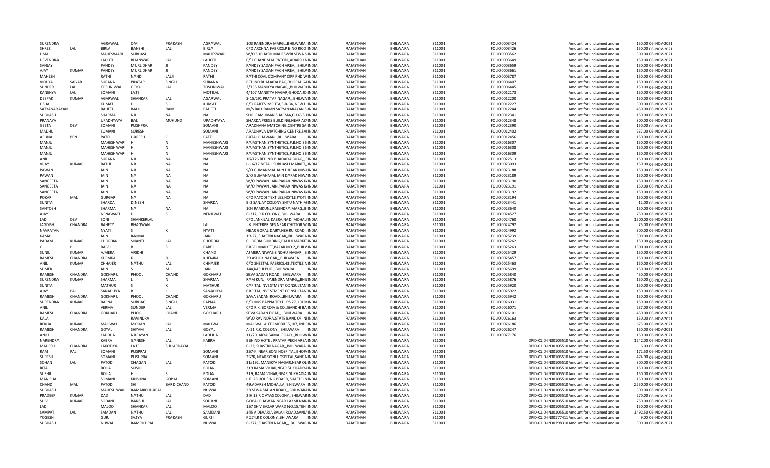| | | | | | | | | | | | | | | |
|---|---|---|---|---|---|---|---|---|---|---|---|---|---|---|
| SURENDRA | | AGRAWAL | OM | PRAKASH | AGRAWAL | 103 RAJENDRA MARG,,,BHILWARA INDIA | RAJASTHAN | BHILWARA | 311001 | FOLIO0003424 | | Amount for unclaimed and ui | 150.00 | 06-NOV-2021 |
| SHREE | LAL | BIRLA | BANSHI | LAL | BIRLA | C/O ARCHNA FABRICS,P B NO RICO INDIA | RAJASTHAN | BHILWARA | 311001 | FOLIO0003426 | | Amount for unclaimed and ui | 150.00 | 06-NOV-2021 |
| UMA | | MAHESWARI | SUBHASH | | MAHESWARI | W/O SUBHASH MAHESWRI SEWA S INDIA | RAJASTHAN | BHILWARA | 311001 | FOLIO0003562 | | Amount for unclaimed and ui | 300.00 | 06-NOV-2021 |
| DEVENDRA | | LAHOTI | BHANWAR | LAL | LAHOTI | C/O CHANDMAL PATODI,ADARSH NINDIA | RAJASTHAN | BHILWARA | 311001 | FOLIO0003649 | | Amount for unclaimed and ui | 150.00 | 06-NOV-2021 |
| SANJAY | | PANDEY | MURLIDHAR | JI | PANDEY | PANDEY SADAN PACH AREA,,,BHILV INDIA | RAJASTHAN | BHILWARA | 311001 | FOLIO0003659 | | Amount for unclaimed and ui | 150.00 | 06-NOV-2021 |
| AJAY | KUMAR | PANDEY | MURLIDHAR | JI | PANDEY | PANDEY SADAN PACH AREA,,,BHILV INDIA | RAJASTHAN | BHILWARA | 311001 | FOLIO0003661 | | Amount for unclaimed and ui | 150.00 | 06-NOV-2021 |
| MAHESH | | RATHI | NAND | LALJI | RATHI | RATHI COAL COMPANY OPP PHD W INDIA | RAJASTHAN | BHILWARA | 311001 | FOLIO0003787 | | Amount for unclaimed and ui | 150.00 | 06-NOV-2021 |
| VIDHYA | SAGAR | SURANA | PRATAP | SINGH | SURANA | BEHIND BHADADA BAG,BHOPAL GAINDIA | RAJASTHAN | BHILWARA | 311001 | FOLIO0006407 | | Amount for unclaimed and ui | 150.00 | 06-NOV-2021 |
| SUNDER | LAL | TOSHNIWAL | GOKUL | LAL | TOSHNIWAL | 2/135,MANIKYA NAGAR,,BHILWAR/ INDIA | RAJASTHAN | BHILWARA | 311001 | FOLIO0006445 | | Amount for unclaimed and ui | 150.00 | 06-NOV-2021 |
| KANEHYA | LAL | SOMANI | LATE | | MOTILAL | 4/107 MANIKYA NAGAR,GHODA JO INDIA | RAJASTHAN | BHILWARA | 311001 | FOLIO0012173 | | Amount for unclaimed and ui | 150.00 | 06-NOV-2021 |
| DEEPAK | KUMAR | AGARWAL | SHANKAR | LAL | AGARWAL | S-15/291 PRATAP NAGAR,,,BHILWA INDIA | RAJASTHAN | BHILWARA | 311001 | FOLIO0012200 | | Amount for unclaimed and ui | 150.00 | 06-NOV-2021 |
| USHA | | KUMAT | D | S | KUMAT | C/O RAJEEV MEHTA,5-B-34, NEW H INDIA | RAJASTHAN | BHILWARA | 311001 | FOLIO0012227 | | Amount for unclaimed and ui | 300.00 | 06-NOV-2021 |
| SATYANARAYAN | | BAHETI | BALU | RAM | BAHETI | M/S BALURAMN SATYANARAYAN,S INDIA | RAJASTHAN | BHILWARA | 311001 | FOLIO0012244 | | Amount for unclaimed and ui | 450.00 | 06-NOV-2021 |
| SUBHASH | | SHARMA | NA | NA | NA | SHRI RAM JIVAN SHARMA,C-145 SU INDIA | RAJASTHAN | BHILWARA | 311001 | FOLIO0012341 | | Amount for unclaimed and ui | 150.00 | 06-NOV-2021 |
| PRANAYA | | UPADHYAYA | BAL | MUKUND | UPADHYAYA | SHARDA PRESS BUILDING,NEAR AZ/ INDIA | RAJASTHAN | BHILWARA | 311001 | FOLIO0012348 | | Amount for unclaimed and ui | 300.00 | 06-NOV-2021 |
| GEETA | DEVI | SOMANI | PUSHPRAJ | | SOMANI | ARADHANA MATCHING,CENTRE SA INDIA | RAJASTHAN | BHILWARA | 311001 | FOLIO0012390 | | Amount for unclaimed and ui | 150.00 | 06-NOV-2021 |
| MADHU | | SOMANI | SURESH | | SOMANI | ARADHAVA MATCHING CENTRE,SAI INDIA | RAJASTHAN | BHILWARA | 311001 | FOLIO0012402 | | Amount for unclaimed and ui | 237.00 | 06-NOV-2021 |
| ARUNA | BEN | PATEL | HARESH | C | PATEL | PATAL BHAWAN,,,BHILWARA INDIA | RAJASTHAN | BHILWARA | 311001 | FOLIO0012456 | | Amount for unclaimed and ui | 150.00 | 06-NOV-2021 |
| MANJU | | MAHESHWARI | H | N | MAHESHWARI | RAJASTHAN SYNTHETICS,P.B.NO.36 INDIA | RAJASTHAN | BHILWARA | 311001 | FOLIO0016307 | | Amount for unclaimed and ui | 150.00 | 06-NOV-2021 |
| MANJU | | MAHESHWARI | H | N | MAHESHWARI | RAJASTHAN SYNTHETICS,P.B.NO.36 INDIA | RAJASTHAN | BHILWARA | 311001 | FOLIO0016308 | | Amount for unclaimed and ui | 150.00 | 06-NOV-2021 |
| MANJU | | MAHESHWARI | H | N | MAHESHWARI | RAJASTHAN SYNTHETICS,P.B.NO.36 INDIA | RAJASTHAN | BHILWARA | 311001 | FOLIO0016309 | | Amount for unclaimed and ui | 150.00 | 06-NOV-2021 |
| ANIL | | SURANA | NA | NA | NA | 16/126 BEHIND BHADADA BHAG,,,E INDIA | RAJASTHAN | BHILWARA | 311001 | FOLIO0022513 | | Amount for unclaimed and ui | 150.00 | 06-NOV-2021 |
| VIJAY | KUMAR | RATHI | NA | NA | NA | L-16/17 NETAJI SUBHASH MARKET,, INDIA | RAJASTHAN | BHILWARA | 311001 | FOLIO0023093 | | Amount for unclaimed and ui | 150.00 | 06-NOV-2021 |
| PAWAN | | JAIN | NA | NA | NA | S/O GUMANMAL JAIN DARAK NIW/ INDIA | RAJASTHAN | BHILWARA | 311001 | FOLIO0023188 | | Amount for unclaimed and ui | 150.00 | 06-NOV-2021 |
| PAWAN | | JAIN | NA | NA | NA | S/O GUMANMAL JAIN DARAK NIW/ INDIA | RAJASTHAN | BHILWARA | 311001 | FOLIO0023189 | | Amount for unclaimed and ui | 150.00 | 06-NOV-2021 |
| SANGEETA | | JAIN | NA | NA | NA | W/O PAWAN JAIN,PARAK NIWAS K/ INDIA | RAJASTHAN | BHILWARA | 311001 | FOLIO0023190 | | Amount for unclaimed and ui | 150.00 | 06-NOV-2021 |
| SANGEETA | | JAIN | NA | NA | NA | W/O PAWAN JAIN,PARAK NIWAS K/ INDIA | RAJASTHAN | BHILWARA | 311001 | FOLIO0023191 | | Amount for unclaimed and ui | 150.00 | 06-NOV-2021 |
| SANGEETA | | JAIN | NA | NA | NA | W/O PAWAN JAIN,PARAK NIWAS K/ INDIA | RAJASTHAN | BHILWARA | 311001 | FOLIO0023192 | | Amount for unclaimed and ui | 150.00 | 06-NOV-2021 |
| POKAR | MAL | GURGAR | NA | NA | NA | C/O PATODI TEXTILES,HOTLE JYOTI INDIA | RAJASTHAN | BHILWARA | 311001 | FOLIO0023194 | | Amount for unclaimed and ui | 150.00 | 06-NOV-2021 |
| SUNITA | | SHARDA | DINESH | | SHARDA | B-2 SANJAY COLONY,SHTU NATH M INDIA | RAJASTHAN | BHILWARA | 311001 | FOLIO0023441 | | Amount for unclaimed and ui | 12.00 | 06-NOV-2021 |
| SANTOSH | | SHARMA | NA | NA | NA | 104 RAMKUNJ,RAJENDRA MARG,,B INDIA | RAJASTHAN | BHILWARA | 311001 | FOLIO0023640 | | Amount for unclaimed and ui | 150.00 | 06-NOV-2021 |
| AJAY | | NENAWATI | D | S | NENAWATI | B-317,,R.K.COLONY,,BHILWARA INDIA | RAJASTHAN | BHILWARA | 311001 | FOLIO0024527 | | Amount for unclaimed and ui | 750.00 | 06-NOV-2021 |
| LAD | DEVI | SONI | SHANKERLAL | | | C/O JANKILAL KABRA,NADI MOHALI INDIA | RAJASTHAN | BHILWARA | 311001 | FOLIO0024760 | | Amount for unclaimed and ui | 1500.00 | 06-NOV-2021 |
| JAGDISH | CHANDRA | BAHETY | BHAGWAN | | LAL | J.K. ENTERPRISES,NEAR CHITTOR W INDIA | RAJASTHAN | BHILWARA | 311001 | FOLIO0024792 | | Amount for unclaimed and ui | 75.00 | 06-NOV-2021 |
| NAVRATAN | | NYATI | S | K | NYATI | NEAR GOPAL DAIRY,NEHRU ROAD,, INDIA | RAJASTHAN | BHILWARA | 311001 | FOLIO0024992 | | Amount for unclaimed and ui | 300.00 | 06-NOV-2021 |
| KAMAL | | JAIN | RAJMAL | | JAIN | 1B-27,,SHASTRI NAGAR,,BHILWARA INDIA | RAJASTHAN | BHILWARA | 311001 | FOLIO0025239 | | Amount for unclaimed and ui | 300.00 | 06-NOV-2021 |
| PADAM | KUMAR | CHORDIA | SHANTI | LAL | CHORDIA | CHORDIA BUILDING,BALAJI MARKET INDIA | RAJASTHAN | BHILWARA | 311001 | FOLIO0025262 | | Amount for unclaimed and ui | 150.00 | 06-NOV-2021 |
| C | P | BABEL | B | S | BABEL | BABEL MARKET,BAZAR NO.2,,BHILV INDIA | RAJASTHAN | BHILWARA | 311001 | FOLIO0025263 | | Amount for unclaimed and ui | 1500.00 | 06-NOV-2021 |
| SUNIL | KUMAR | AJMERA | VRIDHI | | CHAND | AJMERA NIWAS SINDHU NAGAR,,,B INDIA | RAJASTHAN | BHILWARA | 311001 | FOLIO0025429 | | Amount for unclaimed and ui | 150.00 | 06-NOV-2021 |
| RAMESH | CHANDRA | KHEMKA | K | D | KHEMKA | 29 ASHOK NAGAR,,,BHILWARA INDIA | RAJASTHAN | BHILWARA | 311001 | FOLIO0025457 | | Amount for unclaimed and ui | 150.00 | 06-NOV-2021 |
| ANIL | KUMAR | CHHAJER | NATHU | LAL | CHHAJER | C/O SHEETAL FABRICS,43,TEXTILE N INDIA | RAJASTHAN | BHILWARA | 311001 | FOLIO0025463 | | Amount for unclaimed and ui | 150.00 | 06-NOV-2021 |
| SUMER | | JAIN | S | M | JAIN | 144,KASHI PURI,,BHILWARA INDIA | RAJASTHAN | BHILWARA | 311001 | FOLIO0025699 | | Amount for unclaimed and ui | 150.00 | 06-NOV-2021 |
| RAMESH | CHANDRA | GOKHARU | PHOOL | CHAND | GOKHARU | SEVA SADAN ROAD,,,BHILWARA INDIA | RAJASTHAN | BHILWARA | 311001 | FOLIO0025840 | | Amount for unclaimed and ui | 450.00 | 06-NOV-2021 |
| SURENDRA | KUMAR | SHARMA | L | N | SHARMA | RAM KUNJ, RAJENDRA MARG,,,BHI INDIA | RAJASTHAN | BHILWARA | 311001 | FOLIO0025876 | | Amount for unclaimed and ui | 150.00 | 06-NOV-2021 |
| SUNITA | | MATHUR | S | K | MATHUR | CAPITAL INVESTMENT CONSULTAN INDIA | RAJASTHAN | BHILWARA | 311001 | FOLIO0025920 | | Amount for unclaimed and ui | 150.00 | 06-NOV-2021 |
| AJAY | PAL | SANADHYA | B | L | SANADHYA | CAPITAL INVESTMENT CONSULTAN INDIA | RAJASTHAN | BHILWARA | 311001 | FOLIO0025922 | | Amount for unclaimed and ui | 150.00 | 06-NOV-2021 |
| RAMESH | CHANDRA | GOKHARU | PHOOL | CHAND | GOKHARU | SAVA SADAN ROAD,,,BHILWARA INDIA | RAJASTHAN | BHILWARA | 311001 | FOLIO0025942 | | Amount for unclaimed and ui | 150.00 | 06-NOV-2021 |
| SURENDRA | KUMAR | BAPNA | SUBHAG | SINGH | BAPNA | C/O M/S BAPNA TEXTILES,27, LOHI INDIA | RAJASTHAN | BHILWARA | 311001 | FOLIO0026031 | | Amount for unclaimed and ui | 150.00 | 06-NOV-2021 |
| ANIL | | VERMA | SUNDER | LAL | VERMA | C/O R.K. BORDIA & CO.,GANDHI BA INDIA | RAJASTHAN | BHILWARA | 311001 | FOLIO0026071 | | Amount for unclaimed and ui | 237.00 | 06-NOV-2021 |
| RAMESH | CHANDRA | GOKHARU | PHOOL | CHAND | GOKHARU | SEVA SADAN ROAD,,,,BHILWARA INDIA | RAJASTHAN | BHILWARA | 311001 | FOLIO0026101 | | Amount for unclaimed and ui | 450.00 | 06-NOV-2021 |
| KALA | | | RAVINDRA | | | W\O RAVINDRA,STATE BANK OF INI INDIA | RAJASTHAN | BHILWARA | 311001 | FOLIO0026163 | | Amount for unclaimed and ui | 150.00 | 06-NOV-2021 |
| REKHA | KUMARI | MALIWAL | MOHAN | LAL | MALIWAL | MALIWAL AUTOMOBILES,107, INDI INDIA | RAJASTHAN | BHILWARA | 311001 | FOLIO0026186 | | Amount for unclaimed and ui | 675.00 | 06-NOV-2021 |
| RAMESH | CHANDRA | GOYAL | SHYAM | LAL | GOYAL | A-21 R.K. COLONY,,,BHILWARA INDIA | RAJASTHAN | BHILWARA | 311001 | FOLIO0026247 | | Amount for unclaimed and ui | 150.00 | 06-NOV-2021 |
| ANJU | | LADDHA | NARAYAN | | LADDHA | 11/20, ARYA SAMAJ ROAD,,,BHILW/ INDIA | RAJASTHAN | BHILWARA | 311001 | FOLIO0027176 | | Amount for unclaimed and ui | 150.00 | 06-NOV-2021 |
| NARENDRA | | KABRA | GANESH | LAL | KABRA | BEHIND HOTEL PRATAP,PECH AREA INDIA | RAJASTHAN | BHILWARA | 311001 | | DPID-CLID-IN30105510 | Amount for unclaimed and ui | 1242.00 | 06-NOV-2021 |
| MAHESH | CHANDRA | LAKOTIYA | LATE | SHHARDAYAL | JI | C-22, SHASTRI NAGAR,,,BHILWARA INDIA | RAJASTHAN | BHILWARA | 311001 | | DPID-CLID-IN30105510 | Amount for unclaimed and ui | 6.00 | 06-NOV-2021 |
| RAM | PAL | SOMANI | PUSPRAJ | | SOMANI | 257-K, NEAR SONI HOSPITAL,BHOP/ INDIA | RAJASTHAN | BHILWARA | 311001 | | DPID-CLID-IN30105510 | Amount for unclaimed and ui | 172.50 | 06-NOV-2021 |
| SURESH | | SOMANI | PUSHPRAJ | | SOMANI | 257K, NEAR SONI HOSPITAL,SANGA INDIA | RAJASTHAN | BHILWARA | 311001 | | DPID-CLID-IN30105510 | Amount for unclaimed and ui | 474.00 | 06-NOV-2021 |
| SOHAN | LAL | PATODI | CHAGAN | LAL | PATODI | 31/192, MANIKYA NAGAR,NEAR OL INDIA | RAJASTHAN | BHILWARA | 311001 | | DPID-CLID-IN30105510 | Amount for unclaimed and ui | 300.00 | 06-NOV-2021 |
| RITA | | BOLIA | SUSHIL | | BOLIA | 319 RAMA VIHAR,NEAR SUKHADIY/ INDIA | RAJASTHAN | BHILWARA | 311001 | | DPID-CLID-IN30105510 | Amount for unclaimed and ui | 150.00 | 06-NOV-2021 |
| SUSHIL | | BOLIA | H | S | BOLIA | 319, RAMA VIHAR,NEAR SUKHADIA INDIA | RAJASTHAN | BHILWARA | 311001 | | DPID-CLID-IN30105510 | Amount for unclaimed and ui | 150.00 | 06-NOV-2021 |
| MANISHA | | SOMANI | KRISHNA | GOPAL | SOMANI | I F 28,HOUSING BOARD,SHASTRI N INDIA | RAJASTHAN | BHILWARA | 311001 | | DPID-CLID-IN30105510 | Amount for unclaimed and ui | 150.00 | 06-NOV-2021 |
| CHAND | MAL | PATODI | SH | BARDICHAND | PATODI | 49,ADARSH MOHALLA,,BHILWARA INDIA | RAJASTHAN | BHILWARA | 311001 | | DPID-CLID-IN30105510 | Amount for unclaimed and ui | 2250.00 | 06-NOV-2021 |
| SUBHASH | | MAHESHWARI | RAMARICHHAPAL | | NUWAL | 23 SEWA SADAN ROAD,,,BHILWAR/ INDIA | RAJASTHAN | BHILWARA | 311001 | | DPID-CLID-IN30105510 | Amount for unclaimed and ui | 300.00 | 06-NOV-2021 |
| PRADEEP | KUMAR | DAD | NATHU | LAL | DAD | 2 H 13,R C VYAS COLONY,,BHILWAR INDIA | RAJASTHAN | BHILWARA | 311001 | | DPID-CLID-IN30105510 | Amount for unclaimed and ui | 270.00 | 06-NOV-2021 |
| SHIV | KUMAR | SODANI | BANSHI | LAL | SODANI | GOPAL BHAWAN,NEAR LAXMI NAR. INDIA | RAJASTHAN | BHILWARA | 311001 | | DPID-CLID-IN30105510 | Amount for unclaimed and ui | 750.00 | 06-NOV-2021 |
| LAD | | MALOO | SHANKAR | LAL | MALOO | 157 SHIV BAZAR,WARD NO.15,TEH INDIA | RAJASTHAN | BHILWARA | 311001 | | DPID-CLID-IN30105510 | Amount for unclaimed and ui | 150.00 | 06-NOV-2021 |
| SAMPAT | LAL | SAMDANI | NATHU | LAL | SAMDANI | 345 A,DEVARIA BALAJI ROAD,SANJ/ INDIA | RAJASTHAN | BHILWARA | 311001 | | DPID-CLID-IN30105510 | Amount for unclaimed and ui | 1492.50 | 06-NOV-2021 |
| YOGESH | | GURJI | SATYA | PRAKASH | GURJI | F 274,R K COLONY,,BHILWARA INDIA | RAJASTHAN | BHILWARA | 311001 | | DPID-CLID-IN30177411 | Amount for unclaimed and ui | 9.00 | 06-NOV-2021 |
| SUBHASH | | NUWAL | RAMRICHPAL | | NUWAL | B-377, SHASTRI NAGAR,,,,BHILWAR INDIA | RAJASTHAN | BHILWARA | 311001 | | DPID-CLID-IN30198310 | Amount for unclaimed and ui | 300.00 | 06-NOV-2021 |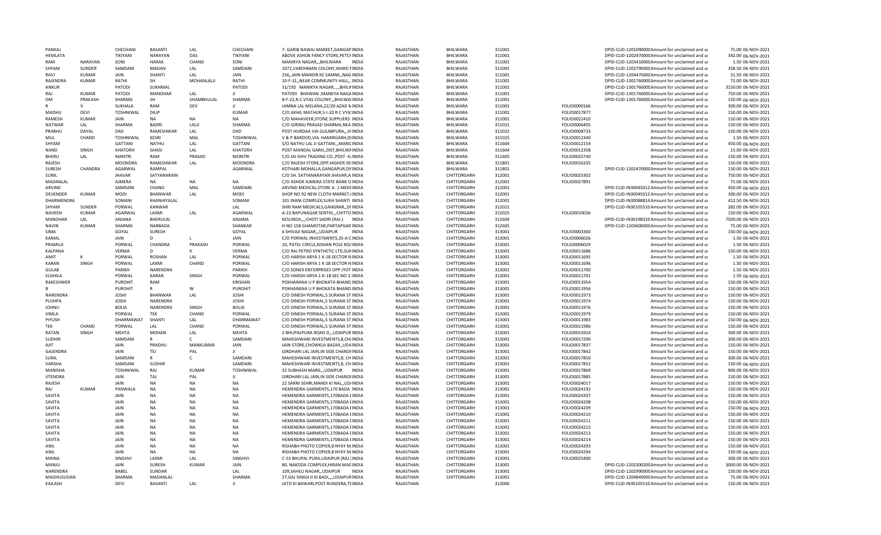| | | | | | | | | | | | | | | | |
|---|---|---|---|---|---|---|---|---|---|---|---|---|---|---|---|
| PANKAJ | | CHECHANI | BASANTI | LAL | CHECHANI | 7- GARIB NAWAJ MARKET,GANGAP INDIA | RAJASTHAN | BHILWARA | 311001 | | DPID-CLID-1201090000 Amount for unclaimed and u | 75.00 | 06-NOV-2021 |
| HEMLATA | | TIKIYANI | NARAYAN | DAS | TIKIYANI | ABOVE ASHOK FANCY STORE,PETC INDIA | RAJASTHAN | BHILWARA | 311001 | | DPID-CLID-1202470000 Amount for unclaimed and u | 342.00 | 06-NOV-2021 |
| RAM | NARAYAN | SONI | HARAK | CHAND | SONI | MANIKYA NAGAR,,,BHILWARA INDIA | RAJASTHAN | BHILWARA | 311001 | | DPID-CLID-1203410000 Amount for unclaimed and u | 1.50 | 06-NOV-2021 |
| SHYAM | SUNDER | SAMDANI | MADAN | LAL | SAMDANI | 1072,VARDHMAN COLONY,WARD I INDIA | RAJASTHAN | BHILWARA | 311001 | | DPID-CLID-1203790000 Amount for unclaimed and u | 358.50 | 06-NOV-2021 |
| RAVI | KUMAR | JAIN | SHANTI | LAL | JAIN | 256,,JAIN MANDIR KE SAMNE,,NAG INDIA | RAJASTHAN | BHILWARA | 311001 | | DPID-CLID-1204470000 Amount for unclaimed and u | 31.50 | 06-NOV-2021 |
| RAJENDRA | KUMAR | RATHI | SH | MOHANLALJI | RATHI | 10-F-31,,NEAR COMMUNITY HALL,, INDIA | RAJASTHAN | BHILWARA | 311001 | | DPID-CLID-1301760000 Amount for unclaimed and u | 75.00 | 06-NOV-2021 |
| ANKUR | | PATODI | SUKHMAL | | PATODI | 31/192 MANIKYA NAGAR,,,,,BHILW INDIA | RAJASTHAN | BHILWARA | 311001 | | DPID-CLID-1301760000 Amount for unclaimed and u | 3150.00 | 06-NOV-2021 |
| RAJ | KUMAR | PATODI | MANOHAR | LAL | JI | PATODI BHAWAN ,MANKYA NAGA INDIA | RAJASTHAN | BHILWARA | 311001 | | DPID-CLID-1301760000 Amount for unclaimed and u | 750.00 | 06-NOV-2021 |
| OM | PRAKASH | SHARMA | SH | SHAMBHULAL | SHARMA | 8-F-22,R.C.VYAS COLONY,,,BHILWAI INDIA | RAJASTHAN | BHILWARA | 311001 | | DPID-CLID-1301760000 Amount for unclaimed and u | 150.00 | 06-NOV-2021 |
| R | V | SUKHALA | RAM | DEV | JI | JAMNA LAL MELANA,22/20 AZAD N INDIA | RAJASTHAN | BHILWARA | 311001 | FOLIO0000166 | Amount for unclaimed and u | 300.00 | 06-NOV-2021 |
| MADHU | DEVI | TOSHNIWAL | DILIP | | KUMAR | C/O AKHIL MATHUR,5-I-20 R C VYA: INDIA | RAJASTHAN | BHILWARA | 311001 | FOLIO0017877 | Amount for unclaimed and u | 150.00 | 06-NOV-2021 |
| RAMESH | KUMAR | JAIN | NA | NA | NA | C/O MAHAVEER,STONE SUPPLIERS INDIA | RAJASTHAN | BHILWARA | 311001 | FOLIO0022410 | Amount for unclaimed and u | 150.00 | 06-NOV-2021 |
| NATWAR | LAL | SHARMA | BADRI | LALJI | SHARMA | C/O GIRIRAJ PRASAD SHARMA,NEA INDIA | RAJASTHAN | BHILWARA | 311021 | FOLIO0006405 | Amount for unclaimed and u | 150.00 | 06-NOV-2021 |
| PRABHU | DAYAL | DAD | RAMESHWAR | LAL | DAD | POST HURDAA VIA GULABPURA,,,H INDIA | RAJASTHAN | BHILWARA | 311022 | FOLIO0008733 | Amount for unclaimed and u | 150.00 | 06-NOV-2021 |
| MUL | CHAND | TOSHNIWAL | KESRI | MAL | TOSHNIWAL | V & P BARDOD,VIA HAMIRGARH,DI INDIA | RAJASTHAN | BHILWARA | 311025 | FOLIO0012340 | Amount for unclaimed and u | 1.50 | 06-NOV-2021 |
| SHYAM | | GATTANI | NATHU | LAL | GATTANI | S/O NATHU LAL JI GATTANI,,,MAND INDIA | RAJASTHAN | BHILWARA | 311604 | FOLIO0012154 | Amount for unclaimed and u | 450.00 | 06-NOV-2021 |
| NAND | SINGH | KHATORH | GHASI | LAL | KHATORH | POST MANDAL GARH,,DIST,BHILWA INDIA | RAJASTHAN | BHILWARA | 311604 | FOLIO0012358 | Amount for unclaimed and u | 15.00 | 06-NOV-2021 |
| BHERU | LAL | MANTRI | RAM | PRASAD | MONTRI | C/O JAI SHIV TRADING CO.,POST- K INDIA | RAJASTHAN | BHILWARA | 311605 | FOLIO0025740 | Amount for unclaimed and u | 150.00 | 06-NOV-2021 |
| RAJESH | | MOONDRA | RAMESHWAR | LAL | MOONDRA | C/O RAJESH STORE,OPP.HIGHER SE INDIA | RAJASTHAN | BHILWARA | 311801 | FOLIO0016335 | Amount for unclaimed and u | 150.00 | 06-NOV-2021 |
| SURESH | CHANDRA | AGARWAL | RAMPAL | | AGARWAL | KOTHARI MOHALLA,GANGAPUR,DI: INDIA | RAJASTHAN | BHILWARA | 311801 | | DPID-CLID-1202470000 Amount for unclaimed and u | 150.00 | 06-NOV-2021 |
| SUNIL | | JHAVAR | SATYANARAIN | | | C/O SH. SATYANARAYAN JHAVAR,A INDIA | RAJASTHAN | CHITTORGARH | 312001 | FOLIO0025302 | Amount for unclaimed and u | 750.00 | 06-NOV-2021 |
| MADANLAL | | AJMERA | NA | NA | NA | C/O ASHOK AJMERA STATE BANK O INDIA | RAJASTHAN | CHITTORGARH | 312001 | FOLIO0027891 | Amount for unclaimed and u | 75.00 | 06-NOV-2021 |
| ARVIND | | SAMDANI | CHAND | MAL | SAMDANI | ARVIND MEDICAL,STORE A- 1 MEEF INDIA | RAJASTHAN | CHITTORGARH | 312001 | | DPID-CLID-IN30045012 Amount for unclaimed and u | 450.00 | 06-NOV-2021 |
| DEVENDER | KUMAR | MODI | BHANWAR | LAL | MODI | SHOP NO 92 NEW CLOTH MARKET,( INDIA | RAJASTHAN | CHITTORGARH | 312001 | | DPID-CLID-IN30045012 Amount for unclaimed and u | 300.00 | 06-NOV-2021 |
| DHARMENDRA | | SOMANI | KHANHIYALAL | | SOMANI | 101 INANI COMPLEX,SUKH SHANTI INDIA | RAJASTHAN | CHITTORGARH | 312001 | | DPID-CLID-IN30088814 Amount for unclaimed and u | 412.50 | 06-NOV-2021 |
| SHYAM | SUNDER | PORWAL | KANWAR | | LAL | SHRI RAM MEDICALS,GANGRAR,,DI INDIA | RAJASTHAN | CHITTORGARH | 312021 | | DPID-CLID-IN30105510 Amount for unclaimed and u | 282.00 | 06-NOV-2021 |
| NAVEEN | KUMAR | AGARWAL | LAXMI | LAL | AGARWAL | A-22 BAPUNAGAR SENTHI,,,CHITTO INDIA | RAJASTHAN | CHITTORGARH | 312025 | FOLIO0010036 | Amount for unclaimed and u | 150.00 | 06-NOV-2021 |
| MANOHAR | LAL | ANJANA | BHERULAL | | ANJANA | KESUNDA,,,,CHOTI SADRI (RAJ.) INDIA | RAJASTHAN | CHITTORGARH | 312604 | | DPID-CLID-IN30198310 Amount for unclaimed and u | 7500.00 | 06-NOV-2021 |
| NAVIN | KUMAR | SHARMA | NARBADA | | SHANKAR | H NO 158 GHAMOTAR,PARTAPGAR INDIA | RAJASTHAN | CHITTORGARH | 312605 | | DPID-CLID-1203600000 Amount for unclaimed and u | 75.00 | 06-NOV-2021 |
| SIMA | | GOYAL | SURESH | | GOYAL | 6 SHIVAJI NAGAR,,,UDAIPUR INDIA | RAJASTHAN | CHITTORGARH | 313001 | FOLIO0003360 | Amount for unclaimed and u | 150.00 | 06-NOV-2021 |
| KAMAL | | JAIN | D | L | JAIN | C/O PORWAL INVESTMENTS,35-A C INDIA | RAJASTHAN | CHITTORGARH | 313001 | FOLIO0006026 | Amount for unclaimed and u | 1.50 | 06-NOV-2021 |
| PRAMILA | | PORWAL | CHANDRA | PRAKASH | PORWAL | 10, PATEL CIRCLE,KISHAN POLE RO INDIA | RAJASTHAN | CHITTORGARH | 313001 | FOLIO0006029 | Amount for unclaimed and u | 1.50 | 06-NOV-2021 |
| KALPANA | | VERMA | D | K | VERMA | C/O RAJ PETRO SYNTHETIC LTD,SUI INDIA | RAJASTHAN | CHITTORGARH | 313001 | FOLIO0011686 | Amount for unclaimed and u | 150.00 | 06-NOV-2021 |
| AMIT | K | PORWAL | ROSHAN | LAL | PORWAL | C/O HARISH ARYA 1 K-18 SECTOR N INDIA | RAJASTHAN | CHITTORGARH | 313001 | FOLIO0011695 | Amount for unclaimed and u | 1.50 | 06-NOV-2021 |
| KARAN | SINGH | PORWAL | LAXMI | CHAND | PORWAL | C/O HARISH ARYA 1 K-18 SECTOR N INDIA | RAJASTHAN | CHITTORGARH | 313001 | FOLIO0011696 | Amount for unclaimed and u | 1.50 | 06-NOV-2021 |
| GULAB | | PARIKH | NARENDRA | | PARIKH | C/O SONEX ENTERPRISES OPP JYOT INDIA | RAJASTHAN | CHITTORGARH | 313001 | FOLIO0011700 | Amount for unclaimed and u | 1.50 | 06-NOV-2021 |
| SUSHILA | | PORWAL | KARAN | SINGH | PORWAL | C/O HARISH ARYA 1-K-18 SEC NO 1: INDIA | RAJASTHAN | CHITTORGARH | 313001 | FOLIO0011701 | Amount for unclaimed and u | 1.50 | 06-NOV-2021 |
| RAKESHWER | | PUROHIT | RAM | | KRISHAN | POKHARANA U P BHOKATA BHAND INDIA | RAJASTHAN | CHITTORGARH | 313001 | FOLIO0011954 | Amount for unclaimed and u | 150.00 | 06-NOV-2021 |
| B | | PUROHIT | R | W | PUROHIT | POKHARANA U P BHOKATA BHAND INDIA | RAJASTHAN | CHITTORGARH | 313001 | FOLIO0011956 | Amount for unclaimed and u | 150.00 | 06-NOV-2021 |
| NARENDRA | | JOSHI | BHANWAR | LAL | JOSHI | C/O DINESH PORWAL,5 SURANA ST INDIA | RAJASTHAN | CHITTORGARH | 313001 | FOLIO0011973 | Amount for unclaimed and u | 150.00 | 06-NOV-2021 |
| PUSHPA | | JOSHI | NARENDRA | | JOSHI | C/O DINESH PORWAL,5 SURANA ST INDIA | RAJASTHAN | CHITTORGARH | 313001 | FOLIO0011974 | Amount for unclaimed and u | 150.00 | 06-NOV-2021 |
| JOHNU | | BOLIA | NARENDRA | SINGH | BOLIA | C/O DINESH PORWAL,5 SURANA ST INDIA | RAJASTHAN | CHITTORGARH | 313001 | FOLIO0011976 | Amount for unclaimed and u | 150.00 | 06-NOV-2021 |
| VIMLA | | PORWAL | TEK | CHAND | PORWAL | C/O DINESH PORWAL,5 SURANA ST INDIA | RAJASTHAN | CHITTORGARH | 313001 | FOLIO0011979 | Amount for unclaimed and u | 150.00 | 06-NOV-2021 |
| PIYUSH | | DHARMAWAT | SHANTI | LAL | DHARMAWAT | C/O DINESH PORWAL,5 SURANA ST INDIA | RAJASTHAN | CHITTORGARH | 313001 | FOLIO0011983 | Amount for unclaimed and u | 150.00 | 06-NOV-2021 |
| TEK | CHAND | PORWAL | LAL | CHAND | PORWAL | C/O DINESH PORWAL,5 SURANA ST INDIA | RAJASTHAN | CHITTORGARH | 313001 | FOLIO0011986 | Amount for unclaimed and u | 150.00 | 06-NOV-2021 |
| RATAN | SINGH | MEHTA | MOHAN | LAL | MEHTA | 2 BHUPALPURA ROAD D,,,UDAIPUR INDIA | RAJASTHAN | CHITTORGARH | 313001 | FOLIO0015924 | Amount for unclaimed and u | 300.00 | 06-NOV-2021 |
| SUDHIR | | SAMDANI | R | C | SAMDANI | MAHESHWARI INVESTMENTS,8,CH/ INDIA | RAJASTHAN | CHITTORGARH | 313001 | FOLIO0017290 | Amount for unclaimed and u | 300.00 | 06-NOV-2021 |
| AJIT | | JAIN | PRADHU | MANKUMAR | JAIN | JAIN STORE,CHOWKLA BAZAR,,UDA INDIA | RAJASTHAN | CHITTORGARH | 313001 | FOLIO0017837 | Amount for unclaimed and u | 150.00 | 06-NOV-2021 |
| GAJENDRA | | JAIN | TEJ | PAL | JI | GIRDHARI LAL JAIN,IN SIDE CHANDI INDIA | RAJASTHAN | CHITTORGARH | 313001 | FOLIO0017842 | Amount for unclaimed and u | 150.00 | 06-NOV-2021 |
| SUNIL | | SAMDANI | R | C | SAMDANI | MAHESHWARI INVESTMENTS,8, CH INDIA | RAJASTHAN | CHITTORGARH | 313001 | FOLIO0017850 | Amount for unclaimed and u | 300.00 | 06-NOV-2021 |
| VARSHA | | SAMDANI | SUDHIR | | SAMDANI | MAHESHWARI INVESTMENTS,8, CH INDIA | RAJASTHAN | CHITTORGARH | 313001 | FOLIO0017852 | Amount for unclaimed and u | 150.00 | 06-NOV-2021 |
| MANISHA | | TOSHNIWAL | RAJ | KUMAR | TOSHNIWAL | 32 SUBHASH MARG,,,UDAIPUR INDIA | RAJASTHAN | CHITTORGARH | 313001 | FOLIO0017869 | Amount for unclaimed and u | 900.00 | 06-NOV-2021 |
| JITENDRA | | JAIN | TAJ | PAL | JI | GIRDHARI LAL JAIN,IN SIDE CHANDI INDIA | RAJASTHAN | CHITTORGARH | 313001 | FOLIO0017885 | Amount for unclaimed and u | 150.00 | 06-NOV-2021 |
| RAJESH | | JAIN | NA | NA | NA | 22 SARNI SEHRI,MANDI KI NAL,,UD/ INDIA | RAJASTHAN | CHITTORGARH | 313001 | FOLIO0024017 | Amount for unclaimed and u | 150.00 | 06-NOV-2021 |
| RAJ | KUMAR | PANWALA | NA | NA | NA | HEMENDRA GARMENTS,170 BADA INDIA | RAJASTHAN | CHITTORGARH | 313001 | FOLIO0024192 | Amount for unclaimed and u | 150.00 | 06-NOV-2021 |
| SAVITA | | JAIN | NA | NA | NA | HEMENDRA GARMENTS,170BADA E INDIA | RAJASTHAN | CHITTORGARH | 313001 | FOLIO0024207 | Amount for unclaimed and u | 150.00 | 06-NOV-2021 |
| SAVITA | | JAIN | NA | NA | NA | HEMENDRA GARMENTS,170BADA E INDIA | RAJASTHAN | CHITTORGARH | 313001 | FOLIO0024208 | Amount for unclaimed and u | 150.00 | 06-NOV-2021 |
| SAVITA | | JAIN | NA | NA | NA | HEMENDRA GARMENTS,170BADA E INDIA | RAJASTHAN | CHITTORGARH | 313001 | FOLIO0024209 | Amount for unclaimed and u | 150.00 | 06-NOV-2021 |
| SAVITA | | JAIN | NA | NA | NA | HEMENDRA GARMENTS,170BADA E INDIA | RAJASTHAN | CHITTORGARH | 313001 | FOLIO0024210 | Amount for unclaimed and u | 150.00 | 06-NOV-2021 |
| SAVITA | | JAIN | NA | NA | NA | HEMENDRA GARMENTS,170BADA E INDIA | RAJASTHAN | CHITTORGARH | 313001 | FOLIO0024211 | Amount for unclaimed and u | 150.00 | 06-NOV-2021 |
| SAVITA | | JAIN | NA | NA | NA | HEMENDRA GARMENTS,170BADA E INDIA | RAJASTHAN | CHITTORGARH | 313001 | FOLIO0024212 | Amount for unclaimed and u | 150.00 | 06-NOV-2021 |
| SAVITA | | JAIN | NA | NA | NA | HEMENDRA GARMENTS,170BADA E INDIA | RAJASTHAN | CHITTORGARH | 313001 | FOLIO0024213 | Amount for unclaimed and u | 150.00 | 06-NOV-2021 |
| SAVITA | | JAIN | NA | NA | NA | HEMENDRA GARMENTS,170BADA E INDIA | RAJASTHAN | CHITTORGARH | 313001 | FOLIO0024214 | Amount for unclaimed and u | 150.00 | 06-NOV-2021 |
| ANIL | | JAIN | NA | NA | NA | RISHABH PHOTO COPIER,8 NYAY M INDIA | RAJASTHAN | CHITTORGARH | 313001 | FOLIO0024293 | Amount for unclaimed and u | 150.00 | 06-NOV-2021 |
| ANIL | | JAIN | NA | NA | NA | RISHABH PHOTO COPIER,8 NYAY M INDIA | RAJASTHAN | CHITTORGARH | 313001 | FOLIO0024294 | Amount for unclaimed and u | 150.00 | 06-NOV-2021 |
| MAINA | | SINGHVI | LAXMI | LAL | SINGHVI | C-53 BHUPAL PURA,UDAIPUR (RAJ.) INDIA | RAJASTHAN | CHITTORGARH | 313001 | FOLIO0025400 | Amount for unclaimed and u | 300.00 | 06-NOV-2021 |
| MANJU | | JAIN | SURESH | KUMAR | JAIN | 80, NAKODA COMPLEX,HIRAN MAG INDIA | RAJASTHAN | CHITTORGARH | 313001 | | DPID-CLID-1202300200 Amount for unclaimed and u | 3000.00 | 06-NOV-2021 |
| NARENDRA | | BABEL | SUNDAR | | LAL | 109,SAHELI NAGAR,,UDAIPUR INDIA | RAJASTHAN | CHITTORGARH | 313001 | | DPID-CLID-1202990000 Amount for unclaimed and u | 150.00 | 06-NOV-2021 |
| MADHUSUDAN | | SHARMA | MADANLAL | | SHARMA | 27,GAJ SINGH JI KI BADI,,,,UDAIPUR INDIA | RAJASTHAN | CHITTORGARH | 313001 | | DPID-CLID-1204840000 Amount for unclaimed and u | 75.00 | 06-NOV-2021 |
| KAILASH | | DEVI | BASANTI | LAL | JI | JATO KI BAWARI,POST RUNDERA,TE INDIA | RAJASTHAN | | 313006 | | DPID-CLID-IN30105510 Amount for unclaimed and u | 150.00 | 06-NOV-2021 |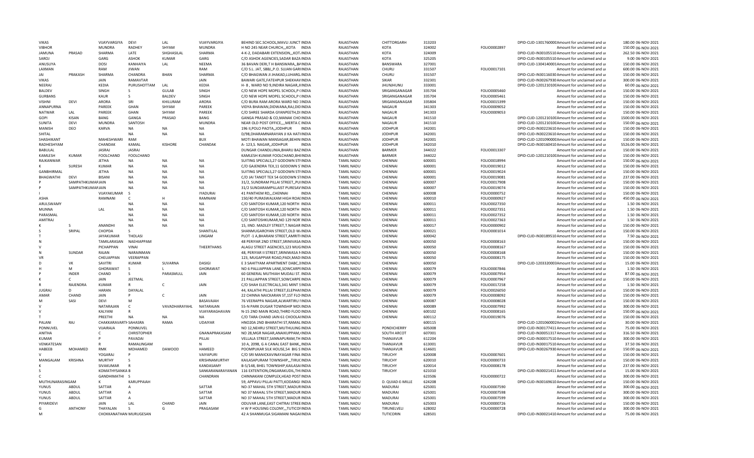| | | | | | | | | | | | | | | |
|---|---|---|---|---|---|---|---|---|---|---|---|---|---|---|
| VIKAS | | VIJAYVARGIYA | DEVI | LAL | VIJAYVARGIYA | BEHIND SEC.SCHOOL,MAVLI JUNCT INDIA | RAJASTHAN | CHITTORGARH | 313203 | | DPID-CLID-1301760000 | Amount for unclaimed and ui | 180.00 | 06-NOV-2021 |
| VIBHOR | | MUNDRA | RADHEY | SHYAM | MUNDRA | H NO 245 NEAR CHURCH,,,KOTA INDIA | RAJASTHAN | KOTA | 324002 | FOLIO0002897 | | Amount for unclaimed and ui | 150.00 | 06-NOV-2021 |
| JAMUNA | PRASAD | SHARMA | LATE | SHGHASILAL | SHARMA | 4-K-2, DADABARI EXTENSION,,,KOT/INDIA | RAJASTHAN | KOTA | 324009 | | DPID-CLID-IN30105510 | Amount for unclaimed and ui | 262.50 | 06-NOV-2021 |
| SAROJ | | GARG | ASHOK | KUMAR | GARG | C/O ASHOK AGENCIES,SADAR BAZA INDIA | RAJASTHAN | KOTA | 325205 | | DPID-CLID-IN30105510 | Amount for unclaimed and ui | 9.00 | 06-NOV-2021 |
| ANUSUYA | | DOSI | KANHAIYA | LAL | NEEMA | 36 BAVAN DERI,T H BANSWARA,,BAINDIA | RAJASTHAN | BANSWARA | 327001 | | DPID-CLID-1304140001 | Amount for unclaimed and ui | 150.00 | 06-NOV-2021 |
| LAXMAN | | RAM | JIWAN | | RAM | C/O S.L. JAT, SBBJ,,P.O. SUJAN GARIINDIA | RAJASTHAN | CHURU | 331507 | FOLIO0017101 | | Amount for unclaimed and ui | 600.00 | 06-NOV-2021 |
| JAI | PRAKASH | SHARMA | CHANDRA | BHAN | SHARMA | C/O BHAGWAN JI JHAKAD,LUHARG.INDIA | RAJASTHAN | CHURU | 331507 | | DPID-CLID-IN30116030 | Amount for unclaimed and ui | 150.00 | 06-NOV-2021 |
| VIKAS | | JAIN | RAMAVTAR | | JAIN | BAWARI GATE,FATEHPUR SHEKHAVINDIA | RAJASTHAN | SIKAR | 332301 | | DPID-CLID-IN30267930 | Amount for unclaimed and ui | 300.00 | 06-NOV-2021 |
| NEERAJ | | KEDIA | PURUSHOTTAM | LAL | KEDIA | H- 8 , WARD NO 9,INDIRA NAGAR,JIINDIA | RAJASTHAN | JHUNJHUNU | 333001 | | DPID-CLID-1201210100 | Amount for unclaimed and ui | 60.00 | 06-NOV-2021 |
| BALDEV | | SINGH | S | GULAB | SINGH | C/O NEW HOPE MOPEL SCHOOL,P (INDIA | RAJASTHAN | SRIGANGANAGAR | 335704 | FOLIO0005460 | | Amount for unclaimed and ui | 150.00 | 06-NOV-2021 |
| GURBANS | | KAUR | S | BALDEV | SINGH | C/O NEW HOPE MOPEL SCHOOL,P (INDIA | RAJASTHAN | SRIGANGANAGAR | 335704 | FOLIO0005461 | | Amount for unclaimed and ui | 150.00 | 06-NOV-2021 |
| VISHNI | DEVI | ARORA | SRI | KHILURAM | ARORA | C/O BURA RAM ARORA WARD NO 1INDIA | RAJASTHAN | SRIGANGANAGAR | 335804 | FOLIO0015399 | | Amount for unclaimed and ui | 150.00 | 06-NOV-2021 |
| ANNAPURNA | | PAREEK | GHAN | SHYAM | PAREEK | VIDYA BHAWAN,DIDWANA,RAJ,DIDINDIA | RAJASTHAN | NAGAUR | 341303 | FOLIO0009052 | | Amount for unclaimed and ui | 150.00 | 06-NOV-2021 |
| NATWAR | LAL | PAREEK | GHAN | SHYAM | PAREEK | C/O SHREE SHARDA GYANPEETH,DI INDIA | RAJASTHAN | NAGAUR | 341303 | FOLIO0009053 | | Amount for unclaimed and ui | 150.00 | 06-NOV-2021 |
| GOPI | KISAN | BANG | GANGA | PRASAD | BANG | GANGA PRASAD & CO,MANAK CHO INDIA | RAJASTHAN | NAGAUR | 341510 | | DPID-CLID-1201210100 | Amount for unclaimed and ui | 1500.00 | 06-NOV-2021 |
| SUNITA | DEVI | MUNDRA | SANTOSH | | MUNDRA | NEAR OLD POST OFFICE,,,,MERTA C INDIA | RAJASTHAN | NAGAUR | 341510 | | DPID-CLID-1201210100 | Amount for unclaimed and ui | 150.00 | 06-NOV-2021 |
| MANISH | DEO | KARVA | NA | NA | NA | 196 II,POLO PAOTA,,JODHPUR INDIA | RAJASTHAN | JODHPUR | 342001 | | DPID-CLID-IN30223610 | Amount for unclaimed and ui | 150.00 | 06-NOV-2021 |
| SHITAL | | | NA | NA | NA | D/98,DHARAMNARAYAN JI KA HATIINDIA | RAJASTHAN | JODHPUR | 342001 | | DPID-CLID-IN30223610 | Amount for unclaimed and ui | 150.00 | 06-NOV-2021 |
| SHASHIKANT | | MAHESHWARI | RAM | | BUX | MOTI BHAWAN MANSAGAR,BEHINI INDIA | RAJASTHAN | JODHPUR | 342001 | | DPID-CLID-1201090000 | Amount for unclaimed and ui | 150.00 | 06-NOV-2021 |
| RADHESHYAM | | CHANDAK | KAMAL | KISHORE | CHANDAK | A- 123,S. NAGAR,,JODHPUR INDIA | RAJASTHAN | JODHPUR | 342010 | | DPID-CLID-IN30160410 | Amount for unclaimed and ui | 5526.00 | 06-NOV-2021 |
| BABULAL | | JASRAJ | JASRAJ | | | DUNGAR CHANDLUNIA,BHARU BAZ INDIA | RAJASTHAN | BARMER | 344022 | FOLIO0013307 | | Amount for unclaimed and ui | 150.00 | 06-NOV-2021 |
| KAMLESH | KUMAR | FOOLCHAND | FOOLCHAND | | | KAMLESH KUMAR FOOLCHAND,BHIINDIA | RAJASTHAN | BARMER | 344022 | | DPID-CLID-1201210100 | Amount for unclaimed and ui | 150.00 | 06-NOV-2021 |
| RAJKANWAR | | JETHA | NA | NA | NA | SUITING SPECIALS,27 GODOWN STIINDIA | TAMIL NADU | CHENNAI | 600001 | FOLIO0018994 | | Amount for unclaimed and ui | 150.00 | 06-NOV-2021 |
| K | SURESH | KUMAR | NA | NA | NA | C/O GAJENDRA TEX,11 GODOWN S'INDIA | TAMIL NADU | CHENNAI | 600001 | FOLIO0019012 | | Amount for unclaimed and ui | 150.00 | 06-NOV-2021 |
| GANBHIRMAL | | JETHA | NA | NA | NA | SUITING SPECIALS,27 GODOWN STIINDIA | TAMIL NADU | CHENNAI | 600001 | FOLIO0019024 | | Amount for unclaimed and ui | 150.00 | 06-NOV-2021 |
| BHAGWATHI | DEVI | BISANI | NA | NA | NA | C/O JAI TANOT TEX 54 GODOWN STINDIA | TAMIL NADU | CHENNAI | 600001 | FOLIO0019081 | | Amount for unclaimed and ui | 237.00 | 06-NOV-2021 |
| P | SAMPATHKUMARJAIN | | NA | NA | NA | 31/2, SUNDRAM PILLAI STREET,,PUIINDIA | TAMIL NADU | CHENNAI | 600007 | FOLIO0017908 | | Amount for unclaimed and ui | 150.00 | 06-NOV-2021 |
| P | SAMPATHKUMARJAIN | | NA | NA | NA | 31/2 SUNDARAMPILLAIST PURESAVINDIA | TAMIL NADU | CHENNAI | 600007 | FOLIO0019074 | | Amount for unclaimed and ui | 150.00 | 06-NOV-2021 |
| I | | VIJAYAKUMAR | S | | IYADURAI | 41 PANTHEM RD,,,CHENNAI INDIA | TAMIL NADU | CHENNAI | 600008 | FOLIO0000752 | | Amount for unclaimed and ui | 150.00 | 06-NOV-2021 |
| ASHA | | RAMNANI | C | H | RAMNANI | 150/40 PURASWALKAM HIGH ROAIINDIA | TAMIL NADU | CHENNAI | 600010 | FOLIO0000927 | | Amount for unclaimed and ui | 450.00 | 06-NOV-2021 |
| ARULSWAMY | | | NA | NA | NA | C/O SANTOSH KUMAR,120 NORTH INDIA | TAMIL NADU | CHENNAI | 600011 | FOLIO0027350 | | Amount for unclaimed and ui | 1.50 | 06-NOV-2021 |
| MUNNA | | LAL | NA | NA | NA | C/O SANTOSH KUMAR,120 NORTH INDIA | TAMIL NADU | CHENNAI | 600011 | FOLIO0027351 | | Amount for unclaimed and ui | 1.50 | 06-NOV-2021 |
| PARASMAL | | | NA | NA | NA | C/O SANTOSH KUMAR,120 NORTH INDIA | TAMIL NADU | CHENNAI | 600011 | FOLIO0027352 | | Amount for unclaimed and ui | 1.50 | 06-NOV-2021 |
| AMITRAJ | | | NA | NA | NA | C/O SANTOSHKUMAR,NO 129 NOR'INDIA | TAMIL NADU | CHENNAI | 600011 | FOLIO0027363 | | Amount for unclaimed and ui | 1.50 | 06-NOV-2021 |
| K | S | ANANDHI | NA | NA | NA | 15, IIND. MADLEY STREET,T.NAGAR INDIA | TAMIL NADU | CHENNAI | 600017 | FOLIO0000902 | | Amount for unclaimed and ui | 150.00 | 06-NOV-2021 |
| S | SRIPAL | CHOPDA | S | | SHANTILAL | SHANMUGAROYAN STREET,OLD W.INDIA | TAMIL NADU | CHENNAI | 600021 | FOLIO0001014 | | Amount for unclaimed and ui | 150.00 | 06-NOV-2021 |
| T | | JAYAKUMAR | THOLASI | | LINGAM | PLOT -1 A,BHARANI STREET,AMRITHINDIA | TAMIL NADU | CHENNAI | 600042 | | DPID-CLID-IN30189510 | Amount for unclaimed and ui | 7.50 | 06-NOV-2021 |
| N | | TAMILARASAN | NAEHIAPPAM | | | 48 PERIYAR 2ND STREET,SRINIVASA INDIA | TAMIL NADU | CHENNAI | 600050 | FOLIO0008163 | | Amount for unclaimed and ui | 150.00 | 06-NOV-2021 |
| V | | PICHAPPAN | VINAI | | THEERTHANS | ALAGU STREET AGENCIES,123 MUGINDIA | TAMIL NADU | CHENNAI | 600050 | FOLIO0008167 | | Amount for unclaimed and ui | 150.00 | 06-NOV-2021 |
| N | SUNDAR | RAJAN | NARAINMAN | | | 48, PERIYAR II STREET,SRINIWASA NINDIA | TAMIL NADU | CHENNAI | 600050 | FOLIO0008168 | | Amount for unclaimed and ui | 150.00 | 06-NOV-2021 |
| VR | | CHEUAPPAN | VEERAPPAN | | | 123, MUGAPPIAR ROAD,PADI,MADIINDIA | TAMIL NADU | CHENNAI | 600050 | FOLIO0008175 | | Amount for unclaimed and ui | 150.00 | 06-NOV-2021 |
| D | VK | SAVITRI | KUMAR | SUVARNA | DASIGI | E 3 SAHITYAM APARTMENT DABC,3INDIA | TAMIL NADU | CHENNAI | 600050 | | DPID-CLID-1203320003 | Amount for unclaimed and ui | 15.00 | 06-NOV-2021 |
| H | M | GHORAWAT | S | L | GHORAWAT | NO 6 PALLIAPPAN LANE,SOWCARPIINDIA | TAMIL NADU | CHENNAI | 600079 | FOLIO0007846 | | Amount for unclaimed and ui | 1.50 | 06-NOV-2021 |
| P | INDER | CHAND | S | PARASMULL | JAIN | 60 GENERAL MUTHIAH MUDALI ST. INDIA | TAMIL NADU | CHENNAI | 600079 | FOLIO0007954 | | Amount for unclaimed and ui | 87.00 | 06-NOV-2021 |
| K | C | JAIN | JEETMAL | | | 21 PALLIAPPAN STREET,SOWCARPE INDIA | TAMIL NADU | CHENNAI | 600079 | FOLIO0007967 | | Amount for unclaimed and ui | 150.00 | 06-NOV-2021 |
| R | RAJENDRA | KUMAR | R | C | JAIN | C/O SHAH ELECTRICALS,341 MINT SINDIA | TAMIL NADU | CHENNAI | 600079 | FOLIO0017258 | | Amount for unclaimed and ui | 1.50 | 06-NOV-2021 |
| JUGRAJ | D | HARAN | DAYALAL | | | 44, KALATHI PILLAI STREET,ELEPHAIINDIA | TAMIL NADU | CHENNAI | 600079 | FOLIO0026050 | | Amount for unclaimed and ui | 150.00 | 06-NOV-2021 |
| AMAR | CHAND | JAIN | P | C | JAIN | 22 CHINNA NAICKARAN ST,1ST FLO INDIA | TAMIL NADU | CHENNAI | 600079 | FOLIO0008092 | | Amount for unclaimed and ui | 150.00 | 06-NOV-2021 |
| M | SASI | DEVI | M | | BASAVAIAH | 76 VEERAPPA NAGAR,ALWARTIRU INDIA | TAMIL NADU | CHENNAI | 600087 | FOLIO0008028 | | Amount for unclaimed and ui | 150.00 | 06-NOV-2021 |
| V | | NATARAJAN | C | VAVADHARAYAHL | NATARAJAN | 55-N PARK DUGAR TOWNSHIP MOIINDIA | TAMIL NADU | CHENNAI | 600089 | FOLIO0007992 | | Amount for unclaimed and ui | 300.00 | 06-NOV-2021 |
| V | | KALYANI | R | | VIJAYARAGHAVAN | N-15 2ND MAIN ROAD,THIRD FLOO INDIA | TAMIL NADU | CHENNAI | 600102 | FOLIO0008165 | | Amount for unclaimed and ui | 150.00 | 06-NOV-2021 |
| T | | PREETHI | NA | NA | NA | C/O TARA CHAND JAIN 61 CHOOLAIINDIA | TAMIL NADU | CHENNAI | 600112 | FOLIO0019076 | | Amount for unclaimed and ui | 150.00 | 06-NOV-2021 |
| PALANI | RAJ | CHAKKARAVARTHSAHASRA | | RAMA | UDAIYAR | HNO20A 2ND BHARATHI ST,RAMAL INDIA | TAMIL NADU | | 600115 | | DPID-CLID-1201060002 | Amount for unclaimed and ui | 30.00 | 06-NOV-2021 |
| PONNUVEL | | VIJAIRAJA | PONNUVEL | | | NO 12,NEHRU STREET,MUTHULING INDIA | TAMIL NADU | PONDICHERRY | 605008 | | DPID-CLID-IN30177411 | Amount for unclaimed and ui | 75.00 | 06-NOV-2021 |
| ANITHA | | C | CHRISTOPHER | | GNANAPRAKASAM | NO 28,MGR NAGAR,ANAIKUPPAM,INDIA | TAMIL NADU | SOUTH ARCOT | 607001 | | DPID-CLID-IN30051317 | Amount for unclaimed and ui | 316.50 | 06-NOV-2021 |
| KUMAR | | P | PAVADAI | | PILLAI | VELLALA STREET,SANNAPURAM,TH INDIA | TAMIL NADU | THANJAVUR | 612204 | | DPID-CLID-IN30017510 | Amount for unclaimed and ui | 300.00 | 06-NOV-2021 |
| VENKATESAN | | R | RAMALINGAM | | N | 10 A, 2098, G A CANAL EAST BANK,,INDIA | TAMIL NADU | THANJAVUR | 613001 | | DPID-CLID-IN30017510 | Amount for unclaimed and ui | 37.50 | 06-NOV-2021 |
| HABEEB | MOHAMED | RMK | MOHAMED | DAWOOD | HAMEED | POOMPUKAR SILK HOUSE,54 BIG S INDIA | TAMIL NADU | THANJAVUR | 614601 | | DPID-CLID-IN30267930 | Amount for unclaimed and ui | 150.00 | 06-NOV-2021 |
| V | | YOGARAJ | P | | VAIYAPURI | C/O SRI MANICKAVINAYAGAR FINA INDIA | TAMIL NADU | TIRUCHY | 620008 | FOLIO0007601 | | Amount for unclaimed and ui | 150.00 | 06-NOV-2021 |
| MANGALAM | KRISHNA | MURTHY | S | | KRISHNAMURTHY | KAILASAPURAM TOWNSHIP,,,TIRUCINDIA | TAMIL NADU | TIRUCHY | 620010 | FOLIO0000733 | | Amount for unclaimed and ui | 150.00 | 06-NOV-2021 |
| K | | SIVAKUMAR | R | | KANDASAMY | B-5/148, BHEL TOWNSHIP,KAILASAIINDIA | TAMIL NADU | TIRUCHY | 620014 | FOLIO0008178 | | Amount for unclaimed and ui | 237.00 | 06-NOV-2021 |
| S | | KOMATHYSANKA | B | | SANKARANARAYANAN | 116 EXTENTION,ONGARAKUDIL,THIINDIA | TAMIL NADU | TIRUCHY | 621010 | | DPID-CLID-IN30021411 | Amount for unclaimed and ui | 15.00 | 06-NOV-2021 |
| C | | GANDHIMATHI | S | | CHANDRAN | CHINNAKANI COMPLEX,HEAD POSTINDIA | TAMIL NADU | | 623506 | FOLIO0000722 | | Amount for unclaimed and ui | 300.00 | 06-NOV-2021 |
| MUTHUNARASINGAM | | K | KARUPPAIAH | | | 59, APPAVU PILLAI PATTI,KODANGI INDIA | TAMIL NADU | D. QUIAD-E-MILLE | 624208 | | DPID-CLID-IN30169610 | Amount for unclaimed and ui | 150.00 | 06-NOV-2021 |
| YUNUS | ABDUL | SATTAR | A | | SATTAR | NO-37 MAHAL 5TH STREET,MADURINDIA | TAMIL NADU | MADURAI | 625001 | FOLIO0007590 | | Amount for unclaimed and ui | 300.00 | 06-NOV-2021 |
| YUNUS | ABDUL | SATTAR | A | | SATTAR | NO 37 MAHAL 5TH STREET,MADURINDIA | TAMIL NADU | MADURAI | 625001 | FOLIO0007598 | | Amount for unclaimed and ui | 300.00 | 06-NOV-2021 |
| YUNUS | ABDUL | SATTAR | A | | SATTAR | NO 37 MAHAL 5TH STREET,MADUR INDIA | TAMIL NADU | MADURAI | 625001 | FOLIO0007599 | | Amount for unclaimed and ui | 300.00 | 06-NOV-2021 |
| PIYARIDEVI | | JAIN | LAL | CHAND | JAIN | ODUVAR LANE,EAST CHITRAI STREE INDIA | TAMIL NADU | MADURAI | 625003 | FOLIO0000726 | | Amount for unclaimed and ui | 150.00 | 06-NOV-2021 |
| G | ANTHONY | THAYALAN | S | G | PRAGASAM | H W P HOUSING COLONY,,,TUTICOIINDIA | TAMIL NADU | TIRUNELVELI | 628002 | FOLIO0000728 | | Amount for unclaimed and ui | 300.00 | 06-NOV-2021 |
| M | | CHOKKANATHAN | MURUGESAN | | | 42 A SHANMUGA SIGAMANI NAGAIINDIA | TAMIL NADU | TUTICORIN | 628501 | | DPID-CLID-IN30021410 | Amount for unclaimed and ui | 75.00 | 06-NOV-2021 |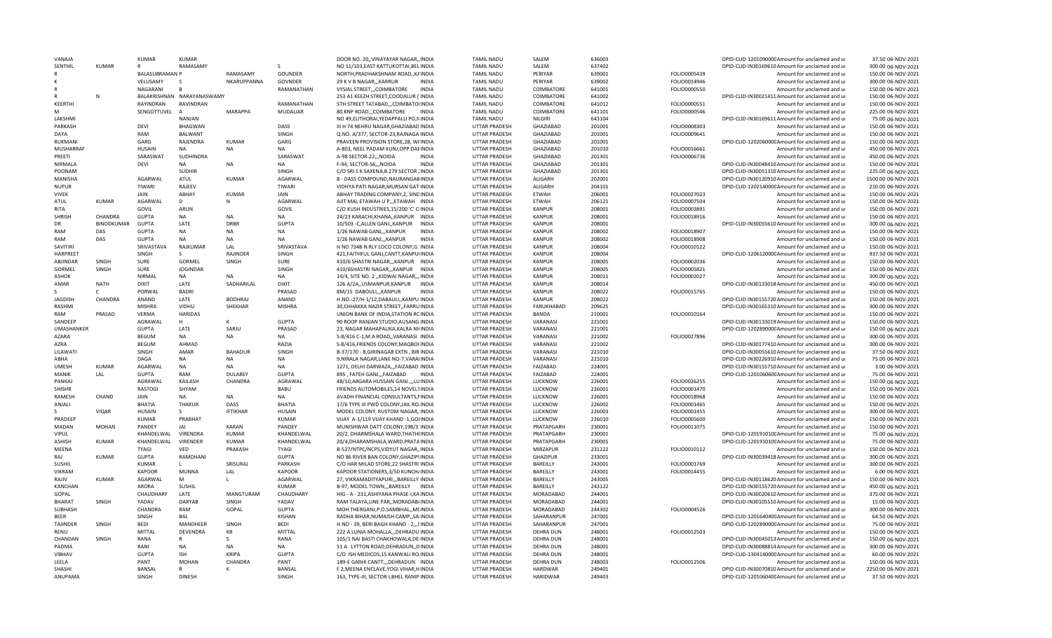| VANAJA | | KUMAR | KUMAR | | | DOOR NO. 20,,VINAYAYAR NAGAR,,INDIA | TAMIL NADU | SALEM | 636003 | | DPID-CLID-1201090000 Amount for unclaimed and ur | 37.50 06-NOV-2021 |
|---|---|---|---|---|---|---|---|---|---|---|---|---|
| SENTHIL | KUMAR | R | RAMASAMY | | S | NO 11/103,EAST KATTUKOTTAI,BEL INDIA | TAMIL NADU | SALEM | 637402 | | DPID-CLID-IN30169610 Amount for unclaimed and ur | 300.00 06-NOV-2021 |
| R | | BALASUBRAMAN P | | RAMASAMY | GOUNDER | NORTH,PRADHAKSHNAM ROAD,,KA INDIA | TAMIL NADU | PERIYAR | 639001 | FOLIO0005439 | Amount for unclaimed and ur | 150.00 06-NOV-2021 |
| K | | VELUSAMY | S | NKARUPPANNA | GOVNDER | 29 K V B NAGAR,,,KARRUR INDIA | TAMIL NADU | PERIYAR | 639002 | FOLIO0014946 | Amount for unclaimed and ur | 300.00 06-NOV-2021 |
| K | | NAGARANI | B | | RAMANATHAN | VYSIAL STREET,,,COIMBATORE INDIA | TAMIL NADU | COIMBATORE | 641001 | FOLIO0000550 | Amount for unclaimed and ur | 150.00 06-NOV-2021 |
| R | N | BALAKRISHNAN | NARAYANASWAMY | | | 253 A1 KEEZH STREET,COODALUR ( INDIA | TAMIL NADU | COIMBATORE | 641002 | | DPID-CLID-IN30021411 Amount for unclaimed and ur | 150.00 06-NOV-2021 |
| KEERTHI | | RAYINDRAN | RAVINDRAN | | RAMANATHAN | 5TH STREET TATABAD,,,COIMBATOI INDIA | TAMIL NADU | COIMBATORE | 641012 | FOLIO0000551 | Amount for unclaimed and ur | 150.00 06-NOV-2021 |
| M | | SENGOTTUVEL | A | MARAPPA | MUDALIAR | 80 KNP ROAD,,,COIMBATORE INDIA | TAMIL NADU | COIMBATORE | 641101 | FOLIO0000546 | Amount for unclaimed and ur | 225.00 06-NOV-2021 |
| LAKSHMI | | | NANJAN | | | NO 49,ELITHORAI,YEDAPPALLI PO,N INDIA | TAMIL NADU | NILGIRI | 643104 | | DPID-CLID-IN30169611 Amount for unclaimed and ur | 75.00 06-NOV-2021 |
| PARKASH | | DEVI | BHAGWAN | | DASS | III H 74 NEHRU NAGAR,GHAZIABAD INDIA | UTTAR PRADESH | GHAZIABAD | 201001 | FOLIO0008303 | Amount for unclaimed and ur | 150.00 06-NOV-2021 |
| DAYA | | RAM | BALWANT | | SINGH | Q.NO. A/377, SECTOR-23,RAJNAGA INDIA | UTTAR PRADESH | GHAZIABAD | 201001 | FOLIO0009641 | Amount for unclaimed and ur | 150.00 06-NOV-2021 |
| RUKMANI | | GARG | RAJENDRA | KUMAR | GARG | PRAVEEN PROVISION STORE,28, WI INDIA | UTTAR PRADESH | GHAZIABAD | 201001 | | DPID-CLID-1202060000 Amount for unclaimed and ur | 150.00 06-NOV-2021 |
| MUSHARRAF | | HUSAIN | NA | NA | NA | A-803, NEEL PADAM KUNJ,OPP.DAE INDIA | UTTAR PRADESH | GHAZIABAD | 201010 | FOLIO0016661 | Amount for unclaimed and ur | 450.00 06-NOV-2021 |
| PREETI | | SARASWAT | SUDHINDRA | | SARASWAT | A-98 SECTOR-22,,,NOIDA INDIA | UTTAR PRADESH | GHAZIABAD | 201301 | FOLIO0006736 | Amount for unclaimed and ur | 450.00 06-NOV-2021 |
| NIRMALA | | DEVI | NA | NA | NA | F-94, SECTOR-56,,,NOIDA INDIA | UTTAR PRADESH | GHAZIABAD | 201301 | | DPID-CLID-IN30048410 Amount for unclaimed and ur | 150.00 06-NOV-2021 |
| POONAM | | | SUDHIR | | SINGH | C/O SRI S K SAXENA,B 279 SECTOR : INDIA | UTTAR PRADESH | GHAZIABAD | 201301 | | DPID-CLID-IN30051310 Amount for unclaimed and ur | 225.00 06-NOV-2021 |
| MANISHA | | AGARWAL | ATUL | KUMAR | AGARWAL | B - DASS COMPOUND,NAURANGAB INDIA | UTTAR PRADESH | ALIGARH | 202001 | | DPID-CLID-IN30120910 Amount for unclaimed and ur | 1500.00 06-NOV-2021 |
| NUPUR | | TIWARI | RAJEEV | | TIWARI | VIDHYA PATI NAGAR,MURSAN GAT INDIA | UTTAR PRADESH | ALIGARH | 204101 | | DPID-CLID-1202140000 Amount for unclaimed and ur | 210.00 06-NOV-2021 |
| VIVEK | | JAIN | ABHAY | KUMAR | JAIN | ABHAY TRADING COMPANY,2, SINC INDIA | UTTAR PRADESH | ETWAH | 206001 | FOLIO0027023 | Amount for unclaimed and ur | 150.00 06-NOV-2021 |
| ATUL | KUMAR | AGARWAL | D | N | AGARWAL | AJIT MAL ETAWAH U P,,,ETAWAH INDIA | UTTAR PRADESH | ETWAH | 206121 | FOLIO0007504 | Amount for unclaimed and ur | 150.00 06-NOV-2021 |
| RITA | | GOVIL | ARUN | | GOVIL | C/O KUSH INDUSTRIES,15/200 'C' C INDIA | UTTAR PRADESH | KANPUR | 208001 | FOLIO0003891 | Amount for unclaimed and ur | 150.00 06-NOV-2021 |
| SHRISH | CHANDRA | GUPTA | NA | NA | NA | 24/23 KARACHI,KHANA,,KANPUR INDIA | UTTAR PRADESH | KANPUR | 208001 | FOLIO0018916 | Amount for unclaimed and ur | 150.00 06-NOV-2021 |
| DR | BINODKUMAR | GUPTA | LATE | DRBR | GUPTA | 10/503 -C,ALLEN GANJ,,KANPUR INDIA | UTTAR PRADESH | KANPUR | 208001 | | DPID-CLID-IN30055610 Amount for unclaimed and ur | 300.00 06-NOV-2021 |
| RAM | DAS | GUPTA | NA | NA | NA | 1/26 NAWAB GANJ,,,KANPUR INDIA | UTTAR PRADESH | KANPUR | 208002 | FOLIO0018907 | Amount for unclaimed and ur | 150.00 06-NOV-2021 |
| RAM | DAS | GUPTA | NA | NA | NA | 1/26 NAWAB GANJ,,,KANPUR INDIA | UTTAR PRADESH | KANPUR | 208002 | FOLIO0018908 | Amount for unclaimed and ur | 150.00 06-NOV-2021 |
| SAVITIRI | | SRIVASTAVA | RAJKUMAR | LAL | SRIVASTAVA | H NO 734B N RLY LOCO COLONY,G INDIA | UTTAR PRADESH | KANPUR | 208004 | FOLIO0010122 | Amount for unclaimed and ur | 150.00 06-NOV-2021 |
| HARPREET | | SINGH | S | RAJINDER | SINGH | 421,FAITHFUL GANJ,CANTT,KANPUI INDIA | UTTAR PRADESH | KANPUR | 208004 | | DPID-CLID-1206120000 Amount for unclaimed and ur | 937.50 06-NOV-2021 |
| ABJINDAR | SINGH | SURE | GORMEL | SINGH | SURE | 410/6 SHASTRI NAGAR,,,KANPUR INDIA | UTTAR PRADESH | KANPUR | 208005 | FOLIO0002036 | Amount for unclaimed and ur | 150.00 06-NOV-2021 |
| GORMEL | SINGH | SURE | JOGINDAR | | SINGH | 410/6SHASTRI NAGAR,,,KANPUR INDIA | UTTAR PRADESH | KANPUR | 208005 | FOLIO0005821 | Amount for unclaimed and ur | 150.00 06-NOV-2021 |
| ASHOK | | NIRMAL | NA | NA | NA | 14/4, SITE NO. 2 ,,KIDWAI NAGAR,,, INDIA | UTTAR PRADESH | KANPUR | 208011 | FOLIO0002027 | Amount for unclaimed and ur | 300.00 06-NOV-2021 |
| AMAR | NATH | DIXIT | LATE | SADHARILAL | DIXIT | 126 A/2A,,USMANPUR,KANPUR INDIA | UTTAR PRADESH | KANPUR | 208014 | | DPID-CLID-IN30133018 Amount for unclaimed and ur | 450.00 06-NOV-2021 |
| S | C | PORWAL | BADRI | | PRASAD | 8M/15 DABOULI,,,KANPUR INDIA | UTTAR PRADESH | KANPUR | 208022 | FOLIO0015765 | Amount for unclaimed and ur | 150.00 06-NOV-2021 |
| JAGDISH | CHANDRA | ANAND | LATE | BODHRAJ | ANAND | H.NO.-27/H-1/12,DABAULI,,KANPU INDIA | UTTAR PRADESH | KANPUR | 208022 | | DPID-CLID-IN30155720 Amount for unclaimed and ur | 150.00 06-NOV-2021 |
| RASHMI | | MISHRA | VIDHU | SHEKHAR | MISHRA | 30,CHHAKKA NAZIR STREET,,FARRU INDIA | UTTAR PRADESH | FARUKHABAD | 209625 | | DPID-CLID-IN30165310 Amount for unclaimed and ur | 300.00 06-NOV-2021 |
| RAM | PRASAD | VERMA | HARIDAS | | | UNION BANK OF INDIA,STATION RC INDIA | UTTAR PRADESH | BANDA | 210001 | FOLIO0010164 | Amount for unclaimed and ur | 150.00 06-NOV-2021 |
| SANDEEP | | AGRAWAL | H | K | GUPTA | 90 ROOP RANJAN STUDIO,AUSANG INDIA | UTTAR PRADESH | VARANASI | 221001 | | DPID-CLID-IN30133019 Amount for unclaimed and ur | 150.00 06-NOV-2021 |
| UMASHANKER | | GUPTA | LATE | SARJU | PRASAD | 23, NAGAR MAHAPALIKA,KALRA NI INDIA | UTTAR PRADESH | VARANASI | 221001 | | DPID-CLID-1202890000 Amount for unclaimed and ur | 150.00 06-NOV-2021 |
| AZARA | | BEGUM | NA | NA | NA | S-8/416 C-1,M A ROAD,,VARANASI INDIA | UTTAR PRADESH | VARANASI | 221002 | FOLIO0027896 | Amount for unclaimed and ur | 300.00 06-NOV-2021 |
| AZRA | | BEGUM | AHMAD | | RAZIA | S-8/416,FRIENDS COLONY,MAQBO( INDIA | UTTAR PRADESH | VARANASI | 221002 | | DPID-CLID-IN30177410 Amount for unclaimed and ur | 300.00 06-NOV-2021 |
| LILAWATI | | SINGH | AMAR | BAHADUR | SINGH | B-37/170 - 8,GIRINAGAR EXTN , BIR INDIA | UTTAR PRADESH | VARANASI | 221010 | | DPID-CLID-IN30055610 Amount for unclaimed and ur | 37.50 06-NOV-2021 |
| ABHA | | DAGA | NA | NA | NA | 9,NIRALA NAGAR,LANE NO-7,VARAI INDIA | UTTAR PRADESH | VARANASI | 221010 | | DPID-CLID-IN30226910 Amount for unclaimed and ur | 75.00 06-NOV-2021 |
| UMESH | KUMAR | AGARWAL | NA | NA | NA | 1271, DELHI DARWAZA,,,FAIZABAD INDIA | UTTAR PRADESH | FAIZABAD | 224001 | | DPID-CLID-IN30155710 Amount for unclaimed and ur | 3.00 06-NOV-2021 |
| MANIK | LAL | GUPTA | RAM | DULAREY | GUPTA | 895 , FATEH GANJ,,,FAIZABAD INDIA | UTTAR PRADESH | FAIZABAD | 224001 | | DPID-CLID-1201060600 Amount for unclaimed and ur | 75.00 06-NOV-2021 |
| PANKAJ | | AGRAWAL | KAILASH | CHANDRA | AGRAWAL | 48/10,ARGARA HUSSAIN GANJ,,,LU INDIA | UTTAR PRADESH | LUCKNOW | 226001 | FOLIO0026255 | Amount for unclaimed and ur | 150.00 06-NOV-2021 |
| SHISHR | | RASTOGI | SHYAM | | BABU | FRIENDS AUTOMOBILES,14 NOVELT INDIA | UTTAR PRADESH | LUCKNOW | 226001 | FOLIO0001470 | Amount for unclaimed and ur | 150.00 06-NOV-2021 |
| RAMESH | CHAND | JAIN | NA | NA | NA | AVADH FINANCIAL CONSULTANTS,F INDIA | UTTAR PRADESH | LUCKNOW | 226001 | FOLIO0018968 | Amount for unclaimed and ur | 150.00 06-NOV-2021 |
| ANJALI | | BHATIA | THAKUR | DASS | BHATIA | 17/6 TYPE III PWD COLONY,JAIL RO INDIA | UTTAR PRADESH | LUCKNOW | 226002 | FOLIO0001465 | Amount for unclaimed and ur | 150.00 06-NOV-2021 |
| S | VIQAR | HUSAIN | S | IFTIKHAR | HUSAIN | MODEL COLONY, RUSTOM NAGAR, INDIA | UTTAR PRADESH | LUCKNOW | 226003 | FOLIO0001455 | Amount for unclaimed and ur | 300.00 06-NOV-2021 |
| PRADEEP | | KUMAR | PRABHAT | | KUMAR | VIJAY A-1/119 VIJAY KHAND -1,GOI INDIA | UTTAR PRADESH | LUCKNOW | 226010 | FOLIO0005600 | Amount for unclaimed and ur | 150.00 06-NOV-2021 |
| MADAN | MOHAN | PANDEY | JAI | KARAN | PANDEY | MUNISHWAR DATT COLONY,198/3 INDIA | UTTAR PRADESH | PRATAPGARH | 230001 | FOLIO0011075 | Amount for unclaimed and ur | 150.00 06-NOV-2021 |
| VIPUL | | KHANDELWAL | VIRENDRA | KUMAR | KHANDELWAL | 20/2, DHARMSHALA WARD,THATHI INDIA | UTTAR PRADESH | PRATAPGARH | 230001 | | DPID-CLID-1201910100 Amount for unclaimed and ur | 75.00 06-NOV-2021 |
| ASHISH | KUMAR | KHANDELWAL | VIRENDER | KUMAR | KHANDELWAL | 20/4,DHARAMSHALA,WARD,PRATA INDIA | UTTAR PRADESH | PRATAPGARH | 230001 | | DPID-CLID-1201910100 Amount for unclaimed and ur | 75.00 06-NOV-2021 |
| MEENA | | TYAGI | VED | PRAKASH | TYAGI | B-527/NTPC/NCPS,VIDYUT NAGAR,, INDIA | UTTAR PRADESH | MIRZAPUR | 231222 | FOLIO0010112 | Amount for unclaimed and ur | 150.00 06-NOV-2021 |
| RAJ | KUMAR | GUPTA | RAMDHANI | | GUPTA | NO 86 RIVER BAN COLONY,GHAZIPI INDIA | UTTAR PRADESH | GHAZIPUR | 233001 | | DPID-CLID-IN30039418 Amount for unclaimed and ur | 300.00 06-NOV-2021 |
| SUSHIL | | KUMAR | L | SRISURAJ | PARKASH | C/O HAR MILAD STORE,22 SHASTRI INDIA | UTTAR PRADESH | BAREILLY | 243001 | FOLIO0001769 | Amount for unclaimed and ur | 300.00 06-NOV-2021 |
| VIKRAM | | KAPOOR | MUNNA | LAL | KAPOOR | KAPOOR STATIONERS,3/50 KUNCH/ INDIA | UTTAR PRADESH | BAREILLY | 243001 | FOLIO0014455 | Amount for unclaimed and ur | 6.00 06-NOV-2021 |
| RAJIV | KUMAR | AGARWAL | M | L | AGARWAL | 27, VIKRAMADITYAPURI,,,BAREILLY INDIA | UTTAR PRADESH | BAREILLY | 243005 | | DPID-CLID-IN30118620 Amount for unclaimed and ur | 150.00 06-NOV-2021 |
| KANCHAN | | ARORA | SUSHIL | | KUMAR | B-97, MODEL TOWN,,,BAREILLY INDIA | UTTAR PRADESH | BAREILLY | 243122 | | DPID-CLID-IN30155720 Amount for unclaimed and ur | 450.00 06-NOV-2021 |
| GOPAL | | CHAUDHARY | LATE | MANGTURAM | CHAUDHARY | HIG - A - 231,ASHIYANA PHASE-I,KA INDIA | UTTAR PRADESH | MORADABAD | 244001 | | DPID-CLID-IN30020610 Amount for unclaimed and ur | 375.00 06-NOV-2021 |
| BHARAT | SINGH | YADAV | DARYAB | SINGH | YADAV | RAM TALAYA,LINE PAR,,MORADAB/ INDIA | UTTAR PRADESH | MORADABAD | 244001 | | DPID-CLID-IN30105510 Amount for unclaimed and ur | 15.00 06-NOV-2021 |
| SUBHASH | | CHANDRA | RAM | GOPAL | GUPTA | MOH THERGANJ,P.O.SAMBHAL,,MC INDIA | UTTAR PRADESH | MORADABAD | 244302 | FOLIO0004526 | Amount for unclaimed and ur | 300.00 06-NOV-2021 |
| BEER | | SINGH | BAL | | KISHAN | RADHA BIHAR,NUMAISH CAMP,,SAI INDIA | UTTAR PRADESH | SAHARANPUR | 247001 | | DPID-CLID-1201640400 Amount for unclaimed and ur | 64.50 06-NOV-2021 |
| TAJINDER | SINGH | BEDI | MANDHEER | SINGH | BEDI | H.NO - 39, BERI BAGH KHAND - 2,,,S INDIA | UTTAR PRADESH | SAHARANPUR | 247001 | | DPID-CLID-1202890000 Amount for unclaimed and ur | 75.00 06-NOV-2021 |
| RENU | | MITTAL | DEVENDRA | KR | MITTAL | 222 A LUNIA MOHALLA,,,DEHRADU INDIA | UTTAR PRADESH | DEHRA DUN | 248001 | FOLIO0012503 | Amount for unclaimed and ur | 150.00 06-NOV-2021 |
| CHANDAN | SINGH | RANA | R | S | RANA | 105/1 NAI BASTI CHAKHOWALA,DE INDIA | UTTAR PRADESH | DEHRA DUN | 248001 | | DPID-CLID-IN30045013 Amount for unclaimed and ur | 150.00 06-NOV-2021 |
| PADMA | | RANI | NA | NA | NA | 51 A LYTTON ROAD,DEHRADUN,,D INDIA | UTTAR PRADESH | DEHRA DUN | 248001 | | DPID-CLID-IN30088814 Amount for unclaimed and ur | 300.00 06-NOV-2021 |
| VIBHAV | | GUPTA | ISH | KRIPA | GUPTA | C/O ISH MEDICOS,15 KANWALI RO INDIA | UTTAR PRADESH | DEHRA DUN | 248001 | | DPID-CLID-1304140000 Amount for unclaimed and ur | 60.00 06-NOV-2021 |
| LEELA | | PANT | MOHAN | CHANDRA | PANT | 189-E GARHI CANTT,,,DEHRADUN INDIA | UTTAR PRADESH | DEHRA DUN | 248003 | FOLIO0012506 | Amount for unclaimed and ur | 150.00 06-NOV-2021 |
| SHASHI | | BANSAL | R | K | BANSAL | F 2,MEENA ENCLAVE,YOGI VIHAR,H INDIA | UTTAR PRADESH | HARDWAR | 249401 | | DPID-CLID-IN30070810 Amount for unclaimed and ur | 2250.00 06-NOV-2021 |
| ANUPAMA | | SINGH | DINESH | | SINGH | 163, TYPE-III, SECTOR-I,BHEL RANIP INDIA | UTTAR PRADESH | HARIDWAR | 249403 | | DPID-CLID-1201060400 Amount for unclaimed and ur | 37.50 06-NOV-2021 |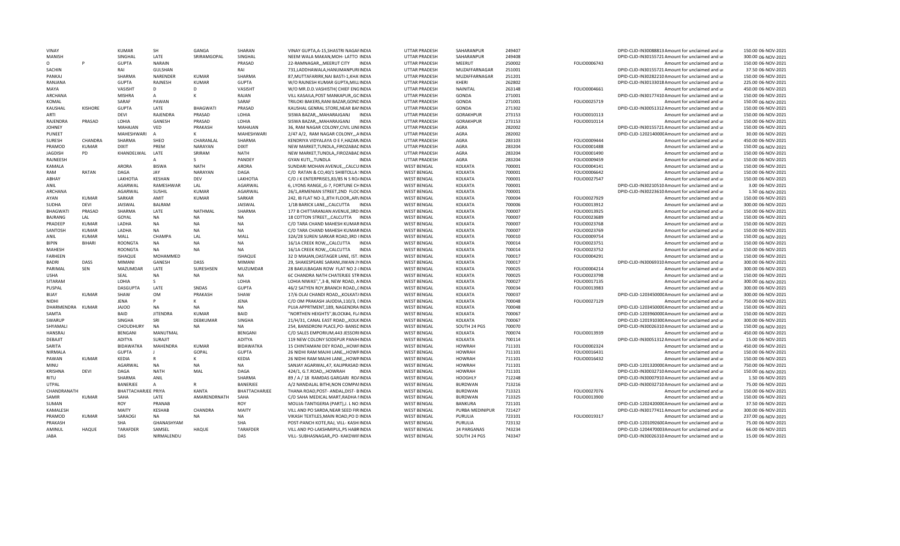| | | | | | | | | | | | | | | | |
|---|---|---|---|---|---|---|---|---|---|---|---|---|---|---|---|
| VINAY | | KUMAR | SH | GANGA | SHARAN | VINAY GUPTA,A-15,SHASTRI NAGAF INDIA | | UTTAR PRADESH | SAHARANPUR | 249407 | | DPID-CLID-IN30088813 Amount for unclaimed and ui | 150.00 | 06-NOV-2021 |
| MANISH | | SINGHAL | LATE | SRIRAMGOPAL | SINGHAL | NEEM WALA MAKAN,MOH- LATTO INDIA | | UTTAR PRADESH | SAHARANPUR | 249408 | | DPID-CLID-IN30155721 Amount for unclaimed and ui | 300.00 | 06-NOV-2021 |
| O | P | GUPTA | NARAIN | | PRASAD | 22-RAMNAGAR,,,MEERUT CITY | INDIA | UTTAR PRADESH | MEERUT | 250002 | FOLIO0006743 | Amount for unclaimed and ui | 150.00 | 06-NOV-2021 |
| SACHIN | | RAI | GULSHAN | | RAI | 731,LADDHAWALA,HANUMANPURI INDIA | | UTTAR PRADESH | MUZAFFARNAGAR | 251001 | | DPID-CLID-IN30155721 Amount for unclaimed and ui | 37.50 | 06-NOV-2021 |
| PANKAJ | | SHARMA | NARENDER | KUMAR | SHARMA | 87,MUTTAFARIRK,NAI BASTI-1,KHA INDIA | | UTTAR PRADESH | MUZAFFARNAGAR | 251201 | | DPID-CLID-IN30282210 Amount for unclaimed and ui | 150.00 | 06-NOV-2021 |
| RANJANA | | GUPTA | RAJNESH | KUMAR | GUPTA | W/O RAJNESH KUMAR GUPTA,MILL INDIA | | UTTAR PRADESH | KHERI | 262802 | | DPID-CLID-IN30133018 Amount for unclaimed and ui | 225.00 | 06-NOV-2021 |
| MAYA | | VASISHT | D | D | VASISHT | W/O MR.D.D.VASHISTH( CHIEF ENG INDIA | | UTTAR PRADESH | NAINITAL | 263148 | FOLIO0004661 | Amount for unclaimed and ui | 450.00 | 06-NOV-2021 |
| ARCHANA | | MISHRA | A | K | RAJAN | VILL KASAILA,POST MANKAPUR,,GC INDIA | | UTTAR PRADESH | GONDA | 271001 | | DPID-CLID-IN30177410 Amount for unclaimed and ui | 150.00 | 06-NOV-2021 |
| KOMAL | | SARAF | PAWAN | | SARAF | TRILOKI BAKERS,RANI BAZAR,GONC INDIA | | UTTAR PRADESH | GONDA | 271001 | FOLIO0025719 | Amount for unclaimed and ui | 150.00 | 06-NOV-2021 |
| KAUSHAL | KISHORE | GUPTA | LATE | BHAGWATI | PRASAD | KAUSHAL GENRAL STORE,NEAR BAI INDIA | | UTTAR PRADESH | GONDA | 271302 | | DPID-CLID-IN30051312 Amount for unclaimed and ui | 150.00 | 06-NOV-2021 |
| ARTI | | DEVI | RAJENDRA | PRASAD | LOHIA | SISWA BAZAR,,,MAHARAJGANJ | INDIA | UTTAR PRADESH | GORAKHPUR | 273153 | FOLIO0010113 | Amount for unclaimed and ui | 150.00 | 06-NOV-2021 |
| RAJENDRA | PRASAD | LOHIA | GANESH | PRASAD | LOHIA | SISWA BAZAR,,,MAHARAJGANJ | INDIA | UTTAR PRADESH | GORAKHPUR | 273153 | FOLIO0010114 | Amount for unclaimed and ui | 150.00 | 06-NOV-2021 |
| JOHNEY | | MAHAJAN | VED | PRAKASH | MAHAJAN | 36, RAM NAGAR COLONY,CIVIL LINI INDIA | | UTTAR PRADESH | AGRA | 282002 | | DPID-CLID-IN30155721 Amount for unclaimed and ui | 150.00 | 06-NOV-2021 |
| PUNEET | | MAHESHWARI | A | K | MAHESHWARI | 2/47 A/2, RAM NAGAR COLONY,,,A INDIA | | UTTAR PRADESH | AGRA | 282002 | | DPID-CLID-1202140000 Amount for unclaimed and ui | 30.00 | 06-NOV-2021 |
| SURESH | CHANDRA | SHARMA | SHEO | CHARANLAL | SHARMA | KENDRIYA VIDYALAYA O E F,HAZAR INDIA | | UTTAR PRADESH | AGRA | 283103 | FOLIO0009444 | Amount for unclaimed and ui | 450.00 | 06-NOV-2021 |
| PRAMOD | KUMAR | DIXIT | PREM | NARAYAN | DIXIT | NEW MARKET,TUNDLA,,FIROZABAC INDIA | | UTTAR PRADESH | AGRA | 283204 | FOLIO0001488 | Amount for unclaimed and ui | 150.00 | 06-NOV-2021 |
| JAGDISH | PD | KHANDELWAL | LATE | SRIRAM | NATH | NEW MARKET,TUNDLA,,FIROZABAC INDIA | | UTTAR PRADESH | AGRA | 283204 | FOLIO0001490 | Amount for unclaimed and ui | 150.00 | 06-NOV-2021 |
| RAJNEESH | | | A | S | PANDEY | GYAN KUTI,,,TUNDLA | INDIA | UTTAR PRADESH | AGRA | 283204 | FOLIO0009459 | Amount for unclaimed and ui | 150.00 | 06-NOV-2021 |
| KAMALA | | ARORA | BISWA | NATH | ARORA | SUNDARI MOHAN AVENUE,,,CALCU INDIA | | WEST BENGAL | KOLKATA | 700001 | FOLIO0004141 | Amount for unclaimed and ui | 150.00 | 06-NOV-2021 |
| RAM | RATAN | DAGA | JAY | NARAYAN | DAGA | C/O RATAN & CO,40/1 SHIBTOLLA :INDIA | | WEST BENGAL | KOLKATA | 700001 | FOLIO0006642 | Amount for unclaimed and ui | 150.00 | 06-NOV-2021 |
| ABHAY | | LAKHOTIA | KESHAN | DEV | LAKHOTIA | C/O J K ENTERPRISES,83/85 N S ROI INDIA | | WEST BENGAL | KOLKATA | 700001 | FOLIO0027547 | Amount for unclaimed and ui | 150.00 | 06-NOV-2021 |
| ANIL | | AGARWAL | RAMESHWAR | LAL | AGARWAL | 6, LYONS RANGE,,G-7, FORTUNE CH INDIA | | WEST BENGAL | KOLKATA | 700001 | | DPID-CLID-IN30210510 Amount for unclaimed and ui | 3.00 | 06-NOV-2021 |
| ARCHANA | | AGARWAL | SUSHIL | KUMAR | AGARWAL | 26/1,ARMENIAN STREET,2ND FLOC INDIA | | WEST BENGAL | KOLKATA | 700001 | | DPID-CLID-IN30223610 Amount for unclaimed and ui | 1.50 | 06-NOV-2021 |
| AYAN | KUMAR | SARKAR | AMIT | KUMAR | SARKAR | 242, IB FLAT NO-3,,8TH FLOOR,,ARV INDIA | | WEST BENGAL | KOLKATA | 700004 | FOLIO0027929 | Amount for unclaimed and ui | 150.00 | 06-NOV-2021 |
| SUDHA | DEVI | JAISWAL | BALRAM | | JAISWAL | 1/1B BARICK LANE,,,CALCUTTA | INDIA | WEST BENGAL | KOLKATA | 700006 | FOLIO0013912 | Amount for unclaimed and ui | 300.00 | 06-NOV-2021 |
| BHAGWATI | PRASAD | SHARMA | LATE | NATHMAL | SHARMA | 177 B CHITTARANJAN AVENUE,3RD INDIA | | WEST BENGAL | KOLKATA | 700007 | FOLIO0013925 | Amount for unclaimed and ui | 150.00 | 06-NOV-2021 |
| BAJRANG | LAL | GOYAL | NA | NA | NA | 18 COTTON STREET,,,CALCUTTA | INDIA | WEST BENGAL | KOLKATA | 700007 | FOLIO0023689 | Amount for unclaimed and ui | 150.00 | 06-NOV-2021 |
| PRADEEP | KUMAR | LADHA | NA | NA | NA | C/O TARA CHAND MAHESH KUMAR INDIA | | WEST BENGAL | KOLKATA | 700007 | FOLIO0023768 | Amount for unclaimed and ui | 150.00 | 06-NOV-2021 |
| SANTOSH | KUMAR | LADHA | NA | NA | NA | C/O TARA CHAND MAHESH KUMAR INDIA | | WEST BENGAL | KOLKATA | 700007 | FOLIO0023769 | Amount for unclaimed and ui | 150.00 | 06-NOV-2021 |
| ANIL | KUMAR | MALL | CHAMPA | LAL | MALL | 32A/28 SUREN SARKAR ROAD,3RD I INDIA | | WEST BENGAL | KOLKATA | 700010 | FOLIO0009754 | Amount for unclaimed and ui | 150.00 | 06-NOV-2021 |
| BIPIN | BIHARI | ROONGTA | NA | NA | NA | 16/1A CREEK ROW,,,CALCUTTA | INDIA | WEST BENGAL | KOLKATA | 700014 | FOLIO0023751 | Amount for unclaimed and ui | 150.00 | 06-NOV-2021 |
| MAHESH | | ROONGTA | NA | NA | NA | 16/1A CREEK ROW,,,CALCUTTA | INDIA | WEST BENGAL | KOLKATA | 700014 | FOLIO0023752 | Amount for unclaimed and ui | 150.00 | 06-NOV-2021 |
| FARHEEN | | ISHAQUE | MOHAMMED | | ISHAQUE | 32 D MIAJAN,OASTAGER LANE, IST. INDIA | | WEST BENGAL | KOLKATA | 700017 | FOLIO0004291 | Amount for unclaimed and ui | 150.00 | 06-NOV-2021 |
| BADRI | DASS | MIMANI | GANESH | DASS | MIMANI | 29, SHAKESPEARE SARANI,JIWAN J\ INDIA | | WEST BENGAL | KOLKATA | 700017 | | DPID-CLID-IN30069310 Amount for unclaimed and ui | 300.00 | 06-NOV-2021 |
| PARIMAL | SEN | MAZUMDAR | LATE | SURESHSEN | MUZUMDAR | 28 BAKULBAGAN ROW FLAT NO 2-I INDIA | | WEST BENGAL | KOLKATA | 700025 | FOLIO0004214 | Amount for unclaimed and ui | 300.00 | 06-NOV-2021 |
| USHA | | SEAL | NA | NA | NA | 6C CHANDRA NATH CHATERJEE STR INDIA | | WEST BENGAL | KOLKATA | 700025 | FOLIO0023798 | Amount for unclaimed and ui | 150.00 | 06-NOV-2021 |
| SITARAM | | LOHIA | S | | LOHIA | LOHIA NIWAS",",3-B, NEW ROAD, A INDIA | | WEST BENGAL | KOLKATA | 700027 | FOLIO0017135 | Amount for unclaimed and ui | 300.00 | 06-NOV-2021 |
| PUSPAL | | DASGUPTA | LATE | SNDAS | GUPTA | 46/2 SATYEN ROY,BRANCH ROAD,,( INDIA | | WEST BENGAL | KOLKATA | 700034 | FOLIO0013983 | Amount for unclaimed and ui | 300.00 | 06-NOV-2021 |
| BIJAY | KUMAR | SHAW | OM | PRAKASH | SHAW | 17/6 OLAI CHANDI ROAD,,,KOLKAT/ INDIA | | WEST BENGAL | KOLKATA | 700037 | | DPID-CLID-1203450000 Amount for unclaimed and ui | 300.00 | 06-NOV-2021 |
| NIDHI | | JENA | P | K | JENA | C/O OM PRAKASH JAJODIA,110/3, I INDIA | | WEST BENGAL | KOLKATA | 700048 | FOLIO0027129 | Amount for unclaimed and ui | 750.00 | 06-NOV-2021 |
| DHARMENDRA | KUMAR | JAJOO | NA | NA | NA | PUJA APPRTMENT,189, NAGENDRA INDIA | | WEST BENGAL | KOLKATA | 700048 | | DPID-CLID-1203450000 Amount for unclaimed and ui | 150.00 | 06-NOV-2021 |
| SAMTA | | BAID | JITENDRA | KUMAR | BAID | "NORTHEN HEIGHTS",BLOCK#4, FL/ INDIA | | WEST BENGAL | KOLKATA | 700067 | | DPID-CLID-1203960000 Amount for unclaimed and ui | 150.00 | 06-NOV-2021 |
| SWARUP | | SINGHA | SRI | DEBKUMAR | SINGHA | 21/H/31, CANAL EAST ROAD,,,KOLK INDIA | | WEST BENGAL | KOLKATA | 700067 | | DPID-CLID-1201910300 Amount for unclaimed and ui | 300.00 | 06-NOV-2021 |
| SHYAMALI | | CHOUDHURY | NA | NA | NA | 254, BANSDRONI PLACE,PO- BANSE INDIA | | WEST BENGAL | SOUTH 24 PGS | 700070 | | DPID-CLID-IN30026310 Amount for unclaimed and ui | 150.00 | 06-NOV-2021 |
| HANSRAJ | | BENGANI | MANUTMAL | | BENGANI | C/O SALES EMPORIUM,443 JESSORI INDIA | | WEST BENGAL | KOLKATA | 700074 | FOLIO0013939 | Amount for unclaimed and ui | 450.00 | 06-NOV-2021 |
| DEBAJIT | | ADITYA | SURAJIT | | ADITYA | 119 NEW COLONY SODEPUR PANIH INDIA | | WEST BENGAL | KOLKATA | 700114 | | DPID-CLID-IN30051312 Amount for unclaimed and ui | 15.00 | 06-NOV-2021 |
| SARITA | | BIDAWATKA | MAHENDRA | KUMAR | BIDAWATKA | 15 CHINTAMANI DEY ROAD,,,HOWF INDIA | | WEST BENGAL | HOWRAH | 711101 | FOLIO0002324 | Amount for unclaimed and ui | 450.00 | 06-NOV-2021 |
| NIRMALA | | GUPTA | J | GOPAL | GUPTA | 26 NIDHI RAM MAJHI LANE,,,HOWF INDIA | | WEST BENGAL | HOWRAH | 711101 | FOLIO0016431 | Amount for unclaimed and ui | 150.00 | 06-NOV-2021 |
| PAWAN | KUMAR | KEDIA | R | K | KEDIA | 26 NIDHI RAM MAJHI LANE,,,HOWF INDIA | | WEST BENGAL | HOWRAH | 711101 | FOLIO0016432 | Amount for unclaimed and ui | 150.00 | 06-NOV-2021 |
| MINU | | AGARWAL | NA | NA | NA | SANJAY AGARWAL,47, KALIPRASAD INDIA | | WEST BENGAL | HOWRAH | 711101 | | DPID-CLID-1201320000 Amount for unclaimed and ui | 750.00 | 06-NOV-2021 |
| KRISHNA | DEVI | DAGA | NATH | MAL | DAGA | 424/1, G.T.ROAD,,,HOWRAH | INDIA | WEST BENGAL | HOWRAH | 711101 | | DPID-CLID-IN30032710 Amount for unclaimed and ui | 150.00 | 06-NOV-2021 |
| RITU | | SHARMA | ANIL | | SHARMA | 89 / A / 18 RAMDAS GARGARI RO/ INDIA | | WEST BENGAL | HOOGHLY | 712248 | | DPID-CLID-IN30007910 Amount for unclaimed and ui | 1.50 | 06-NOV-2021 |
| UTPAL | | BANERJEE | A | R | BANERJEE | A/2 NANDALAL BITHI,NON COMPAI INDIA | | WEST BENGAL | BURDWAN | 713216 | | DPID-CLID-IN30032710 Amount for unclaimed and ui | 75.00 | 06-NOV-2021 |
| CHANDRANATH | | BHATTACHARJEE | PRIYA | KANTA | BHATTACHARJEE | THANA ROAD,POST- ANDAL,DIST- B INDIA | | WEST BENGAL | BURDWAN | 713321 | FOLIO0027076 | Amount for unclaimed and ui | 150.00 | 06-NOV-2021 |
| SAMIR | KUMAR | SAHA | LATE | AMARENDRNATH | SAHA | C/O SAHA MEDICAL MART,RADHA I INDIA | | WEST BENGAL | BURDWAN | 713325 | FOLIO0013900 | Amount for unclaimed and ui | 150.00 | 06-NOV-2021 |
| SUMAN | | ROY | PRANAB | | ROY | MOUJA-TANTIGERIA (PART),J. L NO INDIA | | WEST BENGAL | BANKURA | 721101 | | DPID-CLID-1202420000 Amount for unclaimed and ui | 37.50 | 06-NOV-2021 |
| KAMALESH | | MAITY | KESHAB | CHANDRA | MAITY | VILL AND PO SARDA,NEAR SEED FIR INDIA | | WEST BENGAL | PURBA MEDINIPUR | 721427 | | DPID-CLID-IN30177411 Amount for unclaimed and ui | 300.00 | 06-NOV-2021 |
| PRAMOD | KUMAR | SARAOGI | NA | NA | NA | VIKASH TEXTILES,MAIN ROAD,PO D INDIA | | WEST BENGAL | PURULIA | 723101 | FOLIO0019317 | Amount for unclaimed and ui | 237.00 | 06-NOV-2021 |
| PRAKASH | | SHA | GHANASHYAM | | SHA | POST-PANCH KOTE,RAJ, VILL- KASH INDIA | | WEST BENGAL | PURULIA | 723132 | | DPID-CLID-1201092600 Amount for unclaimed and ui | 75.00 | 06-NOV-2021 |
| AMINUL | HAQUE | TARAFDER | SAMSEL | HAQUE | TARAFDER | VILL AND PO-LAKSHMIPUL,PS HABR INDIA | | WEST BENGAL | 24 PARGANAS | 743234 | | DPID-CLID-1204470003 Amount for unclaimed and ui | 66.00 | 06-NOV-2021 |
| JABA | | DAS | NIRMALENDU | | DAS | VILL- SUBHASNAGAR,,PO- KAKDWII INDIA | | WEST BENGAL | SOUTH 24 PGS | 743347 | | DPID-CLID-IN30026310 Amount for unclaimed and ui | 15.00 | 06-NOV-2021 |